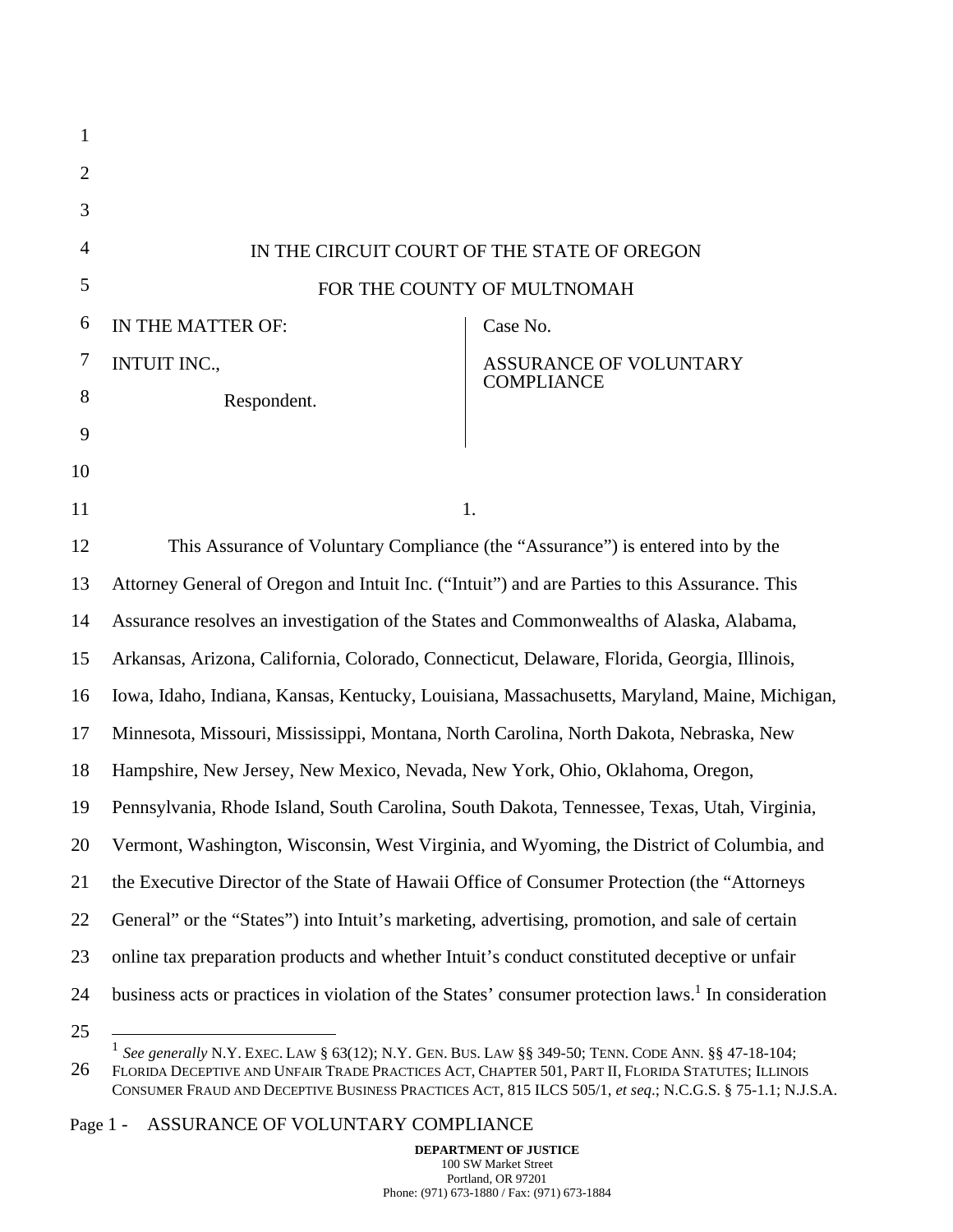IN THE CIRCUIT COURT OF THE STATE OF OREGON

FOR THE COUNTY OF MULTNOMAH

| IN THE MATTER OF: INTUIT INC., Respondent. | Case No. ASSURANCE OF VOLUNTARY COMPLIANCE |
|---|---|

1.

This Assurance of Voluntary Compliance (the "Assurance") is entered into by the Attorney General of Oregon and Intuit Inc. ("Intuit") and are Parties to this Assurance. This Assurance resolves an investigation of the States and Commonwealths of Alaska, Alabama, Arkansas, Arizona, California, Colorado, Connecticut, Delaware, Florida, Georgia, Illinois, Iowa, Idaho, Indiana, Kansas, Kentucky, Louisiana, Massachusetts, Maryland, Maine, Michigan, Minnesota, Missouri, Mississippi, Montana, North Carolina, North Dakota, Nebraska, New Hampshire, New Jersey, New Mexico, Nevada, New York, Ohio, Oklahoma, Oregon, Pennsylvania, Rhode Island, South Carolina, South Dakota, Tennessee, Texas, Utah, Virginia, Vermont, Washington, Wisconsin, West Virginia, and Wyoming, the District of Columbia, and the Executive Director of the State of Hawaii Office of Consumer Protection (the "Attorneys General" or the "States") into Intuit's marketing, advertising, promotion, and sale of certain online tax preparation products and whether Intuit's conduct constituted deceptive or unfair business acts or practices in violation of the States' consumer protection laws.[1] In consideration

[1] *See generally* N.Y. EXEC. LAW § 63(12); N.Y. GEN. BUS. LAW §§ 349-50; TENN. CODE ANN. §§ 47-18-104; FLORIDA DECEPTIVE AND UNFAIR TRADE PRACTICES ACT, CHAPTER 501, PART II, FLORIDA STATUTES; ILLINOIS CONSUMER FRAUD AND DECEPTIVE BUSINESS PRACTICES ACT, 815 ILCS 505/1, *et seq*.; N.C.G.S. § 75-1.1; N.J.S.A.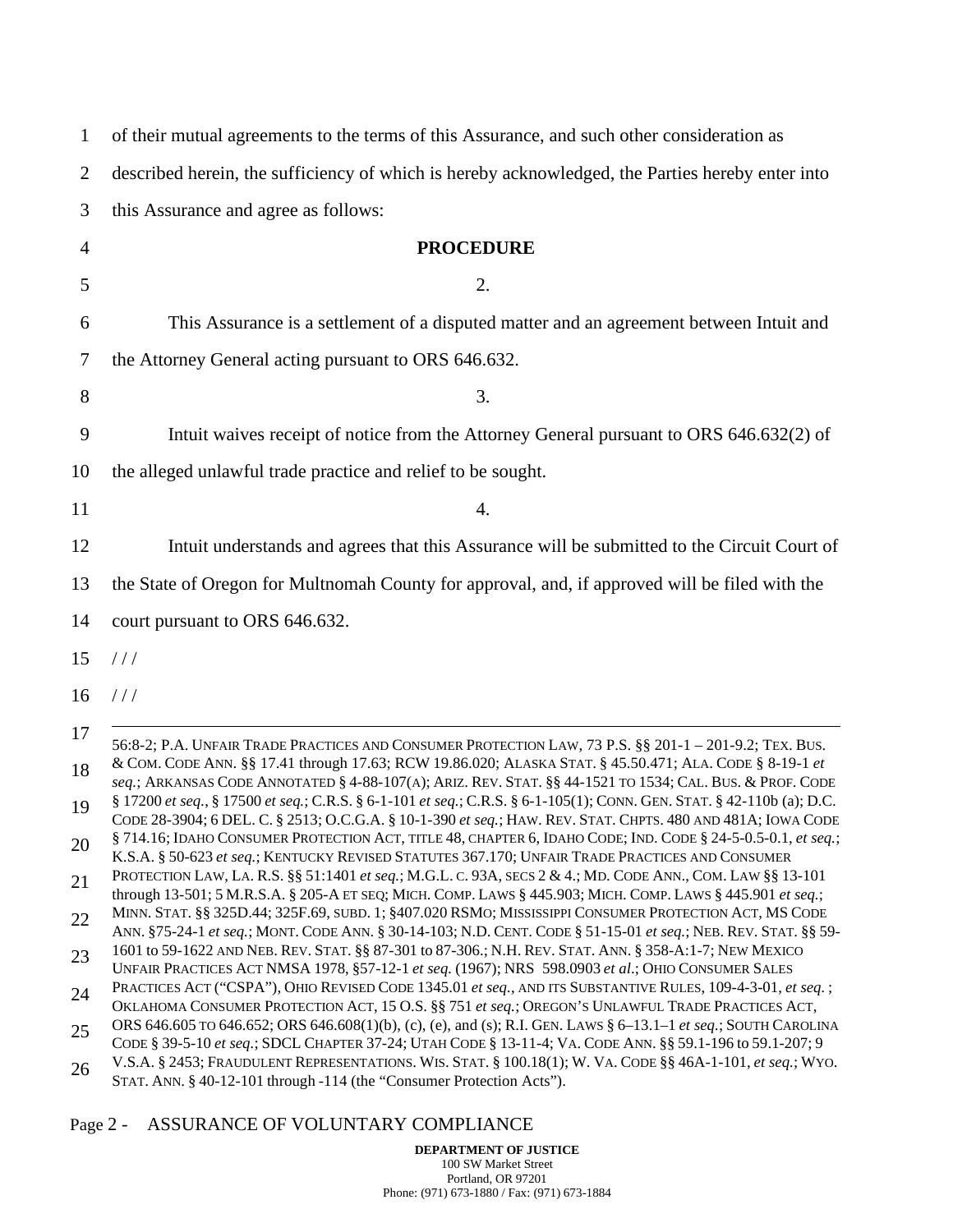of their mutual agreements to the terms of this Assurance, and such other consideration as described herein, the sufficiency of which is hereby acknowledged, the Parties hereby enter into this Assurance and agree as follows:

## PROCEDURE

2.

This Assurance is a settlement of a disputed matter and an agreement between Intuit and the Attorney General acting pursuant to ORS 646.632.

3.

Intuit waives receipt of notice from the Attorney General pursuant to ORS 646.632(2) of the alleged unlawful trade practice and relief to be sought.

4.

Intuit understands and agrees that this Assurance will be submitted to the Circuit Court of the State of Oregon for Multnomah County for approval, and, if approved will be filed with the court pursuant to ORS 646.632.

/ / /

/ / /

---

56:8-2; P.A. UNFAIR TRADE PRACTICES AND CONSUMER PROTECTION LAW, 73 P.S. §§ 201-1 – 201-9.2; TEX. BUS. & COM. CODE ANN. §§ 17.41 through 17.63; RCW 19.86.020; ALASKA STAT. § 45.50.471; ALA. CODE § 8-19-1 *et seq.*; ARKANSAS CODE ANNOTATED § 4-88-107(A); ARIZ. REV. STAT. §§ 44-1521 TO 1534; CAL. BUS. & PROF. CODE § 17200 *et seq.*, § 17500 *et seq.*; C.R.S. § 6-1-101 *et seq.*; C.R.S. § 6-1-105(1); CONN. GEN. STAT. § 42-110b (a); D.C. CODE 28-3904; 6 DEL. C. § 2513; O.C.G.A. § 10-1-390 *et seq.*; HAW. REV. STAT. CHPTS. 480 AND 481A; IOWA CODE § 714.16; IDAHO CONSUMER PROTECTION ACT, TITLE 48, CHAPTER 6, IDAHO CODE; IND. CODE § 24-5-0.5-0.1, *et seq.*; K.S.A. § 50-623 *et seq.*; KENTUCKY REVISED STATUTES 367.170; UNFAIR TRADE PRACTICES AND CONSUMER PROTECTION LAW, LA. R.S. §§ 51:1401 *et seq.*; M.G.L. C. 93A, SECS 2 & 4.; MD. CODE ANN., COM. LAW §§ 13-101 through 13-501; 5 M.R.S.A. § 205-A ET SEQ; MICH. COMP. LAWS § 445.903; MICH. COMP. LAWS § 445.901 *et seq.*; MINN. STAT. §§ 325D.44; 325F.69, SUBD. 1; §407.020 RSMO; MISSISSIPPI CONSUMER PROTECTION ACT, MS CODE ANN. §75-24-1 *et seq.*; MONT. CODE ANN. § 30-14-103; N.D. CENT. CODE § 51-15-01 *et seq.*; NEB. REV. STAT. §§ 59-1601 to 59-1622 AND NEB. REV. STAT. §§ 87-301 to 87-306.; N.H. REV. STAT. ANN. § 358-A:1-7; NEW MEXICO UNFAIR PRACTICES ACT NMSA 1978, §57-12-1 *et seq.* (1967); NRS 598.0903 *et al*.; OHIO CONSUMER SALES PRACTICES ACT ("CSPA"), OHIO REVISED CODE 1345.01 *et seq.*, AND ITS SUBSTANTIVE RULES, 109-4-3-01, *et seq.*; OKLAHOMA CONSUMER PROTECTION ACT, 15 O.S. §§ 751 *et seq.*; OREGON'S UNLAWFUL TRADE PRACTICES ACT, ORS 646.605 TO 646.652; ORS 646.608(1)(b), (c), (e), and (s); R.I. GEN. LAWS § 6–13.1–1 *et seq.*; SOUTH CAROLINA CODE § 39-5-10 *et seq.*; SDCL CHAPTER 37-24; UTAH CODE § 13-11-4; VA. CODE ANN. §§ 59.1-196 to 59.1-207; 9 V.S.A. § 2453; FRAUDULENT REPRESENTATIONS. WIS. STAT. § 100.18(1); W. VA. CODE §§ 46A-1-101, *et seq.*; WYO. STAT. ANN. § 40-12-101 through -114 (the "Consumer Protection Acts").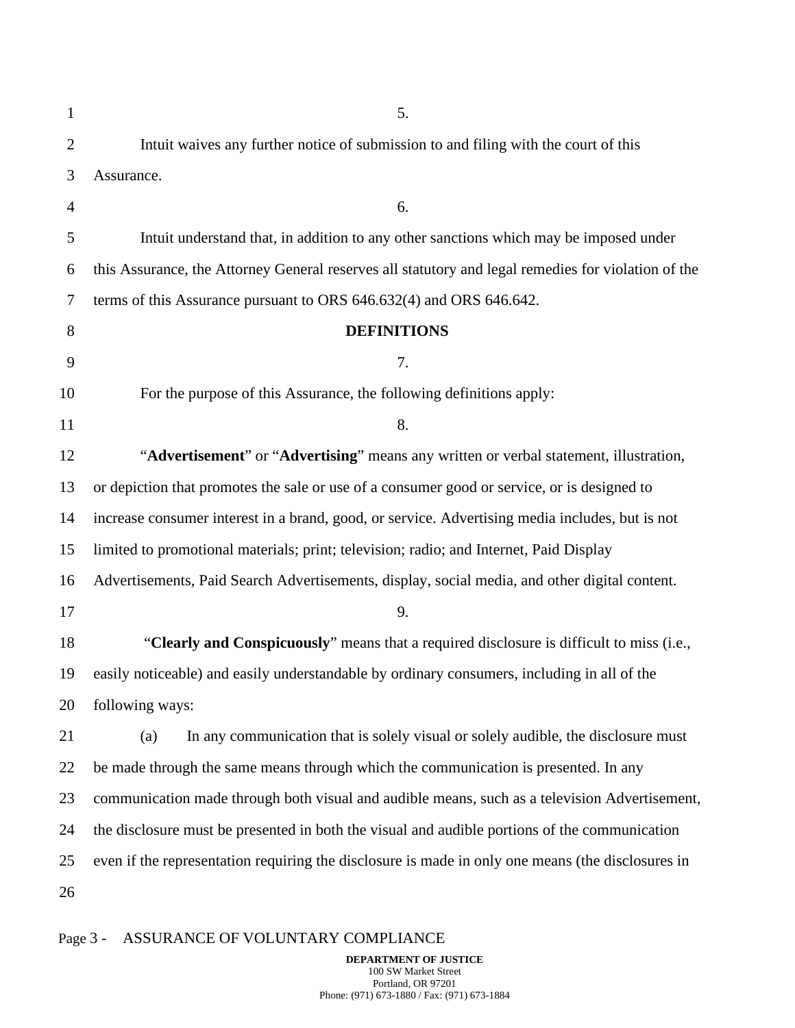5.

Intuit waives any further notice of submission to and filing with the court of this Assurance.

6.

Intuit understand that, in addition to any other sanctions which may be imposed under this Assurance, the Attorney General reserves all statutory and legal remedies for violation of the terms of this Assurance pursuant to ORS 646.632(4) and ORS 646.642.

**DEFINITIONS**

7.

For the purpose of this Assurance, the following definitions apply:

8.

"**Advertisement**" or "**Advertising**" means any written or verbal statement, illustration, or depiction that promotes the sale or use of a consumer good or service, or is designed to increase consumer interest in a brand, good, or service. Advertising media includes, but is not limited to promotional materials; print; television; radio; and Internet, Paid Display Advertisements, Paid Search Advertisements, display, social media, and other digital content.

9.

"**Clearly and Conspicuously**" means that a required disclosure is difficult to miss (i.e., easily noticeable) and easily understandable by ordinary consumers, including in all of the following ways:

(a) In any communication that is solely visual or solely audible, the disclosure must be made through the same means through which the communication is presented. In any communication made through both visual and audible means, such as a television Advertisement, the disclosure must be presented in both the visual and audible portions of the communication even if the representation requiring the disclosure is made in only one means (the disclosures in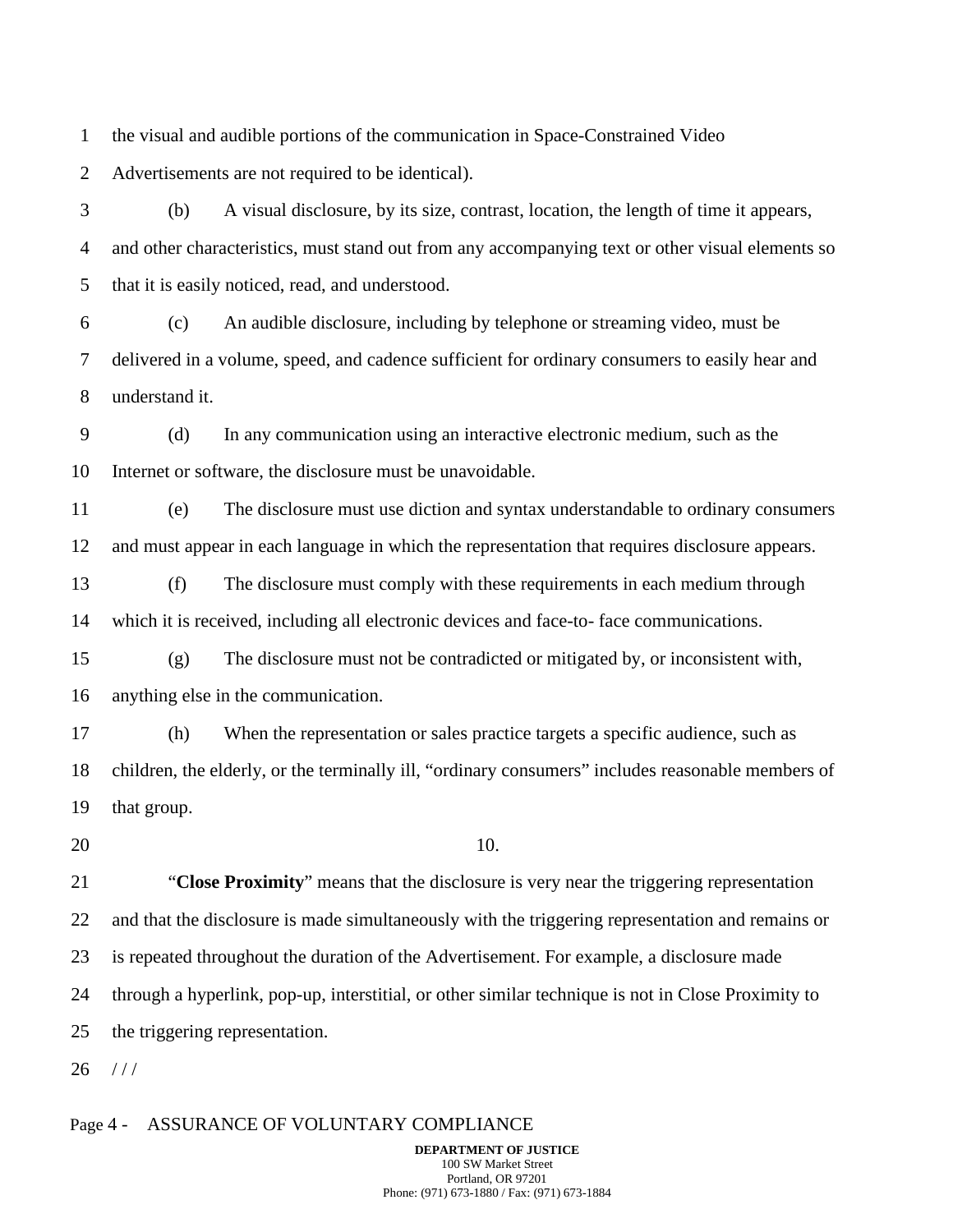the visual and audible portions of the communication in Space-Constrained Video Advertisements are not required to be identical).

(b) A visual disclosure, by its size, contrast, location, the length of time it appears, and other characteristics, must stand out from any accompanying text or other visual elements so that it is easily noticed, read, and understood.

(c) An audible disclosure, including by telephone or streaming video, must be delivered in a volume, speed, and cadence sufficient for ordinary consumers to easily hear and understand it.

(d) In any communication using an interactive electronic medium, such as the Internet or software, the disclosure must be unavoidable.

(e) The disclosure must use diction and syntax understandable to ordinary consumers and must appear in each language in which the representation that requires disclosure appears.

(f) The disclosure must comply with these requirements in each medium through which it is received, including all electronic devices and face-to- face communications.

(g) The disclosure must not be contradicted or mitigated by, or inconsistent with, anything else in the communication.

(h) When the representation or sales practice targets a specific audience, such as children, the elderly, or the terminally ill, "ordinary consumers" includes reasonable members of that group.

10.

"**Close Proximity**" means that the disclosure is very near the triggering representation and that the disclosure is made simultaneously with the triggering representation and remains or is repeated throughout the duration of the Advertisement. For example, a disclosure made through a hyperlink, pop-up, interstitial, or other similar technique is not in Close Proximity to the triggering representation.

/ / /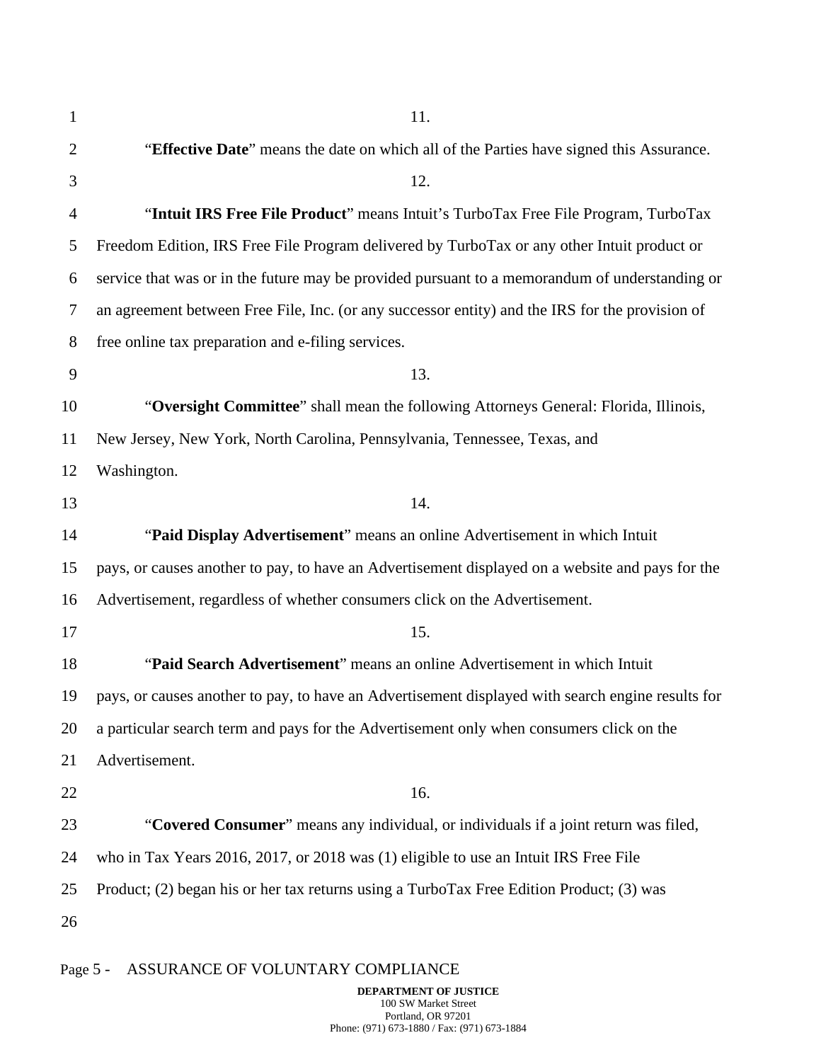11.

"**Effective Date**" means the date on which all of the Parties have signed this Assurance.

12.

"**Intuit IRS Free File Product**" means Intuit's TurboTax Free File Program, TurboTax Freedom Edition, IRS Free File Program delivered by TurboTax or any other Intuit product or service that was or in the future may be provided pursuant to a memorandum of understanding or an agreement between Free File, Inc. (or any successor entity) and the IRS for the provision of free online tax preparation and e-filing services.

13.

"**Oversight Committee**" shall mean the following Attorneys General: Florida, Illinois, New Jersey, New York, North Carolina, Pennsylvania, Tennessee, Texas, and Washington.

14.

"**Paid Display Advertisement**" means an online Advertisement in which Intuit pays, or causes another to pay, to have an Advertisement displayed on a website and pays for the Advertisement, regardless of whether consumers click on the Advertisement.

15.

"**Paid Search Advertisement**" means an online Advertisement in which Intuit pays, or causes another to pay, to have an Advertisement displayed with search engine results for a particular search term and pays for the Advertisement only when consumers click on the Advertisement.

16.

"**Covered Consumer**" means any individual, or individuals if a joint return was filed, who in Tax Years 2016, 2017, or 2018 was (1) eligible to use an Intuit IRS Free File Product; (2) began his or her tax returns using a TurboTax Free Edition Product; (3) was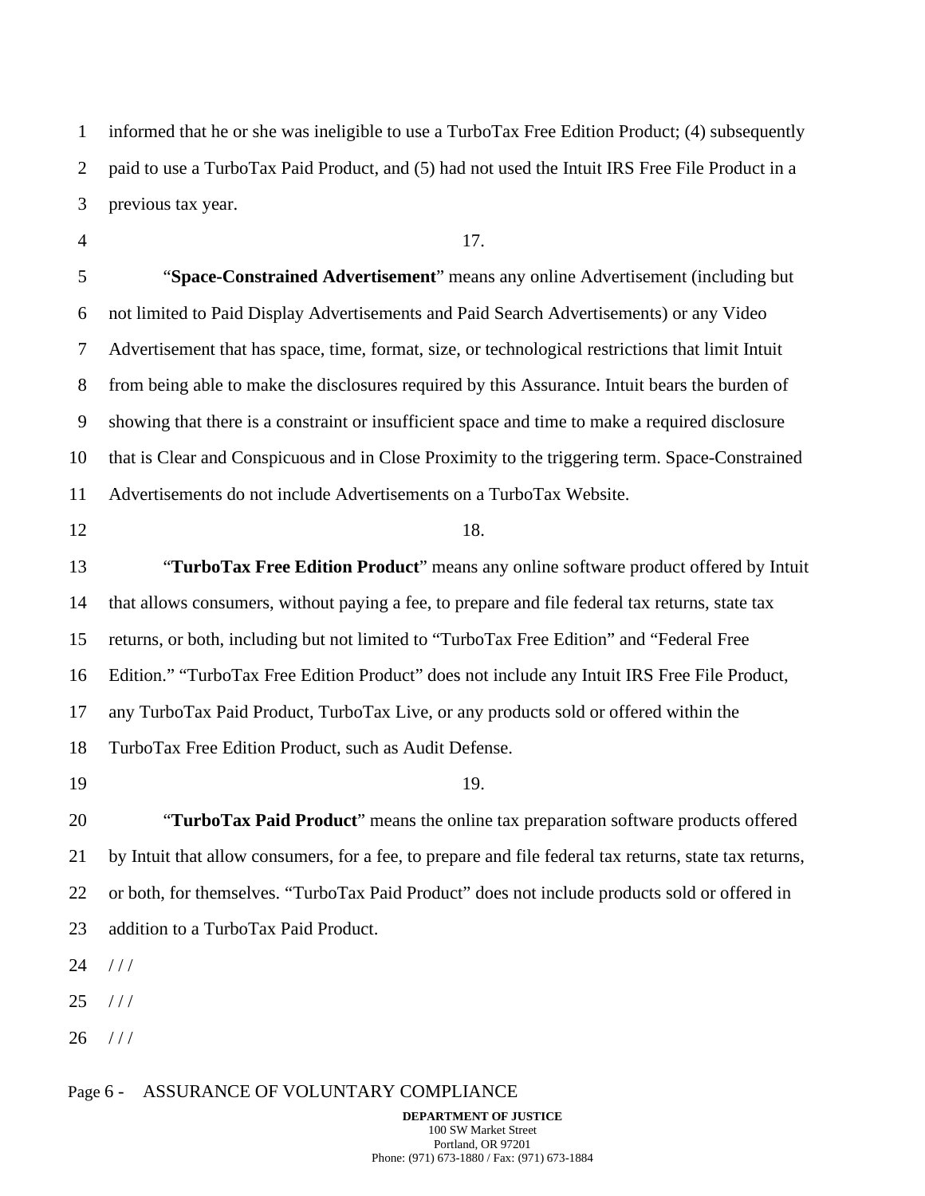informed that he or she was ineligible to use a TurboTax Free Edition Product; (4) subsequently paid to use a TurboTax Paid Product, and (5) had not used the Intuit IRS Free File Product in a previous tax year.

17.

"**Space-Constrained Advertisement**" means any online Advertisement (including but not limited to Paid Display Advertisements and Paid Search Advertisements) or any Video Advertisement that has space, time, format, size, or technological restrictions that limit Intuit from being able to make the disclosures required by this Assurance. Intuit bears the burden of showing that there is a constraint or insufficient space and time to make a required disclosure that is Clear and Conspicuous and in Close Proximity to the triggering term. Space-Constrained Advertisements do not include Advertisements on a TurboTax Website.

18.

"**TurboTax Free Edition Product**" means any online software product offered by Intuit that allows consumers, without paying a fee, to prepare and file federal tax returns, state tax returns, or both, including but not limited to "TurboTax Free Edition" and "Federal Free Edition." "TurboTax Free Edition Product" does not include any Intuit IRS Free File Product, any TurboTax Paid Product, TurboTax Live, or any products sold or offered within the TurboTax Free Edition Product, such as Audit Defense.

19.

"**TurboTax Paid Product**" means the online tax preparation software products offered by Intuit that allow consumers, for a fee, to prepare and file federal tax returns, state tax returns, or both, for themselves. "TurboTax Paid Product" does not include products sold or offered in addition to a TurboTax Paid Product.

/ / /

/ / /

/ / /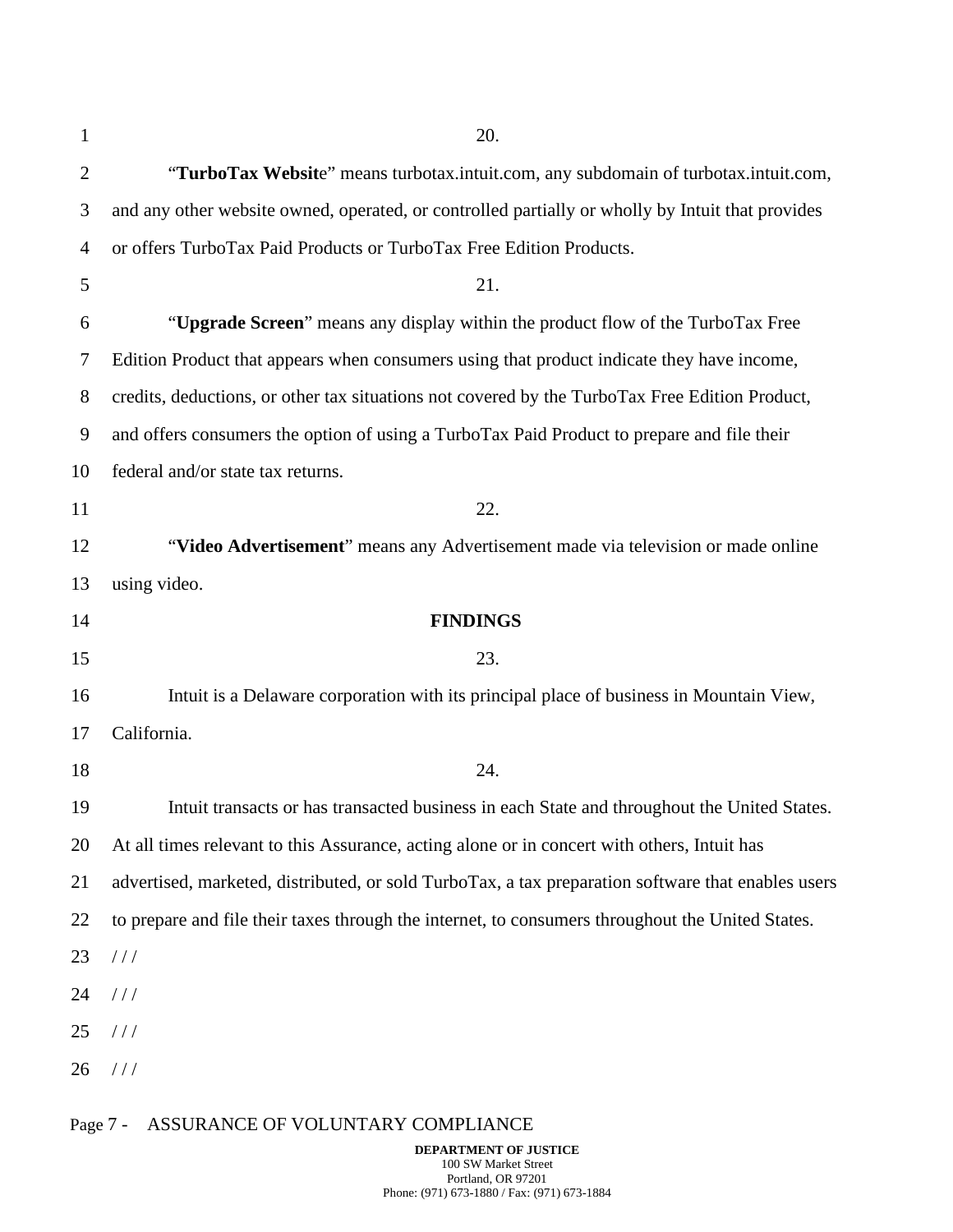20.

"**TurboTax Website**" means turbotax.intuit.com, any subdomain of turbotax.intuit.com, and any other website owned, operated, or controlled partially or wholly by Intuit that provides or offers TurboTax Paid Products or TurboTax Free Edition Products.

21.

"**Upgrade Screen**" means any display within the product flow of the TurboTax Free Edition Product that appears when consumers using that product indicate they have income, credits, deductions, or other tax situations not covered by the TurboTax Free Edition Product, and offers consumers the option of using a TurboTax Paid Product to prepare and file their federal and/or state tax returns.

22.

"**Video Advertisement**" means any Advertisement made via television or made online using video.

## FINDINGS

23.

Intuit is a Delaware corporation with its principal place of business in Mountain View, California.

24.

Intuit transacts or has transacted business in each State and throughout the United States. At all times relevant to this Assurance, acting alone or in concert with others, Intuit has advertised, marketed, distributed, or sold TurboTax, a tax preparation software that enables users to prepare and file their taxes through the internet, to consumers throughout the United States.

/ / /

/ / /

/ / /

/ / /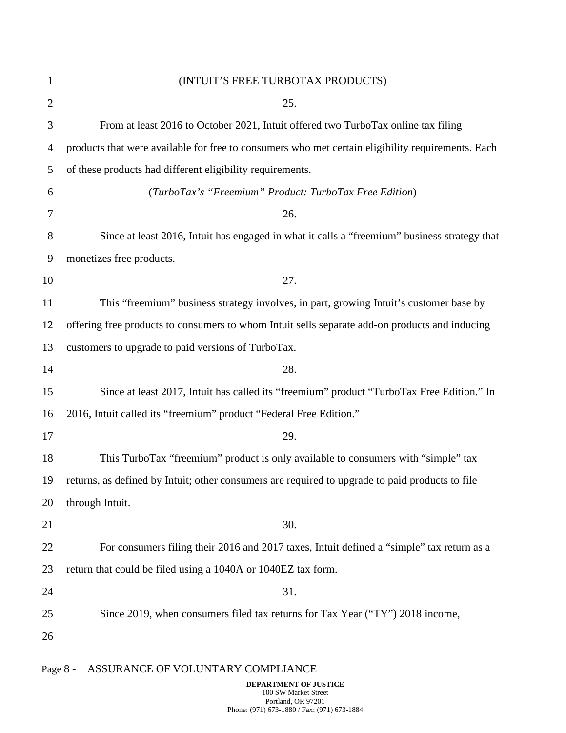(INTUIT'S FREE TURBOTAX PRODUCTS)

25.

From at least 2016 to October 2021, Intuit offered two TurboTax online tax filing products that were available for free to consumers who met certain eligibility requirements. Each of these products had different eligibility requirements.

(*TurboTax's "Freemium" Product: TurboTax Free Edition*)

26.

Since at least 2016, Intuit has engaged in what it calls a "freemium" business strategy that monetizes free products.

27.

This "freemium" business strategy involves, in part, growing Intuit's customer base by offering free products to consumers to whom Intuit sells separate add-on products and inducing customers to upgrade to paid versions of TurboTax.

28.

Since at least 2017, Intuit has called its "freemium" product "TurboTax Free Edition." In 2016, Intuit called its "freemium" product "Federal Free Edition."

29.

This TurboTax "freemium" product is only available to consumers with "simple" tax returns, as defined by Intuit; other consumers are required to upgrade to paid products to file through Intuit.

30.

For consumers filing their 2016 and 2017 taxes, Intuit defined a "simple" tax return as a return that could be filed using a 1040A or 1040EZ tax form.

31.

Since 2019, when consumers filed tax returns for Tax Year ("TY") 2018 income,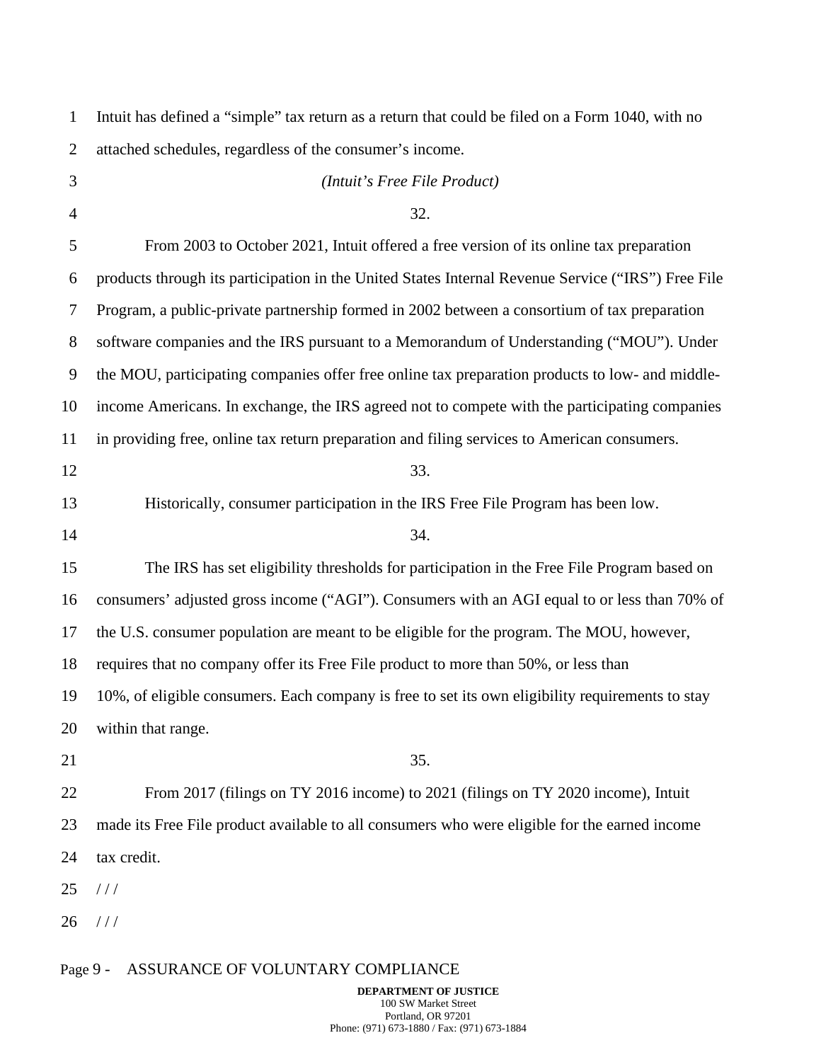Intuit has defined a “simple” tax return as a return that could be filed on a Form 1040, with no attached schedules, regardless of the consumer’s income.

*(Intuit’s Free File Product)*

32.

From 2003 to October 2021, Intuit offered a free version of its online tax preparation products through its participation in the United States Internal Revenue Service (“IRS”) Free File Program, a public-private partnership formed in 2002 between a consortium of tax preparation software companies and the IRS pursuant to a Memorandum of Understanding (“MOU”). Under the MOU, participating companies offer free online tax preparation products to low- and middle-income Americans. In exchange, the IRS agreed not to compete with the participating companies in providing free, online tax return preparation and filing services to American consumers.

33.

Historically, consumer participation in the IRS Free File Program has been low.

34.

The IRS has set eligibility thresholds for participation in the Free File Program based on consumers’ adjusted gross income (“AGI”). Consumers with an AGI equal to or less than 70% of the U.S. consumer population are meant to be eligible for the program. The MOU, however, requires that no company offer its Free File product to more than 50%, or less than 10%, of eligible consumers. Each company is free to set its own eligibility requirements to stay within that range.

35.

From 2017 (filings on TY 2016 income) to 2021 (filings on TY 2020 income), Intuit made its Free File product available to all consumers who were eligible for the earned income tax credit.

/ / /

/ / /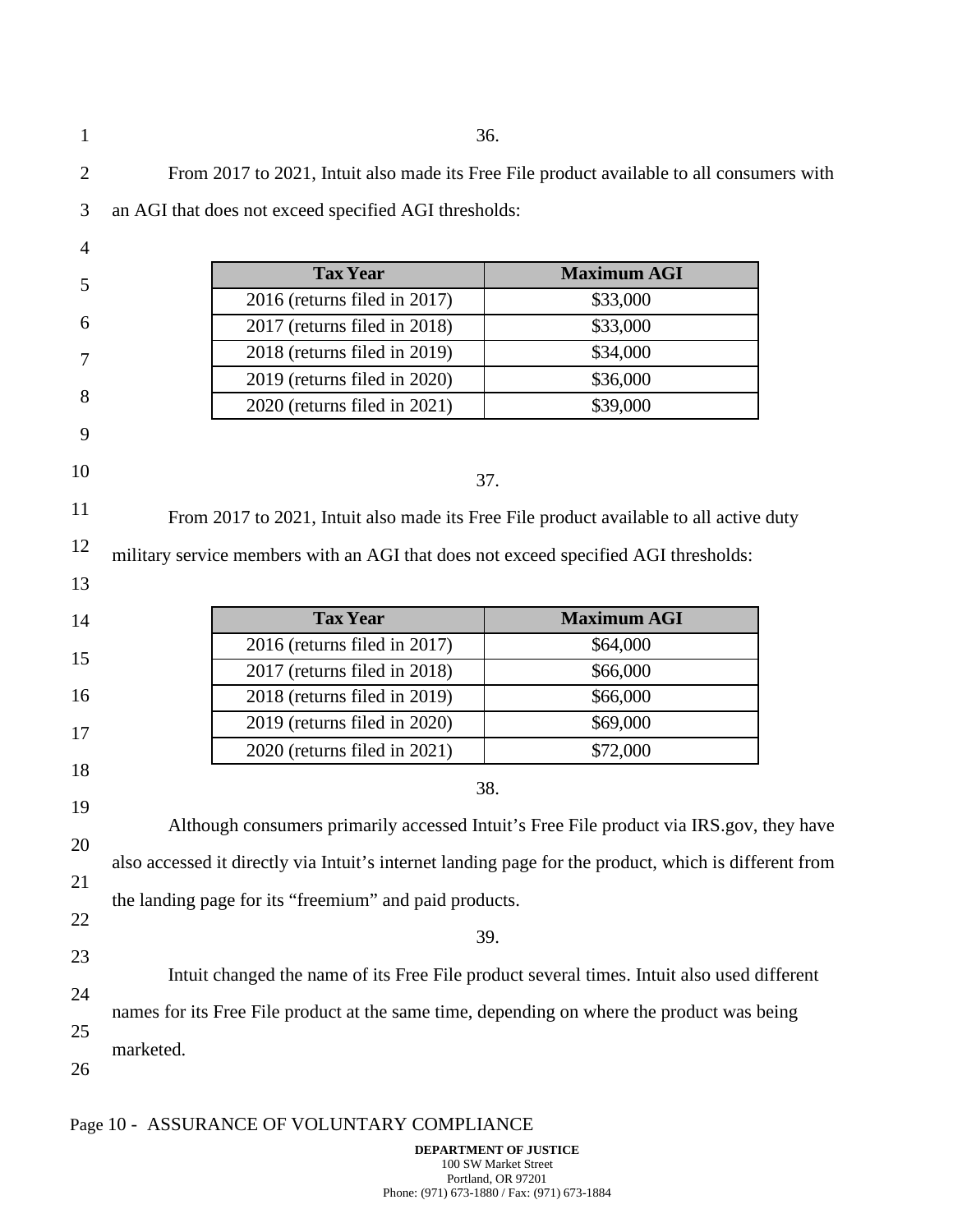36.

From 2017 to 2021, Intuit also made its Free File product available to all consumers with an AGI that does not exceed specified AGI thresholds:

| Tax Year | Maximum AGI |
|---|---|
| 2016 (returns filed in 2017) | $33,000 |
| 2017 (returns filed in 2018) | $33,000 |
| 2018 (returns filed in 2019) | $34,000 |
| 2019 (returns filed in 2020) | $36,000 |
| 2020 (returns filed in 2021) | $39,000 |

37.

From 2017 to 2021, Intuit also made its Free File product available to all active duty military service members with an AGI that does not exceed specified AGI thresholds:

| Tax Year | Maximum AGI |
|---|---|
| 2016 (returns filed in 2017) | $64,000 |
| 2017 (returns filed in 2018) | $66,000 |
| 2018 (returns filed in 2019) | $66,000 |
| 2019 (returns filed in 2020) | $69,000 |
| 2020 (returns filed in 2021) | $72,000 |

38.

Although consumers primarily accessed Intuit's Free File product via IRS.gov, they have also accessed it directly via Intuit's internet landing page for the product, which is different from the landing page for its "freemium" and paid products.

39.

Intuit changed the name of its Free File product several times. Intuit also used different names for its Free File product at the same time, depending on where the product was being marketed.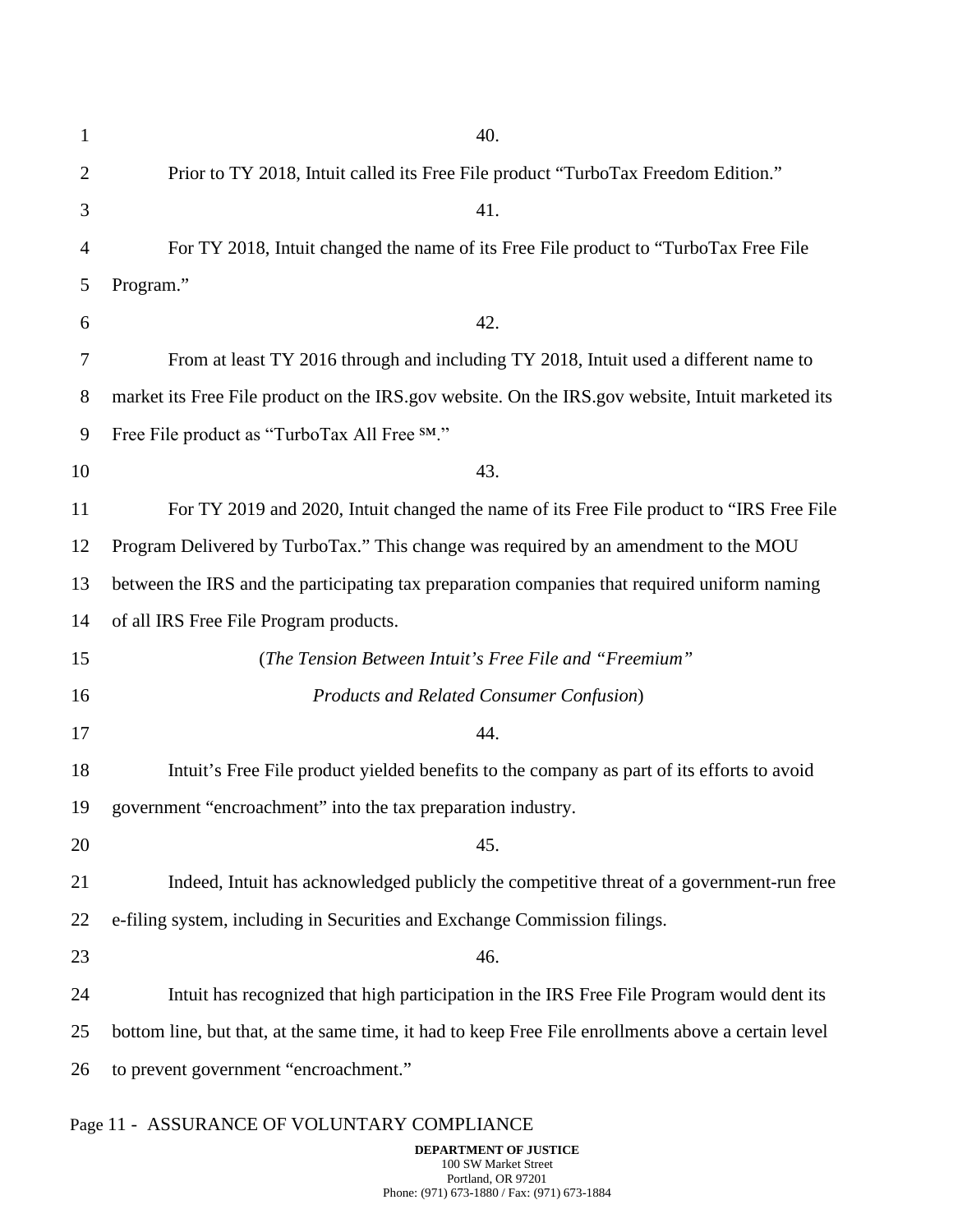40.

Prior to TY 2018, Intuit called its Free File product "TurboTax Freedom Edition."

41.

For TY 2018, Intuit changed the name of its Free File product to "TurboTax Free File Program."

42.

From at least TY 2016 through and including TY 2018, Intuit used a different name to market its Free File product on the IRS.gov website. On the IRS.gov website, Intuit marketed its Free File product as "TurboTax All Free ℠."

43.

For TY 2019 and 2020, Intuit changed the name of its Free File product to "IRS Free File Program Delivered by TurboTax." This change was required by an amendment to the MOU between the IRS and the participating tax preparation companies that required uniform naming of all IRS Free File Program products.

(*The Tension Between Intuit's Free File and "Freemium" Products and Related Consumer Confusion*)

44.

Intuit's Free File product yielded benefits to the company as part of its efforts to avoid government "encroachment" into the tax preparation industry.

45.

Indeed, Intuit has acknowledged publicly the competitive threat of a government-run free e-filing system, including in Securities and Exchange Commission filings.

46.

Intuit has recognized that high participation in the IRS Free File Program would dent its bottom line, but that, at the same time, it had to keep Free File enrollments above a certain level to prevent government "encroachment."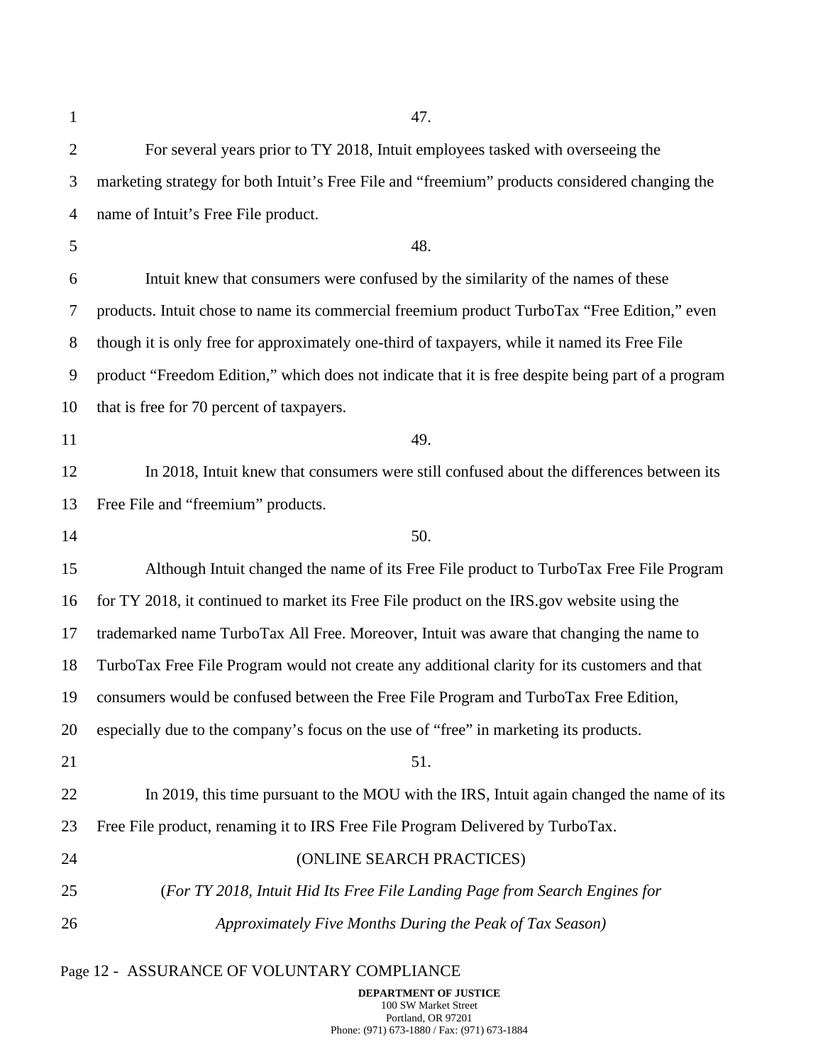47.

For several years prior to TY 2018, Intuit employees tasked with overseeing the marketing strategy for both Intuit's Free File and "freemium" products considered changing the name of Intuit's Free File product.

48.

Intuit knew that consumers were confused by the similarity of the names of these products. Intuit chose to name its commercial freemium product TurboTax "Free Edition," even though it is only free for approximately one-third of taxpayers, while it named its Free File product "Freedom Edition," which does not indicate that it is free despite being part of a program that is free for 70 percent of taxpayers.

49.

In 2018, Intuit knew that consumers were still confused about the differences between its Free File and "freemium" products.

50.

Although Intuit changed the name of its Free File product to TurboTax Free File Program for TY 2018, it continued to market its Free File product on the IRS.gov website using the trademarked name TurboTax All Free. Moreover, Intuit was aware that changing the name to TurboTax Free File Program would not create any additional clarity for its customers and that consumers would be confused between the Free File Program and TurboTax Free Edition, especially due to the company's focus on the use of "free" in marketing its products.

51.

In 2019, this time pursuant to the MOU with the IRS, Intuit again changed the name of its Free File product, renaming it to IRS Free File Program Delivered by TurboTax.

(ONLINE SEARCH PRACTICES)

(*For TY 2018, Intuit Hid Its Free File Landing Page from Search Engines for Approximately Five Months During the Peak of Tax Season)*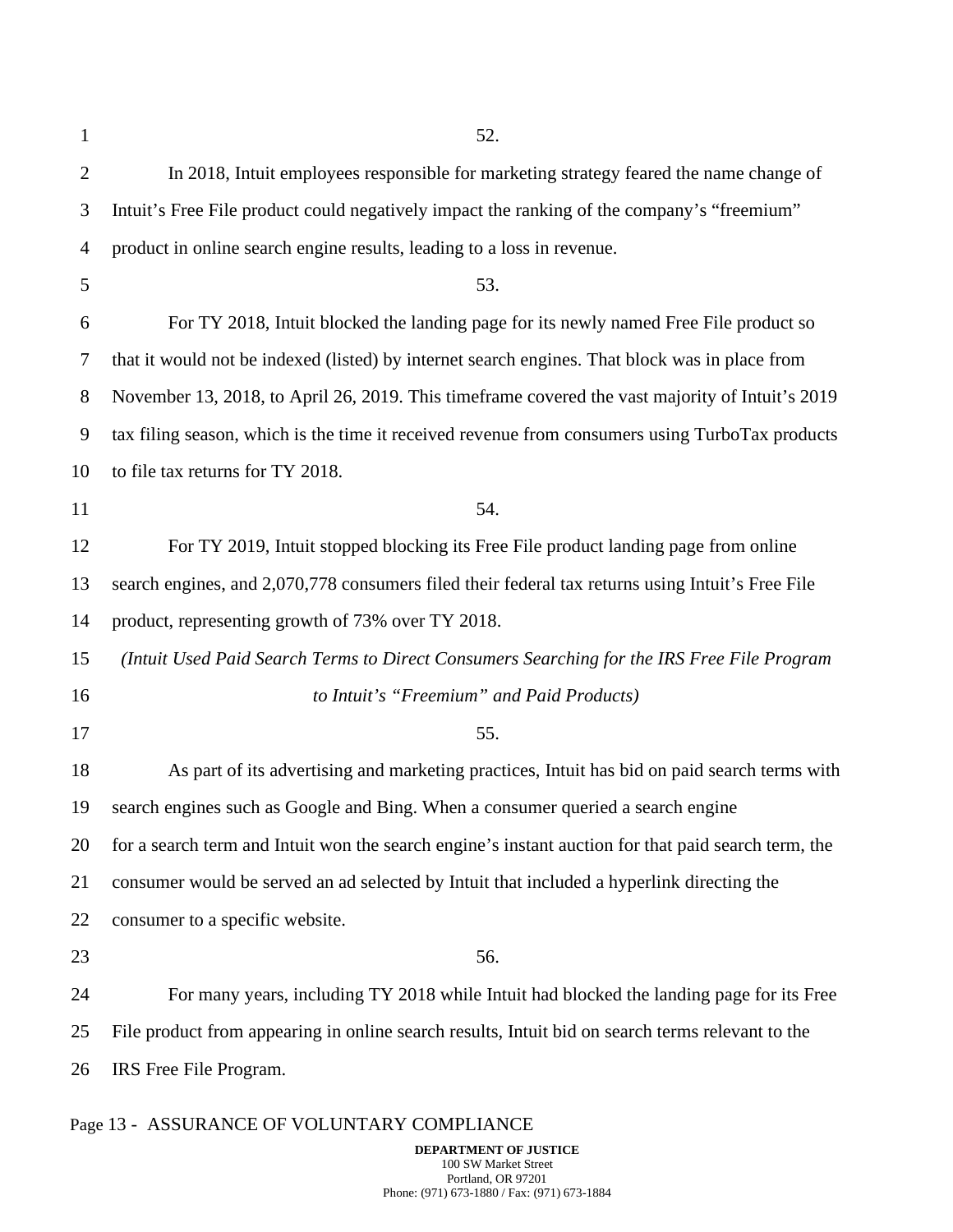52.

In 2018, Intuit employees responsible for marketing strategy feared the name change of Intuit's Free File product could negatively impact the ranking of the company's "freemium" product in online search engine results, leading to a loss in revenue.

53.

For TY 2018, Intuit blocked the landing page for its newly named Free File product so that it would not be indexed (listed) by internet search engines. That block was in place from November 13, 2018, to April 26, 2019. This timeframe covered the vast majority of Intuit's 2019 tax filing season, which is the time it received revenue from consumers using TurboTax products to file tax returns for TY 2018.

54.

For TY 2019, Intuit stopped blocking its Free File product landing page from online search engines, and 2,070,778 consumers filed their federal tax returns using Intuit's Free File product, representing growth of 73% over TY 2018.

*(Intuit Used Paid Search Terms to Direct Consumers Searching for the IRS Free File Program to Intuit's "Freemium" and Paid Products)*

55.

As part of its advertising and marketing practices, Intuit has bid on paid search terms with search engines such as Google and Bing. When a consumer queried a search engine for a search term and Intuit won the search engine's instant auction for that paid search term, the consumer would be served an ad selected by Intuit that included a hyperlink directing the consumer to a specific website.

56.

For many years, including TY 2018 while Intuit had blocked the landing page for its Free File product from appearing in online search results, Intuit bid on search terms relevant to the IRS Free File Program.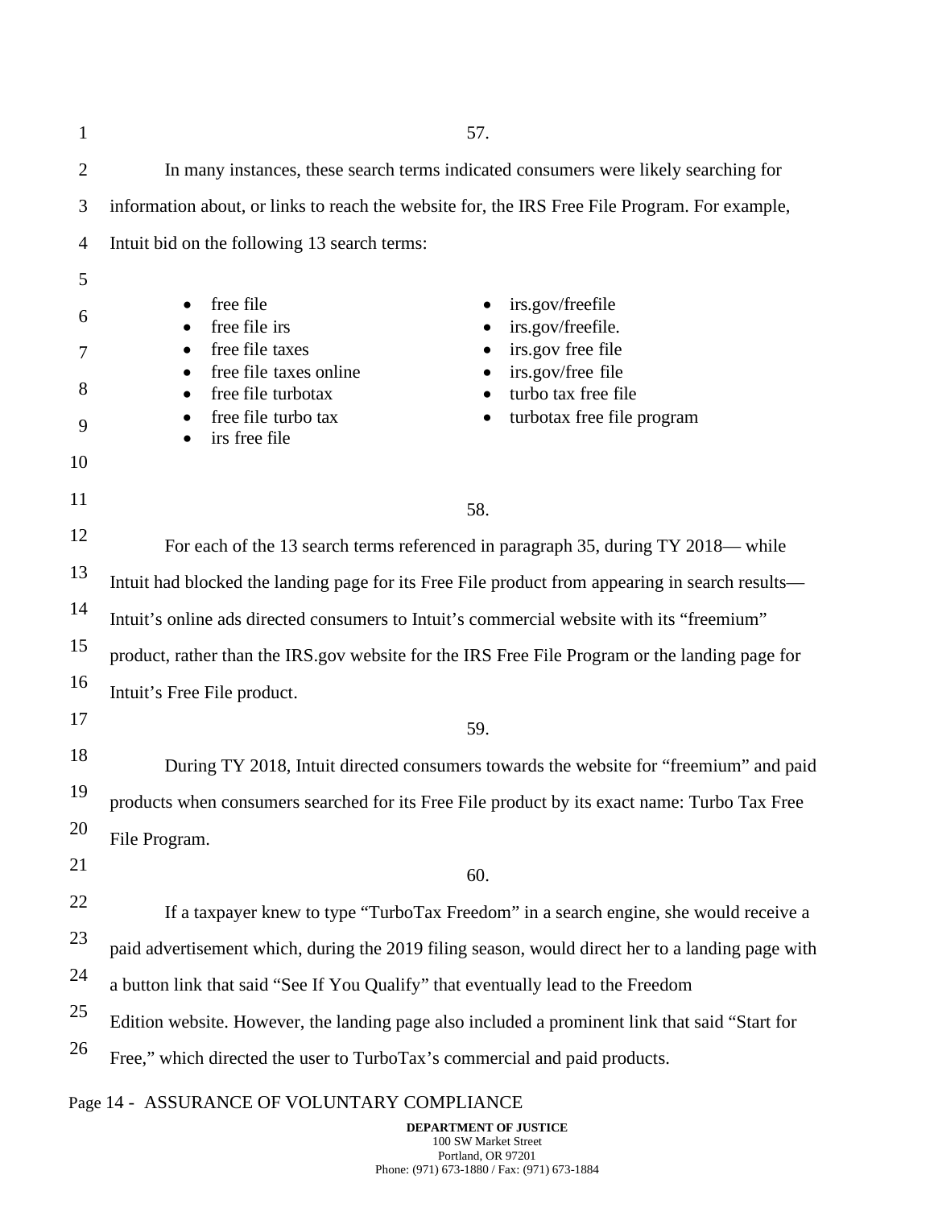57.

In many instances, these search terms indicated consumers were likely searching for information about, or links to reach the website for, the IRS Free File Program. For example, Intuit bid on the following 13 search terms:

- free file
- free file irs
- free file taxes
- free file taxes online
- free file turbotax
- free file turbo tax
- irs free file
- irs.gov/freefile
- irs.gov/freefile.
- irs.gov free file
- irs.gov/free file
- turbo tax free file
- turbotax free file program

58.

For each of the 13 search terms referenced in paragraph 35, during TY 2018— while Intuit had blocked the landing page for its Free File product from appearing in search results— Intuit's online ads directed consumers to Intuit's commercial website with its "freemium" product, rather than the IRS.gov website for the IRS Free File Program or the landing page for Intuit's Free File product.

59.

During TY 2018, Intuit directed consumers towards the website for "freemium" and paid products when consumers searched for its Free File product by its exact name: Turbo Tax Free File Program.

60.

If a taxpayer knew to type "TurboTax Freedom" in a search engine, she would receive a paid advertisement which, during the 2019 filing season, would direct her to a landing page with a button link that said "See If You Qualify" that eventually lead to the Freedom Edition website. However, the landing page also included a prominent link that said "Start for Free," which directed the user to TurboTax's commercial and paid products.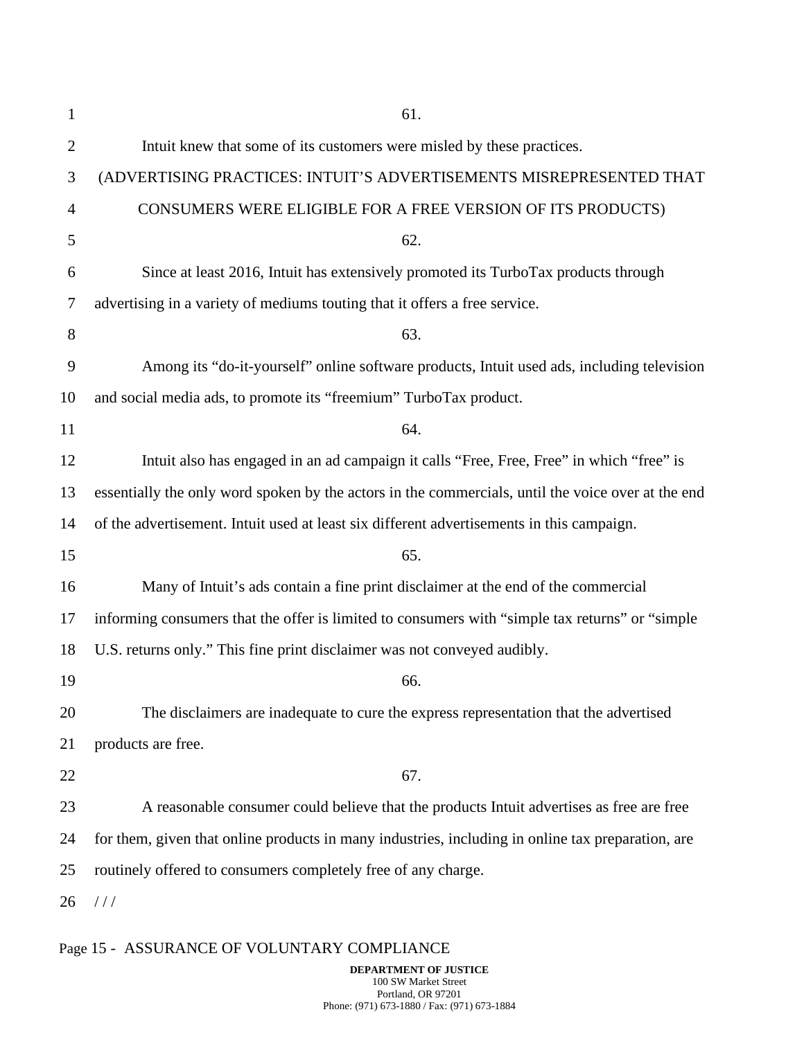61.

Intuit knew that some of its customers were misled by these practices.

(ADVERTISING PRACTICES: INTUIT'S ADVERTISEMENTS MISREPRESENTED THAT CONSUMERS WERE ELIGIBLE FOR A FREE VERSION OF ITS PRODUCTS)

62.

Since at least 2016, Intuit has extensively promoted its TurboTax products through advertising in a variety of mediums touting that it offers a free service.

63.

Among its "do-it-yourself" online software products, Intuit used ads, including television and social media ads, to promote its "freemium" TurboTax product.

64.

Intuit also has engaged in an ad campaign it calls "Free, Free, Free" in which "free" is essentially the only word spoken by the actors in the commercials, until the voice over at the end of the advertisement. Intuit used at least six different advertisements in this campaign.

65.

Many of Intuit's ads contain a fine print disclaimer at the end of the commercial informing consumers that the offer is limited to consumers with "simple tax returns" or "simple U.S. returns only." This fine print disclaimer was not conveyed audibly.

66.

The disclaimers are inadequate to cure the express representation that the advertised products are free.

67.

A reasonable consumer could believe that the products Intuit advertises as free are free for them, given that online products in many industries, including in online tax preparation, are routinely offered to consumers completely free of any charge.

/ / /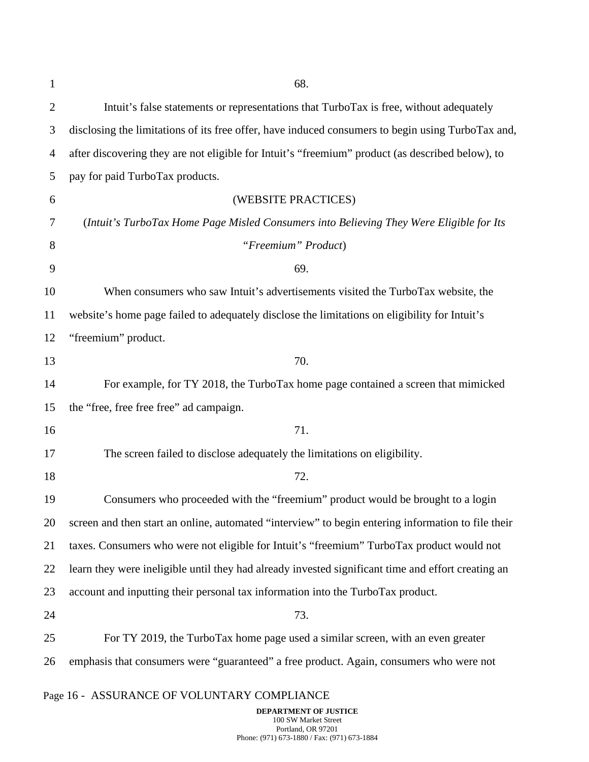68.

Intuit's false statements or representations that TurboTax is free, without adequately disclosing the limitations of its free offer, have induced consumers to begin using TurboTax and, after discovering they are not eligible for Intuit's "freemium" product (as described below), to pay for paid TurboTax products.

(WEBSITE PRACTICES)

(*Intuit's TurboTax Home Page Misled Consumers into Believing They Were Eligible for Its "Freemium" Product*)

69.

When consumers who saw Intuit's advertisements visited the TurboTax website, the website's home page failed to adequately disclose the limitations on eligibility for Intuit's "freemium" product.

70.

For example, for TY 2018, the TurboTax home page contained a screen that mimicked the "free, free free free" ad campaign.

71.

The screen failed to disclose adequately the limitations on eligibility.

72.

Consumers who proceeded with the "freemium" product would be brought to a login screen and then start an online, automated "interview" to begin entering information to file their taxes. Consumers who were not eligible for Intuit's "freemium" TurboTax product would not learn they were ineligible until they had already invested significant time and effort creating an account and inputting their personal tax information into the TurboTax product.

73.

For TY 2019, the TurboTax home page used a similar screen, with an even greater emphasis that consumers were "guaranteed" a free product. Again, consumers who were not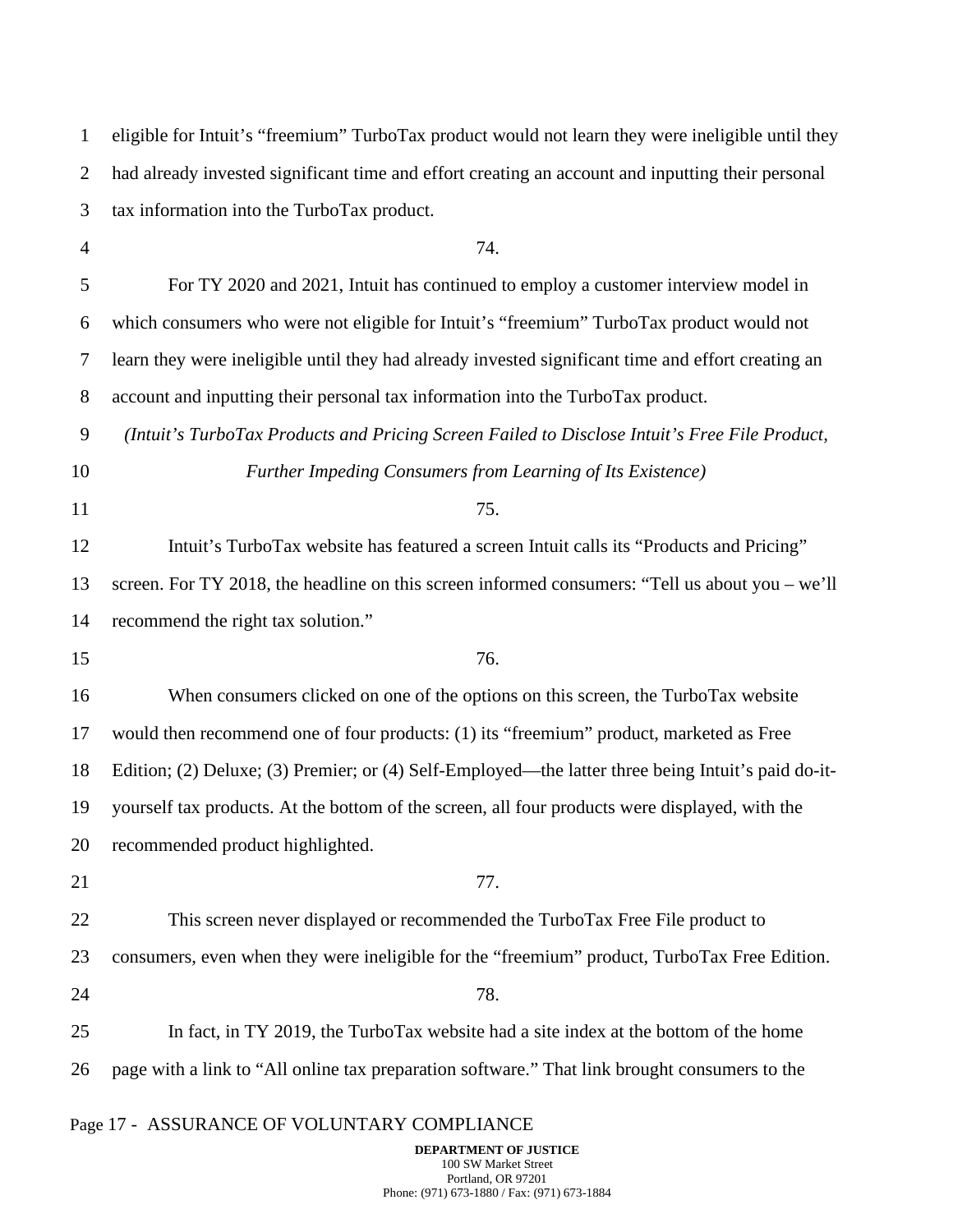eligible for Intuit's "freemium" TurboTax product would not learn they were ineligible until they had already invested significant time and effort creating an account and inputting their personal tax information into the TurboTax product.

74.

For TY 2020 and 2021, Intuit has continued to employ a customer interview model in which consumers who were not eligible for Intuit's "freemium" TurboTax product would not learn they were ineligible until they had already invested significant time and effort creating an account and inputting their personal tax information into the TurboTax product.

*(Intuit's TurboTax Products and Pricing Screen Failed to Disclose Intuit's Free File Product, Further Impeding Consumers from Learning of Its Existence)*

75.

Intuit's TurboTax website has featured a screen Intuit calls its "Products and Pricing" screen. For TY 2018, the headline on this screen informed consumers: "Tell us about you – we'll recommend the right tax solution."

76.

When consumers clicked on one of the options on this screen, the TurboTax website would then recommend one of four products: (1) its "freemium" product, marketed as Free Edition; (2) Deluxe; (3) Premier; or (4) Self-Employed—the latter three being Intuit's paid do-it-yourself tax products. At the bottom of the screen, all four products were displayed, with the recommended product highlighted.

77.

This screen never displayed or recommended the TurboTax Free File product to consumers, even when they were ineligible for the "freemium" product, TurboTax Free Edition.

78.

In fact, in TY 2019, the TurboTax website had a site index at the bottom of the home page with a link to "All online tax preparation software." That link brought consumers to the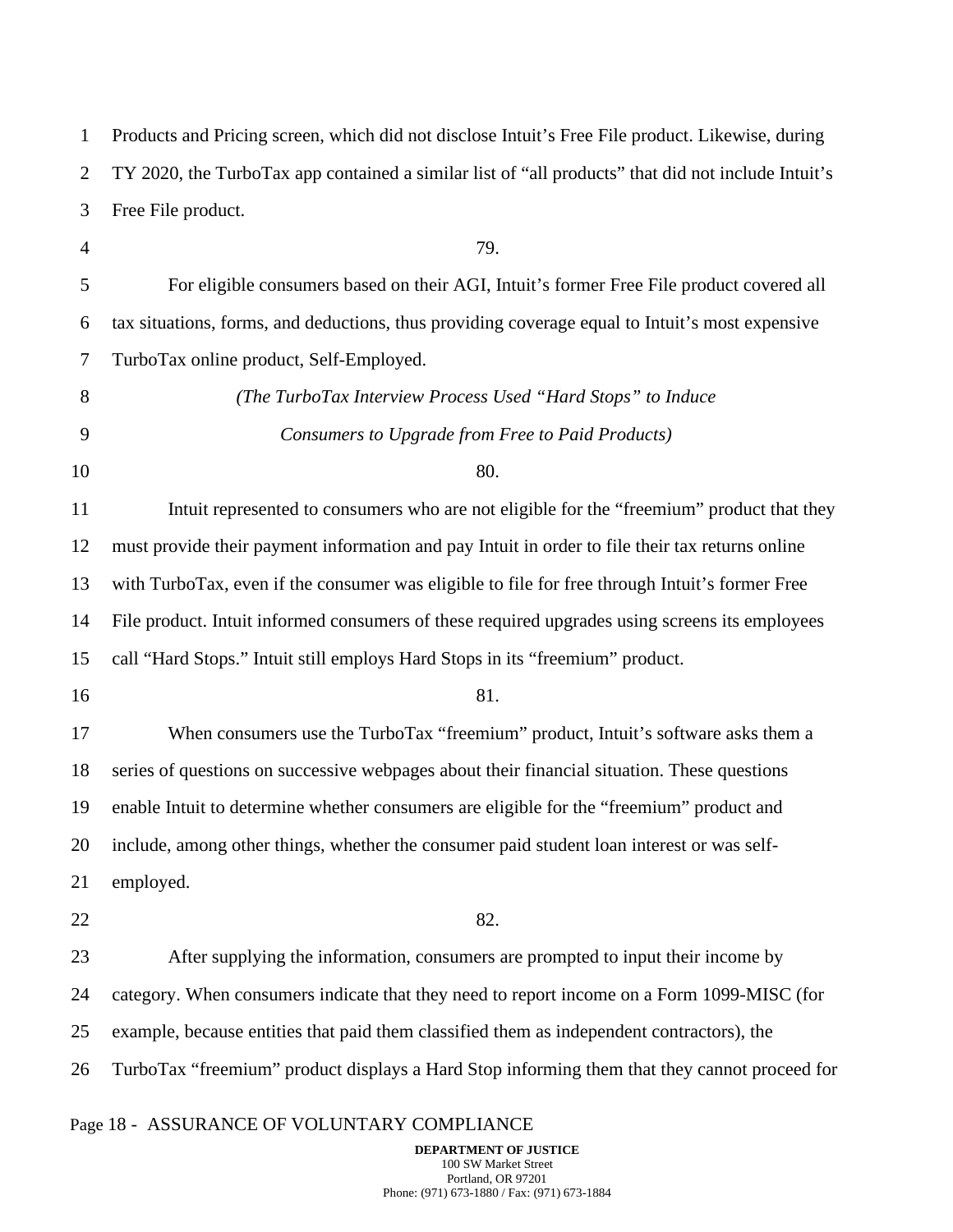Products and Pricing screen, which did not disclose Intuit's Free File product. Likewise, during TY 2020, the TurboTax app contained a similar list of "all products" that did not include Intuit's Free File product.

79.

For eligible consumers based on their AGI, Intuit's former Free File product covered all tax situations, forms, and deductions, thus providing coverage equal to Intuit's most expensive TurboTax online product, Self-Employed.

*(The TurboTax Interview Process Used "Hard Stops" to Induce Consumers to Upgrade from Free to Paid Products)*

80.

Intuit represented to consumers who are not eligible for the "freemium" product that they must provide their payment information and pay Intuit in order to file their tax returns online with TurboTax, even if the consumer was eligible to file for free through Intuit's former Free File product. Intuit informed consumers of these required upgrades using screens its employees call "Hard Stops." Intuit still employs Hard Stops in its "freemium" product.

81.

When consumers use the TurboTax "freemium" product, Intuit's software asks them a series of questions on successive webpages about their financial situation. These questions enable Intuit to determine whether consumers are eligible for the "freemium" product and include, among other things, whether the consumer paid student loan interest or was self-employed.

82.

After supplying the information, consumers are prompted to input their income by category. When consumers indicate that they need to report income on a Form 1099-MISC (for example, because entities that paid them classified them as independent contractors), the TurboTax "freemium" product displays a Hard Stop informing them that they cannot proceed for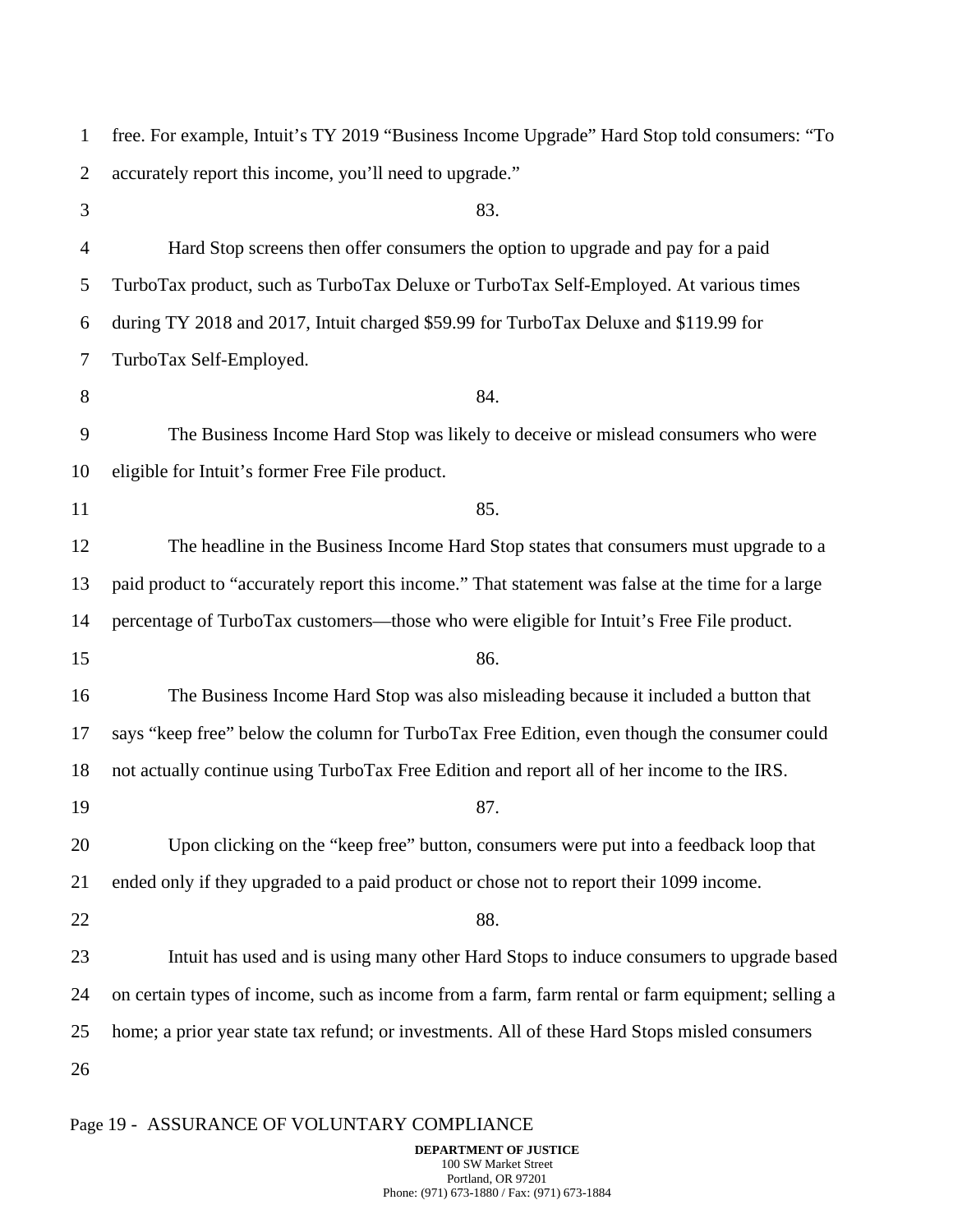free. For example, Intuit's TY 2019 "Business Income Upgrade" Hard Stop told consumers: "To accurately report this income, you'll need to upgrade."

83.

Hard Stop screens then offer consumers the option to upgrade and pay for a paid TurboTax product, such as TurboTax Deluxe or TurboTax Self-Employed. At various times during TY 2018 and 2017, Intuit charged $59.99 for TurboTax Deluxe and $119.99 for TurboTax Self-Employed.

84.

The Business Income Hard Stop was likely to deceive or mislead consumers who were eligible for Intuit's former Free File product.

85.

The headline in the Business Income Hard Stop states that consumers must upgrade to a paid product to "accurately report this income." That statement was false at the time for a large percentage of TurboTax customers—those who were eligible for Intuit's Free File product.

86.

The Business Income Hard Stop was also misleading because it included a button that says "keep free" below the column for TurboTax Free Edition, even though the consumer could not actually continue using TurboTax Free Edition and report all of her income to the IRS.

87.

Upon clicking on the "keep free" button, consumers were put into a feedback loop that ended only if they upgraded to a paid product or chose not to report their 1099 income.

88.

Intuit has used and is using many other Hard Stops to induce consumers to upgrade based on certain types of income, such as income from a farm, farm rental or farm equipment; selling a home; a prior year state tax refund; or investments. All of these Hard Stops misled consumers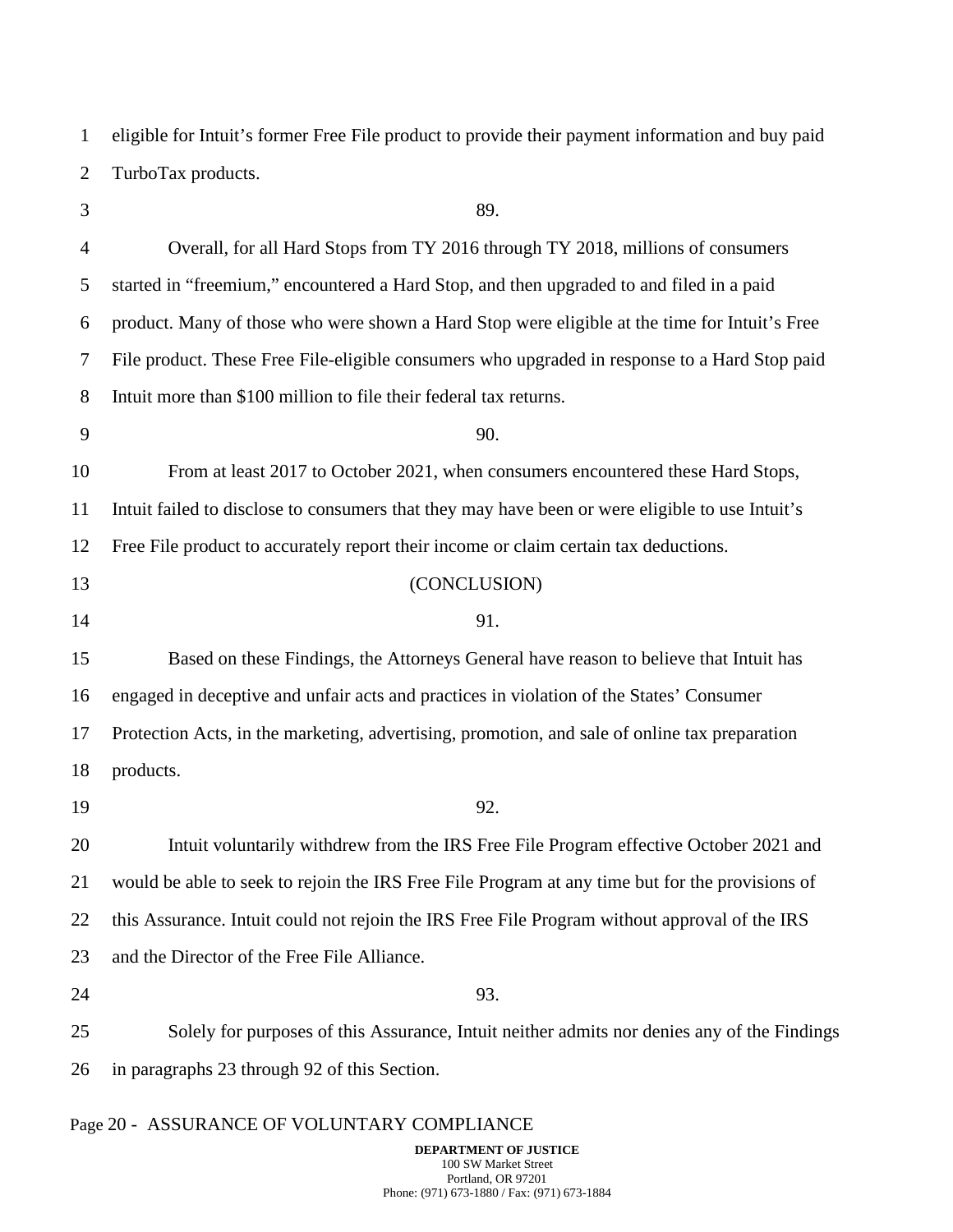eligible for Intuit's former Free File product to provide their payment information and buy paid TurboTax products.

89.

Overall, for all Hard Stops from TY 2016 through TY 2018, millions of consumers started in "freemium," encountered a Hard Stop, and then upgraded to and filed in a paid product. Many of those who were shown a Hard Stop were eligible at the time for Intuit's Free File product. These Free File-eligible consumers who upgraded in response to a Hard Stop paid Intuit more than $100 million to file their federal tax returns.

90.

From at least 2017 to October 2021, when consumers encountered these Hard Stops, Intuit failed to disclose to consumers that they may have been or were eligible to use Intuit's Free File product to accurately report their income or claim certain tax deductions.

(CONCLUSION)

91.

Based on these Findings, the Attorneys General have reason to believe that Intuit has engaged in deceptive and unfair acts and practices in violation of the States' Consumer Protection Acts, in the marketing, advertising, promotion, and sale of online tax preparation products.

92.

Intuit voluntarily withdrew from the IRS Free File Program effective October 2021 and would be able to seek to rejoin the IRS Free File Program at any time but for the provisions of this Assurance. Intuit could not rejoin the IRS Free File Program without approval of the IRS and the Director of the Free File Alliance.

93.

Solely for purposes of this Assurance, Intuit neither admits nor denies any of the Findings in paragraphs 23 through 92 of this Section.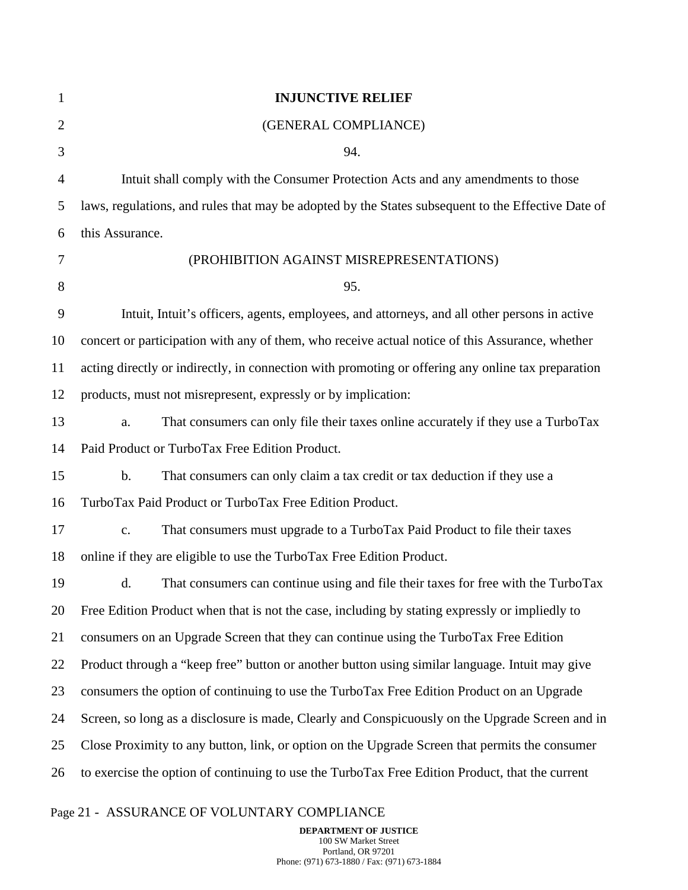**INJUNCTIVE RELIEF**

(GENERAL COMPLIANCE)

94.

Intuit shall comply with the Consumer Protection Acts and any amendments to those laws, regulations, and rules that may be adopted by the States subsequent to the Effective Date of this Assurance.

(PROHIBITION AGAINST MISREPRESENTATIONS)

95.

Intuit, Intuit's officers, agents, employees, and attorneys, and all other persons in active concert or participation with any of them, who receive actual notice of this Assurance, whether acting directly or indirectly, in connection with promoting or offering any online tax preparation products, must not misrepresent, expressly or by implication:

a. That consumers can only file their taxes online accurately if they use a TurboTax Paid Product or TurboTax Free Edition Product.

b. That consumers can only claim a tax credit or tax deduction if they use a TurboTax Paid Product or TurboTax Free Edition Product.

c. That consumers must upgrade to a TurboTax Paid Product to file their taxes online if they are eligible to use the TurboTax Free Edition Product.

d. That consumers can continue using and file their taxes for free with the TurboTax Free Edition Product when that is not the case, including by stating expressly or impliedly to consumers on an Upgrade Screen that they can continue using the TurboTax Free Edition Product through a "keep free" button or another button using similar language. Intuit may give consumers the option of continuing to use the TurboTax Free Edition Product on an Upgrade Screen, so long as a disclosure is made, Clearly and Conspicuously on the Upgrade Screen and in Close Proximity to any button, link, or option on the Upgrade Screen that permits the consumer to exercise the option of continuing to use the TurboTax Free Edition Product, that the current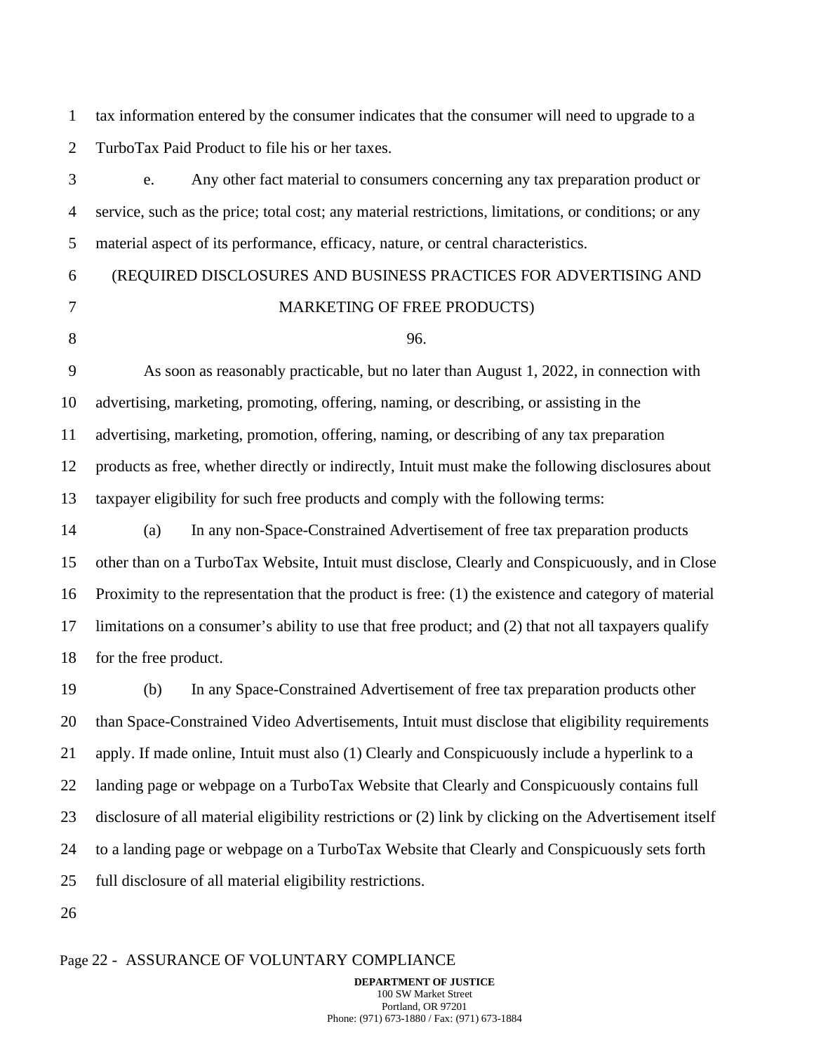tax information entered by the consumer indicates that the consumer will need to upgrade to a TurboTax Paid Product to file his or her taxes.

e. Any other fact material to consumers concerning any tax preparation product or service, such as the price; total cost; any material restrictions, limitations, or conditions; or any material aspect of its performance, efficacy, nature, or central characteristics.

(REQUIRED DISCLOSURES AND BUSINESS PRACTICES FOR ADVERTISING AND MARKETING OF FREE PRODUCTS)

96.

As soon as reasonably practicable, but no later than August 1, 2022, in connection with advertising, marketing, promoting, offering, naming, or describing, or assisting in the advertising, marketing, promotion, offering, naming, or describing of any tax preparation products as free, whether directly or indirectly, Intuit must make the following disclosures about taxpayer eligibility for such free products and comply with the following terms:

(a) In any non-Space-Constrained Advertisement of free tax preparation products other than on a TurboTax Website, Intuit must disclose, Clearly and Conspicuously, and in Close Proximity to the representation that the product is free: (1) the existence and category of material limitations on a consumer's ability to use that free product; and (2) that not all taxpayers qualify for the free product.

(b) In any Space-Constrained Advertisement of free tax preparation products other than Space-Constrained Video Advertisements, Intuit must disclose that eligibility requirements apply. If made online, Intuit must also (1) Clearly and Conspicuously include a hyperlink to a landing page or webpage on a TurboTax Website that Clearly and Conspicuously contains full disclosure of all material eligibility restrictions or (2) link by clicking on the Advertisement itself to a landing page or webpage on a TurboTax Website that Clearly and Conspicuously sets forth full disclosure of all material eligibility restrictions.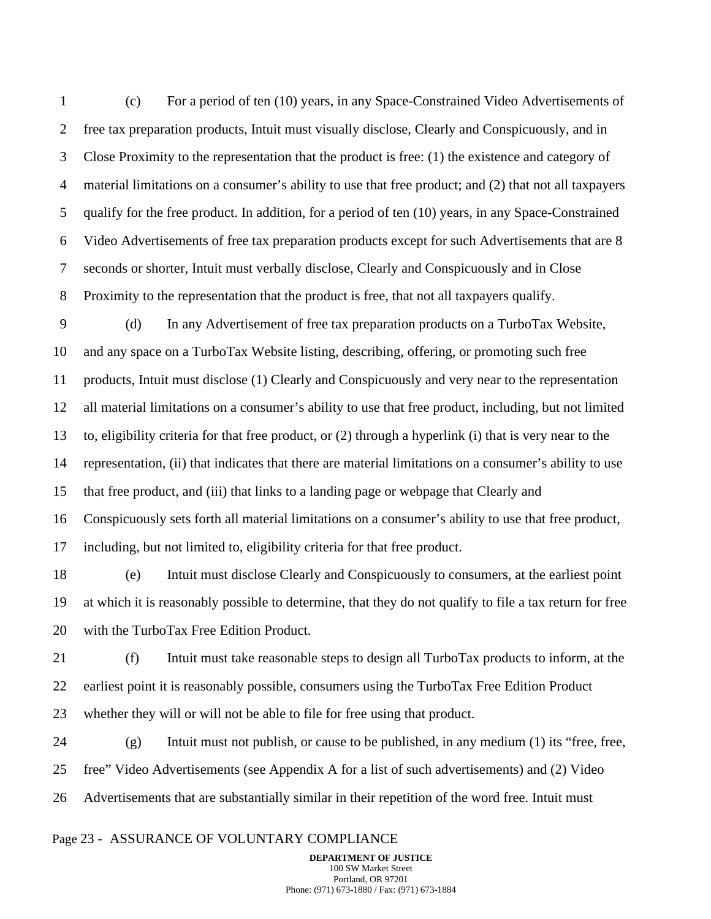(c) For a period of ten (10) years, in any Space-Constrained Video Advertisements of free tax preparation products, Intuit must visually disclose, Clearly and Conspicuously, and in Close Proximity to the representation that the product is free: (1) the existence and category of material limitations on a consumer's ability to use that free product; and (2) that not all taxpayers qualify for the free product. In addition, for a period of ten (10) years, in any Space-Constrained Video Advertisements of free tax preparation products except for such Advertisements that are 8 seconds or shorter, Intuit must verbally disclose, Clearly and Conspicuously and in Close Proximity to the representation that the product is free, that not all taxpayers qualify.

(d) In any Advertisement of free tax preparation products on a TurboTax Website, and any space on a TurboTax Website listing, describing, offering, or promoting such free products, Intuit must disclose (1) Clearly and Conspicuously and very near to the representation all material limitations on a consumer's ability to use that free product, including, but not limited to, eligibility criteria for that free product, or (2) through a hyperlink (i) that is very near to the representation, (ii) that indicates that there are material limitations on a consumer's ability to use that free product, and (iii) that links to a landing page or webpage that Clearly and Conspicuously sets forth all material limitations on a consumer's ability to use that free product, including, but not limited to, eligibility criteria for that free product.

(e) Intuit must disclose Clearly and Conspicuously to consumers, at the earliest point at which it is reasonably possible to determine, that they do not qualify to file a tax return for free with the TurboTax Free Edition Product.

(f) Intuit must take reasonable steps to design all TurboTax products to inform, at the earliest point it is reasonably possible, consumers using the TurboTax Free Edition Product whether they will or will not be able to file for free using that product.

(g) Intuit must not publish, or cause to be published, in any medium (1) its "free, free, free" Video Advertisements (see Appendix A for a list of such advertisements) and (2) Video Advertisements that are substantially similar in their repetition of the word free. Intuit must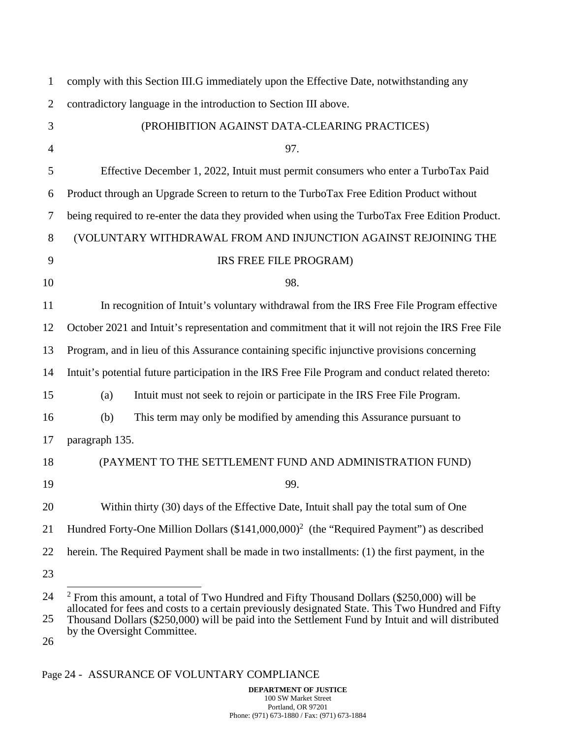comply with this Section III.G immediately upon the Effective Date, notwithstanding any contradictory language in the introduction to Section III above.

(PROHIBITION AGAINST DATA-CLEARING PRACTICES)

97.

Effective December 1, 2022, Intuit must permit consumers who enter a TurboTax Paid Product through an Upgrade Screen to return to the TurboTax Free Edition Product without being required to re-enter the data they provided when using the TurboTax Free Edition Product.

(VOLUNTARY WITHDRAWAL FROM AND INJUNCTION AGAINST REJOINING THE IRS FREE FILE PROGRAM)

98.

In recognition of Intuit's voluntary withdrawal from the IRS Free File Program effective October 2021 and Intuit's representation and commitment that it will not rejoin the IRS Free File Program, and in lieu of this Assurance containing specific injunctive provisions concerning Intuit's potential future participation in the IRS Free File Program and conduct related thereto:

(a) Intuit must not seek to rejoin or participate in the IRS Free File Program.

(b) This term may only be modified by amending this Assurance pursuant to paragraph 135.

(PAYMENT TO THE SETTLEMENT FUND AND ADMINISTRATION FUND)

99.

Within thirty (30) days of the Effective Date, Intuit shall pay the total sum of One Hundred Forty-One Million Dollars ($141,000,000)[2] (the "Required Payment") as described herein. The Required Payment shall be made in two installments: (1) the first payment, in the

[2] From this amount, a total of Two Hundred and Fifty Thousand Dollars ($250,000) will be allocated for fees and costs to a certain previously designated State. This Two Hundred and Fifty Thousand Dollars ($250,000) will be paid into the Settlement Fund by Intuit and will distributed by the Oversight Committee.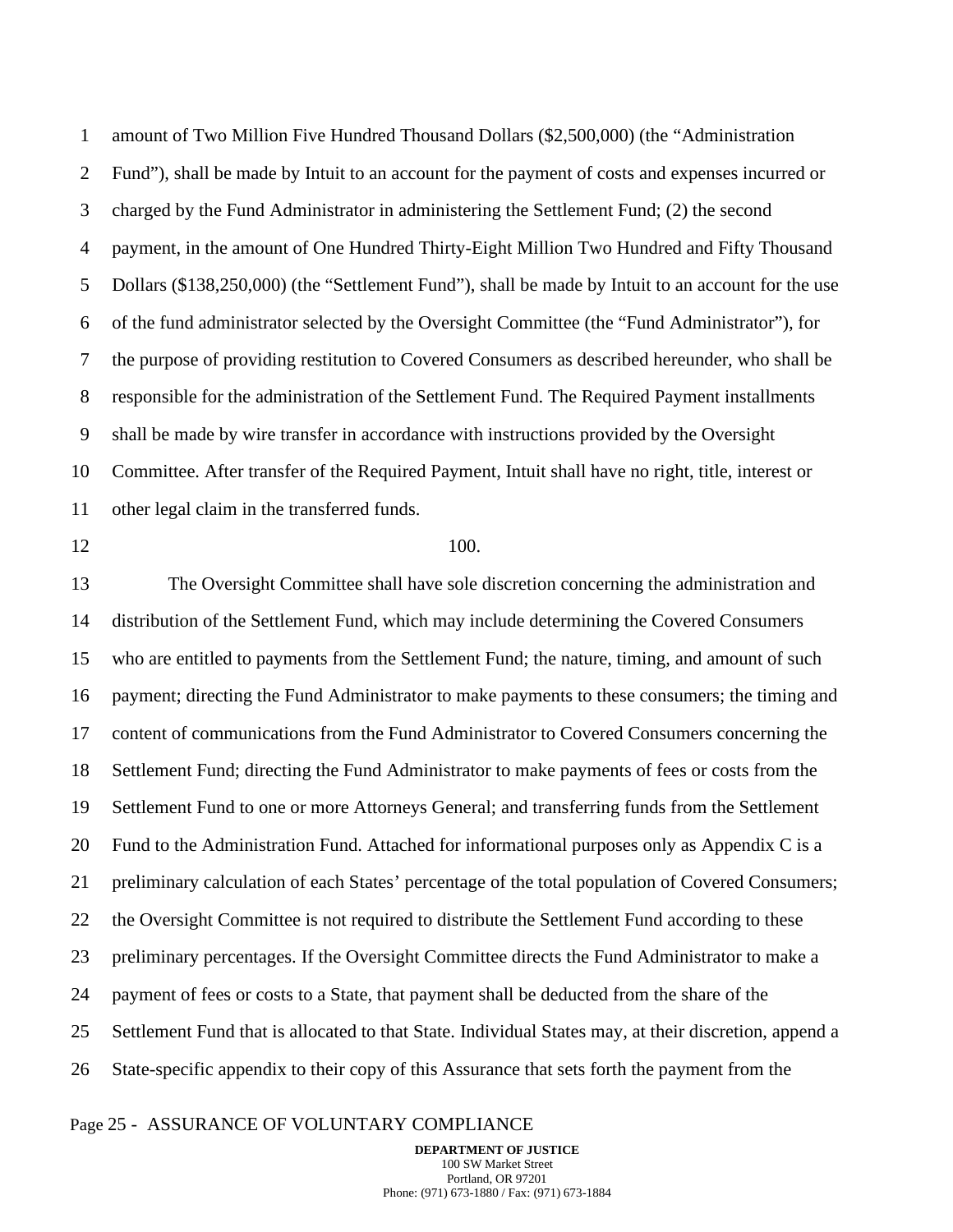amount of Two Million Five Hundred Thousand Dollars ($2,500,000) (the "Administration Fund"), shall be made by Intuit to an account for the payment of costs and expenses incurred or charged by the Fund Administrator in administering the Settlement Fund; (2) the second payment, in the amount of One Hundred Thirty-Eight Million Two Hundred and Fifty Thousand Dollars ($138,250,000) (the "Settlement Fund"), shall be made by Intuit to an account for the use of the fund administrator selected by the Oversight Committee (the "Fund Administrator"), for the purpose of providing restitution to Covered Consumers as described hereunder, who shall be responsible for the administration of the Settlement Fund. The Required Payment installments shall be made by wire transfer in accordance with instructions provided by the Oversight Committee. After transfer of the Required Payment, Intuit shall have no right, title, interest or other legal claim in the transferred funds.

100.

The Oversight Committee shall have sole discretion concerning the administration and distribution of the Settlement Fund, which may include determining the Covered Consumers who are entitled to payments from the Settlement Fund; the nature, timing, and amount of such payment; directing the Fund Administrator to make payments to these consumers; the timing and content of communications from the Fund Administrator to Covered Consumers concerning the Settlement Fund; directing the Fund Administrator to make payments of fees or costs from the Settlement Fund to one or more Attorneys General; and transferring funds from the Settlement Fund to the Administration Fund. Attached for informational purposes only as Appendix C is a preliminary calculation of each States' percentage of the total population of Covered Consumers; the Oversight Committee is not required to distribute the Settlement Fund according to these preliminary percentages. If the Oversight Committee directs the Fund Administrator to make a payment of fees or costs to a State, that payment shall be deducted from the share of the Settlement Fund that is allocated to that State. Individual States may, at their discretion, append a State-specific appendix to their copy of this Assurance that sets forth the payment from the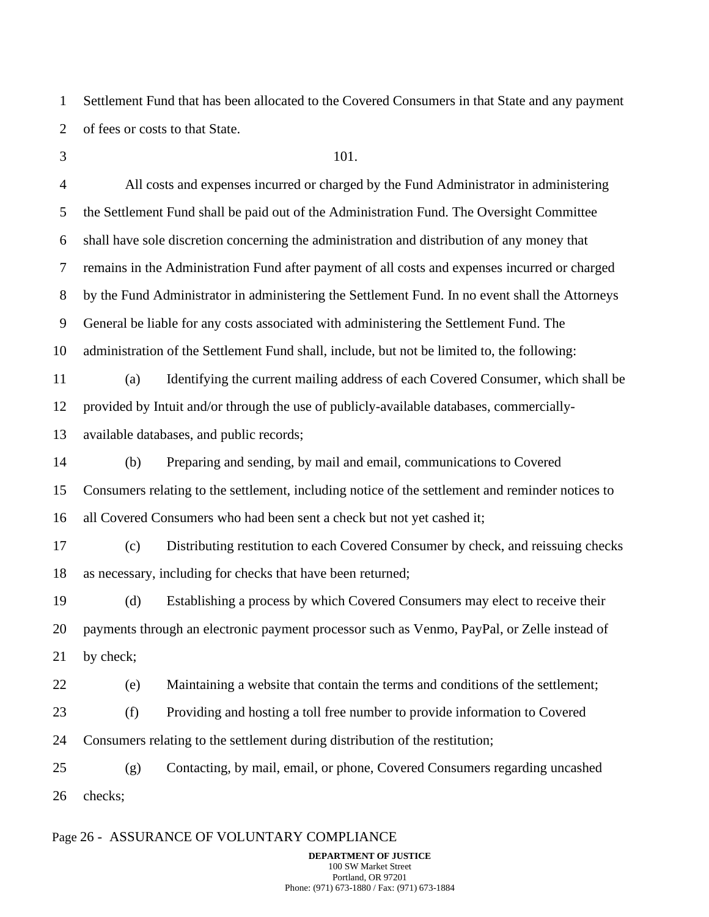Settlement Fund that has been allocated to the Covered Consumers in that State and any payment of fees or costs to that State.

101.

All costs and expenses incurred or charged by the Fund Administrator in administering the Settlement Fund shall be paid out of the Administration Fund. The Oversight Committee shall have sole discretion concerning the administration and distribution of any money that remains in the Administration Fund after payment of all costs and expenses incurred or charged by the Fund Administrator in administering the Settlement Fund. In no event shall the Attorneys General be liable for any costs associated with administering the Settlement Fund. The administration of the Settlement Fund shall, include, but not be limited to, the following:

(a) Identifying the current mailing address of each Covered Consumer, which shall be provided by Intuit and/or through the use of publicly-available databases, commercially-available databases, and public records;

(b) Preparing and sending, by mail and email, communications to Covered Consumers relating to the settlement, including notice of the settlement and reminder notices to all Covered Consumers who had been sent a check but not yet cashed it;

(c) Distributing restitution to each Covered Consumer by check, and reissuing checks as necessary, including for checks that have been returned;

(d) Establishing a process by which Covered Consumers may elect to receive their payments through an electronic payment processor such as Venmo, PayPal, or Zelle instead of by check;

(e) Maintaining a website that contain the terms and conditions of the settlement;

(f) Providing and hosting a toll free number to provide information to Covered Consumers relating to the settlement during distribution of the restitution;

(g) Contacting, by mail, email, or phone, Covered Consumers regarding uncashed checks;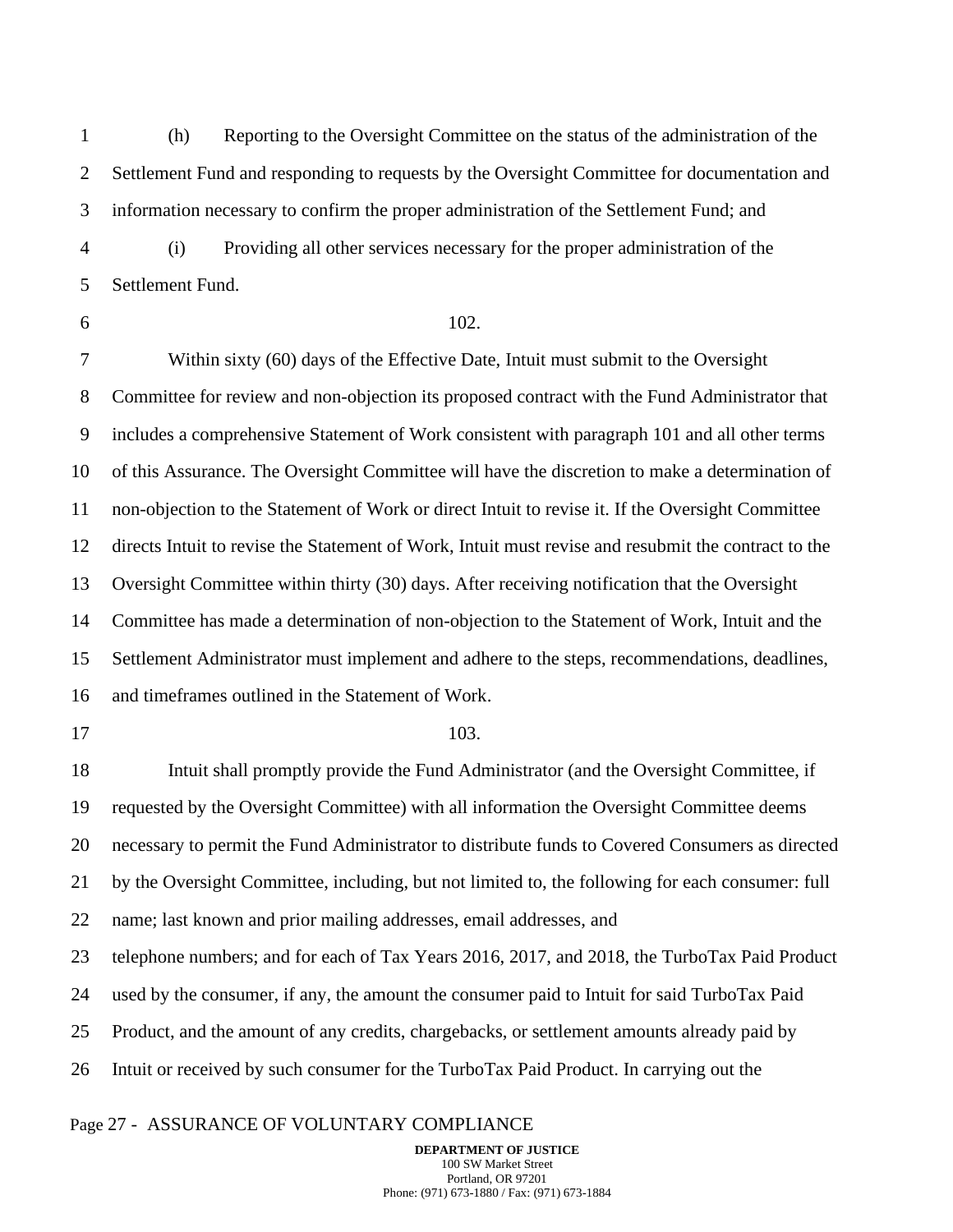(h) Reporting to the Oversight Committee on the status of the administration of the Settlement Fund and responding to requests by the Oversight Committee for documentation and information necessary to confirm the proper administration of the Settlement Fund; and

(i) Providing all other services necessary for the proper administration of the Settlement Fund.

102.

Within sixty (60) days of the Effective Date, Intuit must submit to the Oversight Committee for review and non-objection its proposed contract with the Fund Administrator that includes a comprehensive Statement of Work consistent with paragraph 101 and all other terms of this Assurance. The Oversight Committee will have the discretion to make a determination of non-objection to the Statement of Work or direct Intuit to revise it. If the Oversight Committee directs Intuit to revise the Statement of Work, Intuit must revise and resubmit the contract to the Oversight Committee within thirty (30) days. After receiving notification that the Oversight Committee has made a determination of non-objection to the Statement of Work, Intuit and the Settlement Administrator must implement and adhere to the steps, recommendations, deadlines, and timeframes outlined in the Statement of Work.

103.

Intuit shall promptly provide the Fund Administrator (and the Oversight Committee, if requested by the Oversight Committee) with all information the Oversight Committee deems necessary to permit the Fund Administrator to distribute funds to Covered Consumers as directed by the Oversight Committee, including, but not limited to, the following for each consumer: full name; last known and prior mailing addresses, email addresses, and telephone numbers; and for each of Tax Years 2016, 2017, and 2018, the TurboTax Paid Product used by the consumer, if any, the amount the consumer paid to Intuit for said TurboTax Paid Product, and the amount of any credits, chargebacks, or settlement amounts already paid by Intuit or received by such consumer for the TurboTax Paid Product. In carrying out the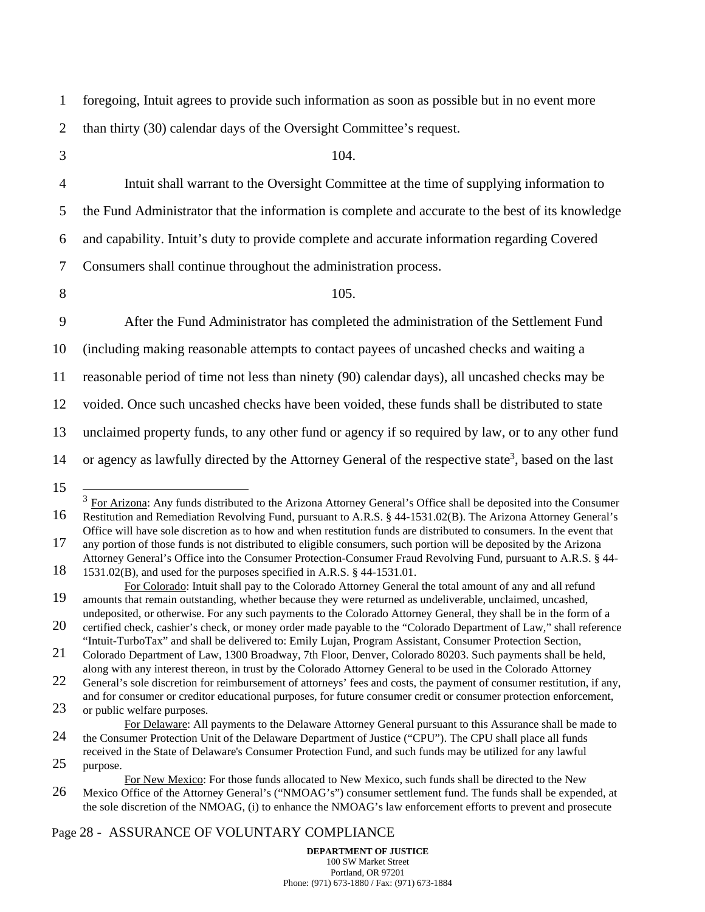foregoing, Intuit agrees to provide such information as soon as possible but in no event more than thirty (30) calendar days of the Oversight Committee's request.

104.

Intuit shall warrant to the Oversight Committee at the time of supplying information to the Fund Administrator that the information is complete and accurate to the best of its knowledge and capability. Intuit's duty to provide complete and accurate information regarding Covered Consumers shall continue throughout the administration process.

105.

After the Fund Administrator has completed the administration of the Settlement Fund (including making reasonable attempts to contact payees of uncashed checks and waiting a reasonable period of time not less than ninety (90) calendar days), all uncashed checks may be voided. Once such uncashed checks have been voided, these funds shall be distributed to state unclaimed property funds, to any other fund or agency if so required by law, or to any other fund or agency as lawfully directed by the Attorney General of the respective state[3], based on the last

---

[3] For Arizona: Any funds distributed to the Arizona Attorney General's Office shall be deposited into the Consumer Restitution and Remediation Revolving Fund, pursuant to A.R.S. § 44-1531.02(B). The Arizona Attorney General's Office will have sole discretion as to how and when restitution funds are distributed to consumers. In the event that any portion of those funds is not distributed to eligible consumers, such portion will be deposited by the Arizona Attorney General's Office into the Consumer Protection-Consumer Fraud Revolving Fund, pursuant to A.R.S. § 44-1531.02(B), and used for the purposes specified in A.R.S. § 44-1531.01.

For Colorado: Intuit shall pay to the Colorado Attorney General the total amount of any and all refund amounts that remain outstanding, whether because they were returned as undeliverable, unclaimed, uncashed, undeposited, or otherwise. For any such payments to the Colorado Attorney General, they shall be in the form of a certified check, cashier's check, or money order made payable to the "Colorado Department of Law," shall reference "Intuit-TurboTax" and shall be delivered to: Emily Lujan, Program Assistant, Consumer Protection Section, Colorado Department of Law, 1300 Broadway, 7th Floor, Denver, Colorado 80203. Such payments shall be held, along with any interest thereon, in trust by the Colorado Attorney General to be used in the Colorado Attorney General's sole discretion for reimbursement of attorneys' fees and costs, the payment of consumer restitution, if any, and for consumer or creditor educational purposes, for future consumer credit or consumer protection enforcement, or public welfare purposes.

For Delaware: All payments to the Delaware Attorney General pursuant to this Assurance shall be made to the Consumer Protection Unit of the Delaware Department of Justice ("CPU"). The CPU shall place all funds received in the State of Delaware's Consumer Protection Fund, and such funds may be utilized for any lawful purpose.

For New Mexico: For those funds allocated to New Mexico, such funds shall be directed to the New Mexico Office of the Attorney General's ("NMOAG's") consumer settlement fund. The funds shall be expended, at the sole discretion of the NMOAG, (i) to enhance the NMOAG's law enforcement efforts to prevent and prosecute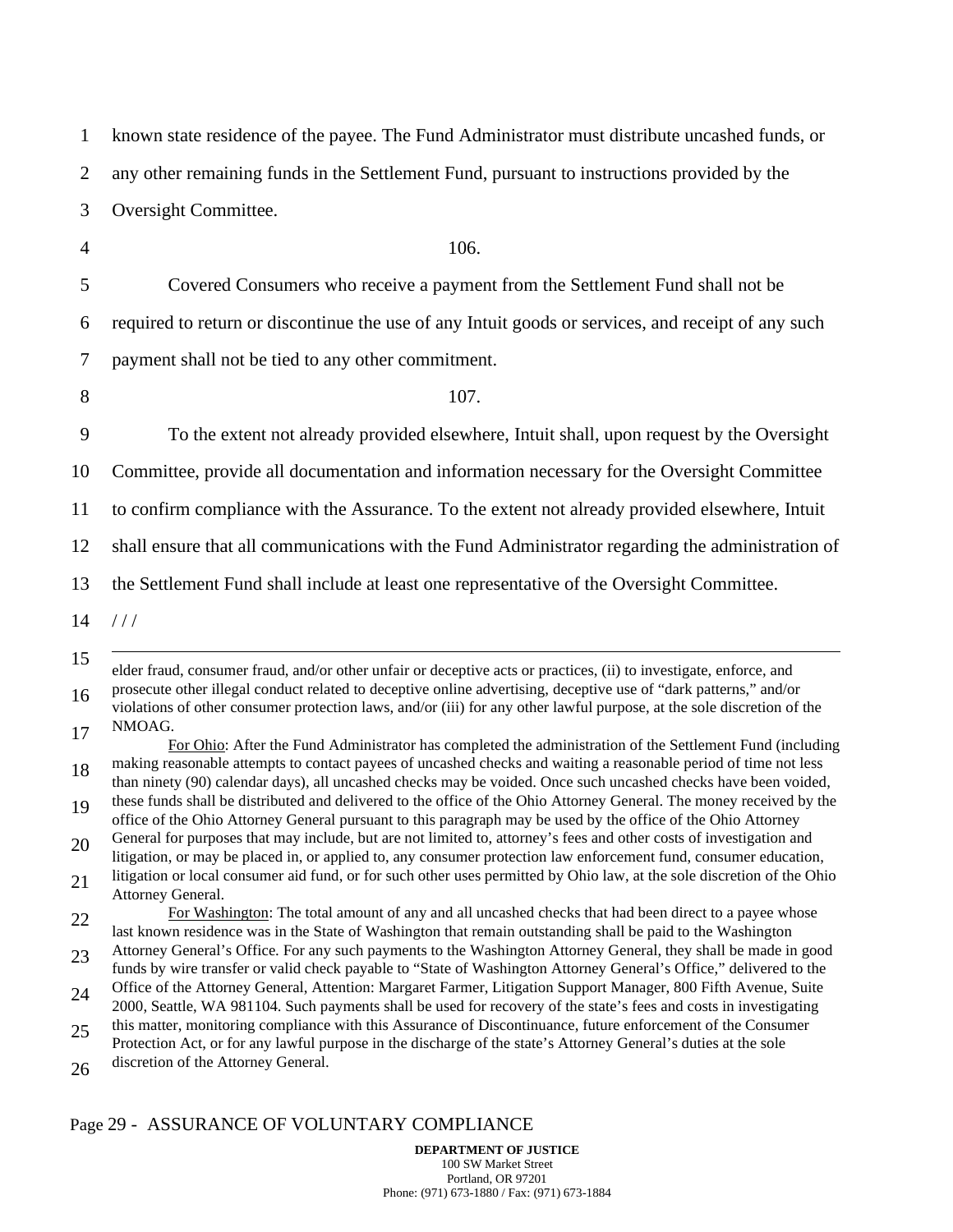known state residence of the payee. The Fund Administrator must distribute uncashed funds, or any other remaining funds in the Settlement Fund, pursuant to instructions provided by the Oversight Committee.

106.

Covered Consumers who receive a payment from the Settlement Fund shall not be required to return or discontinue the use of any Intuit goods or services, and receipt of any such payment shall not be tied to any other commitment.

107.

To the extent not already provided elsewhere, Intuit shall, upon request by the Oversight Committee, provide all documentation and information necessary for the Oversight Committee to confirm compliance with the Assurance. To the extent not already provided elsewhere, Intuit shall ensure that all communications with the Fund Administrator regarding the administration of the Settlement Fund shall include at least one representative of the Oversight Committee.

/ / /

---

elder fraud, consumer fraud, and/or other unfair or deceptive acts or practices, (ii) to investigate, enforce, and prosecute other illegal conduct related to deceptive online advertising, deceptive use of "dark patterns," and/or violations of other consumer protection laws, and/or (iii) for any other lawful purpose, at the sole discretion of the NMOAG.

For Ohio: After the Fund Administrator has completed the administration of the Settlement Fund (including making reasonable attempts to contact payees of uncashed checks and waiting a reasonable period of time not less than ninety (90) calendar days), all uncashed checks may be voided. Once such uncashed checks have been voided, these funds shall be distributed and delivered to the office of the Ohio Attorney General. The money received by the office of the Ohio Attorney General pursuant to this paragraph may be used by the office of the Ohio Attorney General for purposes that may include, but are not limited to, attorney's fees and other costs of investigation and litigation, or may be placed in, or applied to, any consumer protection law enforcement fund, consumer education, litigation or local consumer aid fund, or for such other uses permitted by Ohio law, at the sole discretion of the Ohio Attorney General.

For Washington: The total amount of any and all uncashed checks that had been direct to a payee whose last known residence was in the State of Washington that remain outstanding shall be paid to the Washington Attorney General's Office. For any such payments to the Washington Attorney General, they shall be made in good funds by wire transfer or valid check payable to "State of Washington Attorney General's Office," delivered to the Office of the Attorney General, Attention: Margaret Farmer, Litigation Support Manager, 800 Fifth Avenue, Suite 2000, Seattle, WA 981104. Such payments shall be used for recovery of the state's fees and costs in investigating this matter, monitoring compliance with this Assurance of Discontinuance, future enforcement of the Consumer Protection Act, or for any lawful purpose in the discharge of the state's Attorney General's duties at the sole discretion of the Attorney General.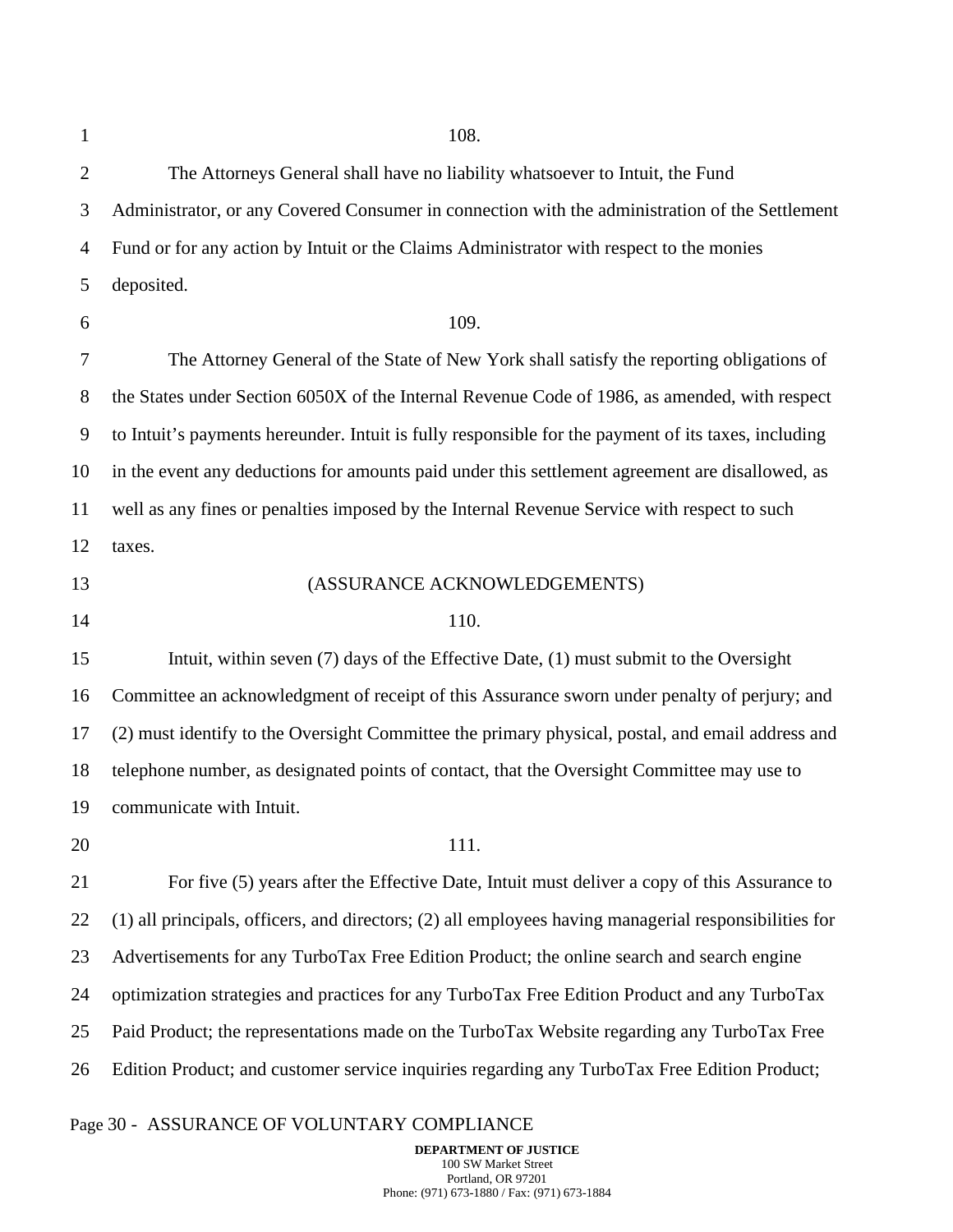108.

The Attorneys General shall have no liability whatsoever to Intuit, the Fund Administrator, or any Covered Consumer in connection with the administration of the Settlement Fund or for any action by Intuit or the Claims Administrator with respect to the monies deposited.

109.

The Attorney General of the State of New York shall satisfy the reporting obligations of the States under Section 6050X of the Internal Revenue Code of 1986, as amended, with respect to Intuit's payments hereunder. Intuit is fully responsible for the payment of its taxes, including in the event any deductions for amounts paid under this settlement agreement are disallowed, as well as any fines or penalties imposed by the Internal Revenue Service with respect to such taxes.

(ASSURANCE ACKNOWLEDGEMENTS)

110.

Intuit, within seven (7) days of the Effective Date, (1) must submit to the Oversight Committee an acknowledgment of receipt of this Assurance sworn under penalty of perjury; and (2) must identify to the Oversight Committee the primary physical, postal, and email address and telephone number, as designated points of contact, that the Oversight Committee may use to communicate with Intuit.

111.

For five (5) years after the Effective Date, Intuit must deliver a copy of this Assurance to (1) all principals, officers, and directors; (2) all employees having managerial responsibilities for Advertisements for any TurboTax Free Edition Product; the online search and search engine optimization strategies and practices for any TurboTax Free Edition Product and any TurboTax Paid Product; the representations made on the TurboTax Website regarding any TurboTax Free Edition Product; and customer service inquiries regarding any TurboTax Free Edition Product;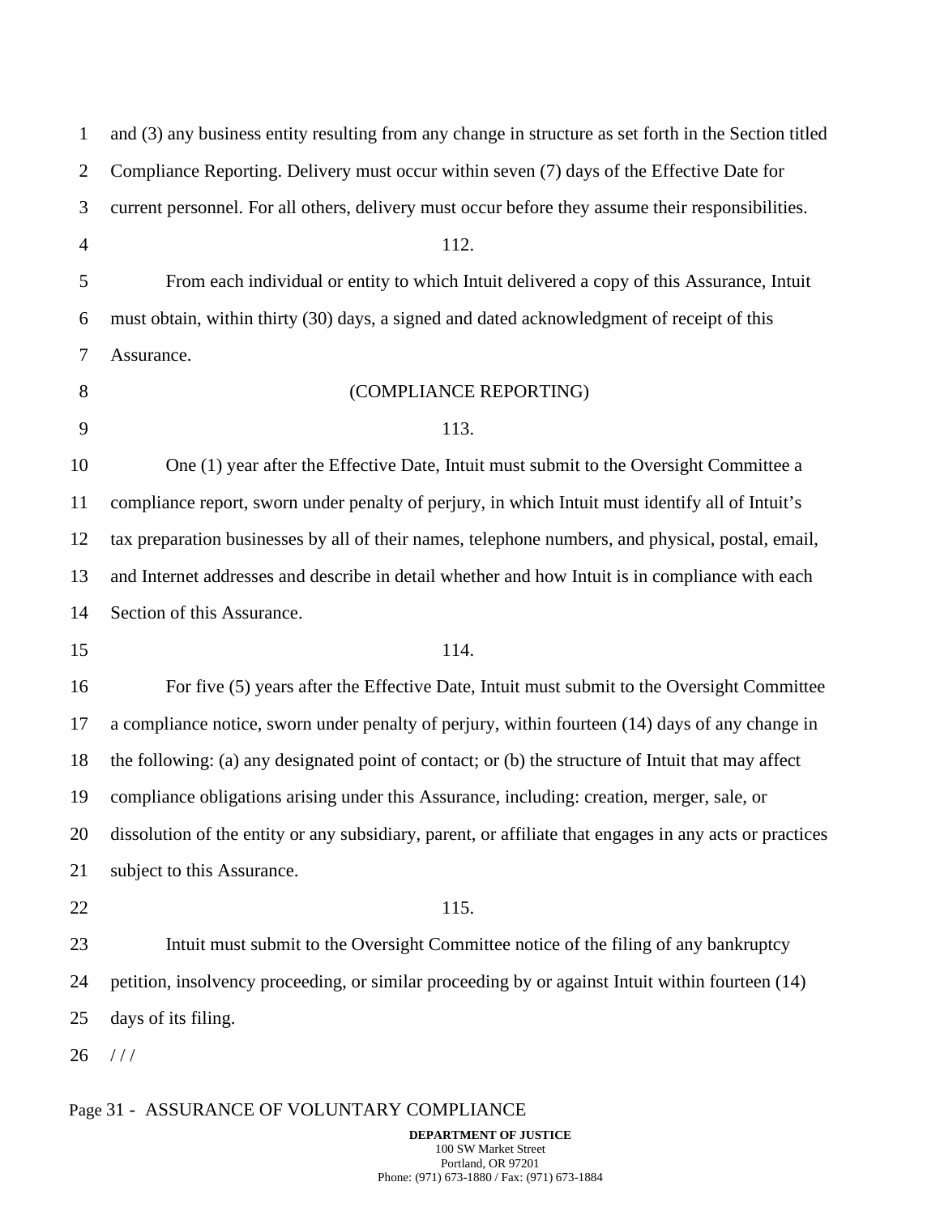and (3) any business entity resulting from any change in structure as set forth in the Section titled Compliance Reporting. Delivery must occur within seven (7) days of the Effective Date for current personnel. For all others, delivery must occur before they assume their responsibilities.

112.

From each individual or entity to which Intuit delivered a copy of this Assurance, Intuit must obtain, within thirty (30) days, a signed and dated acknowledgment of receipt of this Assurance.

(COMPLIANCE REPORTING)

113.

One (1) year after the Effective Date, Intuit must submit to the Oversight Committee a compliance report, sworn under penalty of perjury, in which Intuit must identify all of Intuit's tax preparation businesses by all of their names, telephone numbers, and physical, postal, email, and Internet addresses and describe in detail whether and how Intuit is in compliance with each Section of this Assurance.

114.

For five (5) years after the Effective Date, Intuit must submit to the Oversight Committee a compliance notice, sworn under penalty of perjury, within fourteen (14) days of any change in the following: (a) any designated point of contact; or (b) the structure of Intuit that may affect compliance obligations arising under this Assurance, including: creation, merger, sale, or dissolution of the entity or any subsidiary, parent, or affiliate that engages in any acts or practices subject to this Assurance.

115.

Intuit must submit to the Oversight Committee notice of the filing of any bankruptcy petition, insolvency proceeding, or similar proceeding by or against Intuit within fourteen (14) days of its filing.

/ / /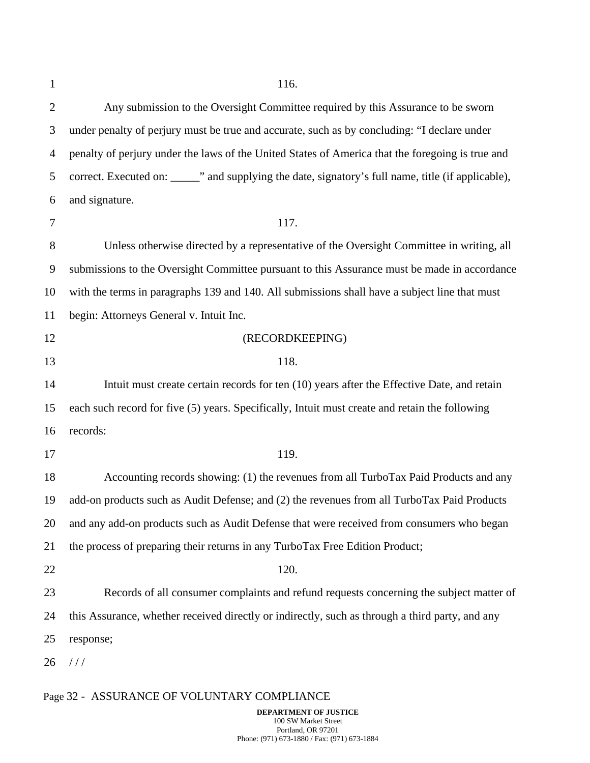116.

Any submission to the Oversight Committee required by this Assurance to be sworn under penalty of perjury must be true and accurate, such as by concluding: "I declare under penalty of perjury under the laws of the United States of America that the foregoing is true and correct. Executed on: _____" and supplying the date, signatory's full name, title (if applicable), and signature.

117.

Unless otherwise directed by a representative of the Oversight Committee in writing, all submissions to the Oversight Committee pursuant to this Assurance must be made in accordance with the terms in paragraphs 139 and 140. All submissions shall have a subject line that must begin: Attorneys General v. Intuit Inc.

(RECORDKEEPING)

118.

Intuit must create certain records for ten (10) years after the Effective Date, and retain each such record for five (5) years. Specifically, Intuit must create and retain the following records:

119.

Accounting records showing: (1) the revenues from all TurboTax Paid Products and any add-on products such as Audit Defense; and (2) the revenues from all TurboTax Paid Products and any add-on products such as Audit Defense that were received from consumers who began the process of preparing their returns in any TurboTax Free Edition Product;

120.

Records of all consumer complaints and refund requests concerning the subject matter of this Assurance, whether received directly or indirectly, such as through a third party, and any response;

/ / /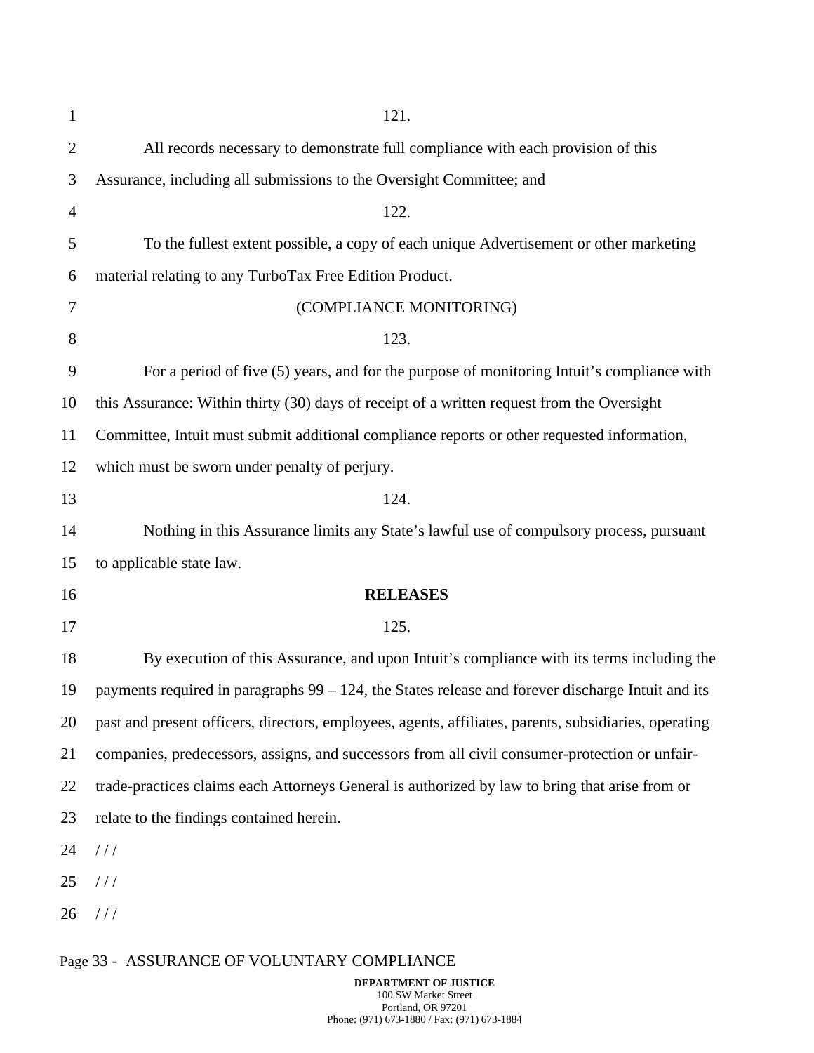121.

All records necessary to demonstrate full compliance with each provision of this Assurance, including all submissions to the Oversight Committee; and

122.

To the fullest extent possible, a copy of each unique Advertisement or other marketing material relating to any TurboTax Free Edition Product.

(COMPLIANCE MONITORING)

123.

For a period of five (5) years, and for the purpose of monitoring Intuit's compliance with this Assurance: Within thirty (30) days of receipt of a written request from the Oversight Committee, Intuit must submit additional compliance reports or other requested information, which must be sworn under penalty of perjury.

124.

Nothing in this Assurance limits any State's lawful use of compulsory process, pursuant to applicable state law.

## RELEASES

125.

By execution of this Assurance, and upon Intuit's compliance with its terms including the payments required in paragraphs 99 – 124, the States release and forever discharge Intuit and its past and present officers, directors, employees, agents, affiliates, parents, subsidiaries, operating companies, predecessors, assigns, and successors from all civil consumer-protection or unfair-trade-practices claims each Attorneys General is authorized by law to bring that arise from or relate to the findings contained herein.

/ / /

/ / /

/ / /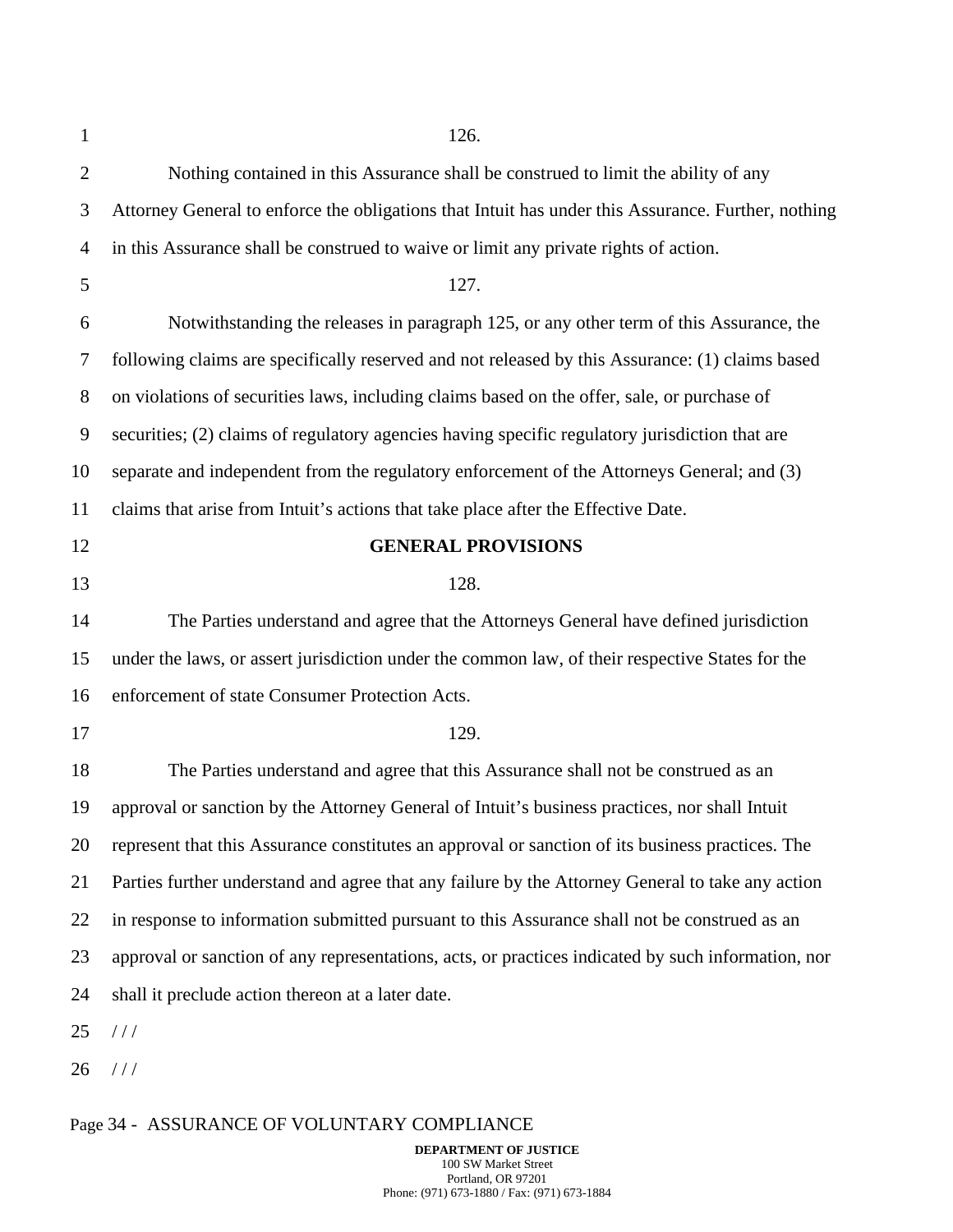126.

Nothing contained in this Assurance shall be construed to limit the ability of any Attorney General to enforce the obligations that Intuit has under this Assurance. Further, nothing in this Assurance shall be construed to waive or limit any private rights of action.

127.

Notwithstanding the releases in paragraph 125, or any other term of this Assurance, the following claims are specifically reserved and not released by this Assurance: (1) claims based on violations of securities laws, including claims based on the offer, sale, or purchase of securities; (2) claims of regulatory agencies having specific regulatory jurisdiction that are separate and independent from the regulatory enforcement of the Attorneys General; and (3) claims that arise from Intuit's actions that take place after the Effective Date.

## GENERAL PROVISIONS

128.

The Parties understand and agree that the Attorneys General have defined jurisdiction under the laws, or assert jurisdiction under the common law, of their respective States for the enforcement of state Consumer Protection Acts.

129.

The Parties understand and agree that this Assurance shall not be construed as an approval or sanction by the Attorney General of Intuit's business practices, nor shall Intuit represent that this Assurance constitutes an approval or sanction of its business practices. The Parties further understand and agree that any failure by the Attorney General to take any action in response to information submitted pursuant to this Assurance shall not be construed as an approval or sanction of any representations, acts, or practices indicated by such information, nor shall it preclude action thereon at a later date.

/ / /

/ / /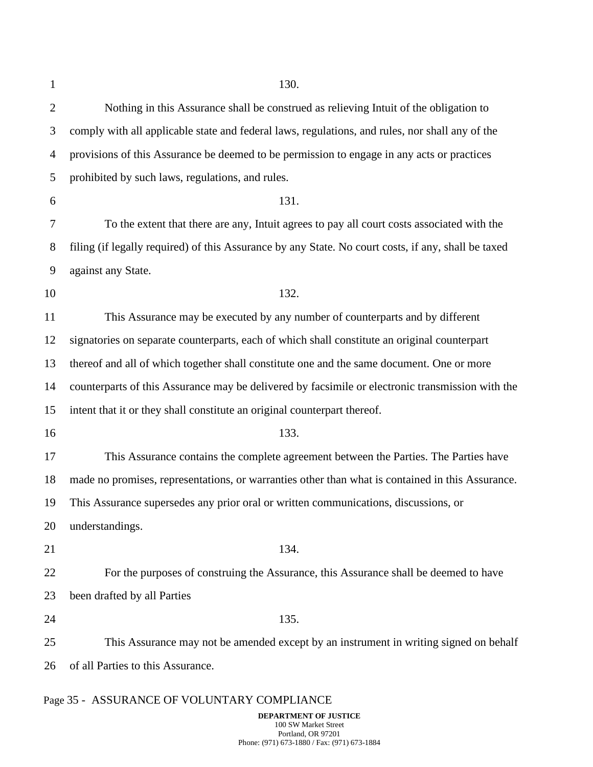130.

Nothing in this Assurance shall be construed as relieving Intuit of the obligation to comply with all applicable state and federal laws, regulations, and rules, nor shall any of the provisions of this Assurance be deemed to be permission to engage in any acts or practices prohibited by such laws, regulations, and rules.

131.

To the extent that there are any, Intuit agrees to pay all court costs associated with the filing (if legally required) of this Assurance by any State. No court costs, if any, shall be taxed against any State.

132.

This Assurance may be executed by any number of counterparts and by different signatories on separate counterparts, each of which shall constitute an original counterpart thereof and all of which together shall constitute one and the same document. One or more counterparts of this Assurance may be delivered by facsimile or electronic transmission with the intent that it or they shall constitute an original counterpart thereof.

133.

This Assurance contains the complete agreement between the Parties. The Parties have made no promises, representations, or warranties other than what is contained in this Assurance. This Assurance supersedes any prior oral or written communications, discussions, or understandings.

134.

For the purposes of construing the Assurance, this Assurance shall be deemed to have been drafted by all Parties

135.

This Assurance may not be amended except by an instrument in writing signed on behalf of all Parties to this Assurance.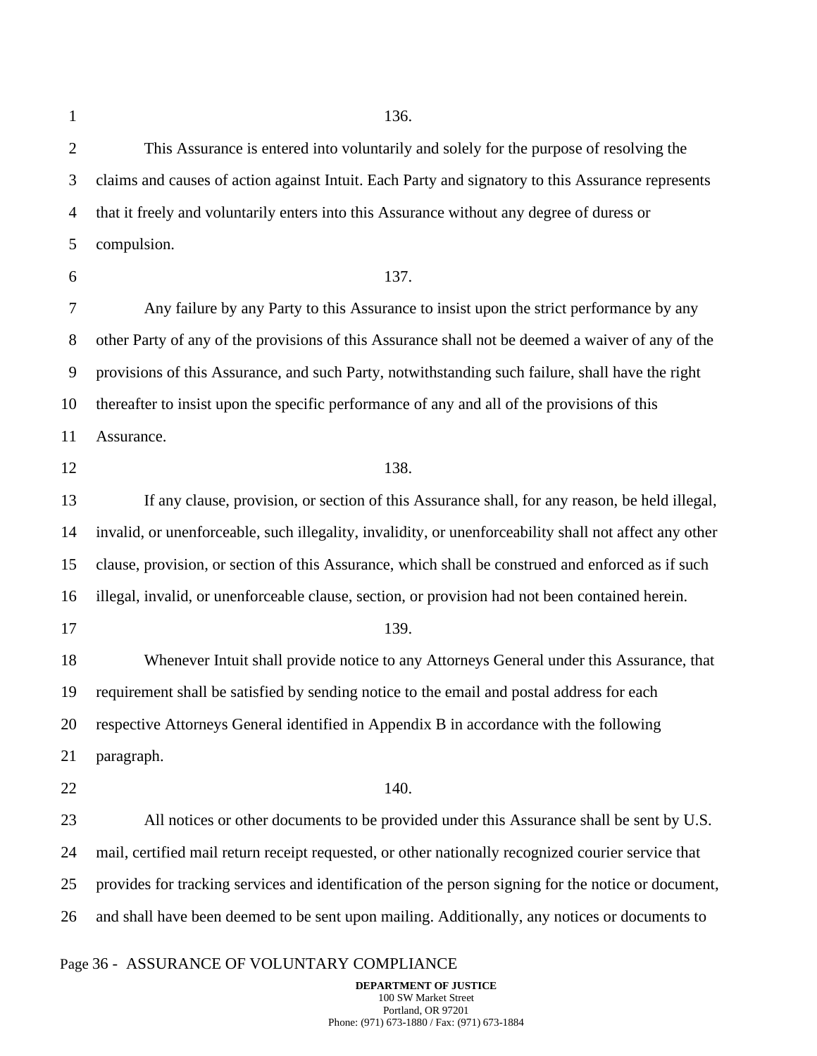136.

This Assurance is entered into voluntarily and solely for the purpose of resolving the claims and causes of action against Intuit. Each Party and signatory to this Assurance represents that it freely and voluntarily enters into this Assurance without any degree of duress or compulsion.

137.

Any failure by any Party to this Assurance to insist upon the strict performance by any other Party of any of the provisions of this Assurance shall not be deemed a waiver of any of the provisions of this Assurance, and such Party, notwithstanding such failure, shall have the right thereafter to insist upon the specific performance of any and all of the provisions of this Assurance.

138.

If any clause, provision, or section of this Assurance shall, for any reason, be held illegal, invalid, or unenforceable, such illegality, invalidity, or unenforceability shall not affect any other clause, provision, or section of this Assurance, which shall be construed and enforced as if such illegal, invalid, or unenforceable clause, section, or provision had not been contained herein.

139.

Whenever Intuit shall provide notice to any Attorneys General under this Assurance, that requirement shall be satisfied by sending notice to the email and postal address for each respective Attorneys General identified in Appendix B in accordance with the following paragraph.

140.

All notices or other documents to be provided under this Assurance shall be sent by U.S. mail, certified mail return receipt requested, or other nationally recognized courier service that provides for tracking services and identification of the person signing for the notice or document, and shall have been deemed to be sent upon mailing. Additionally, any notices or documents to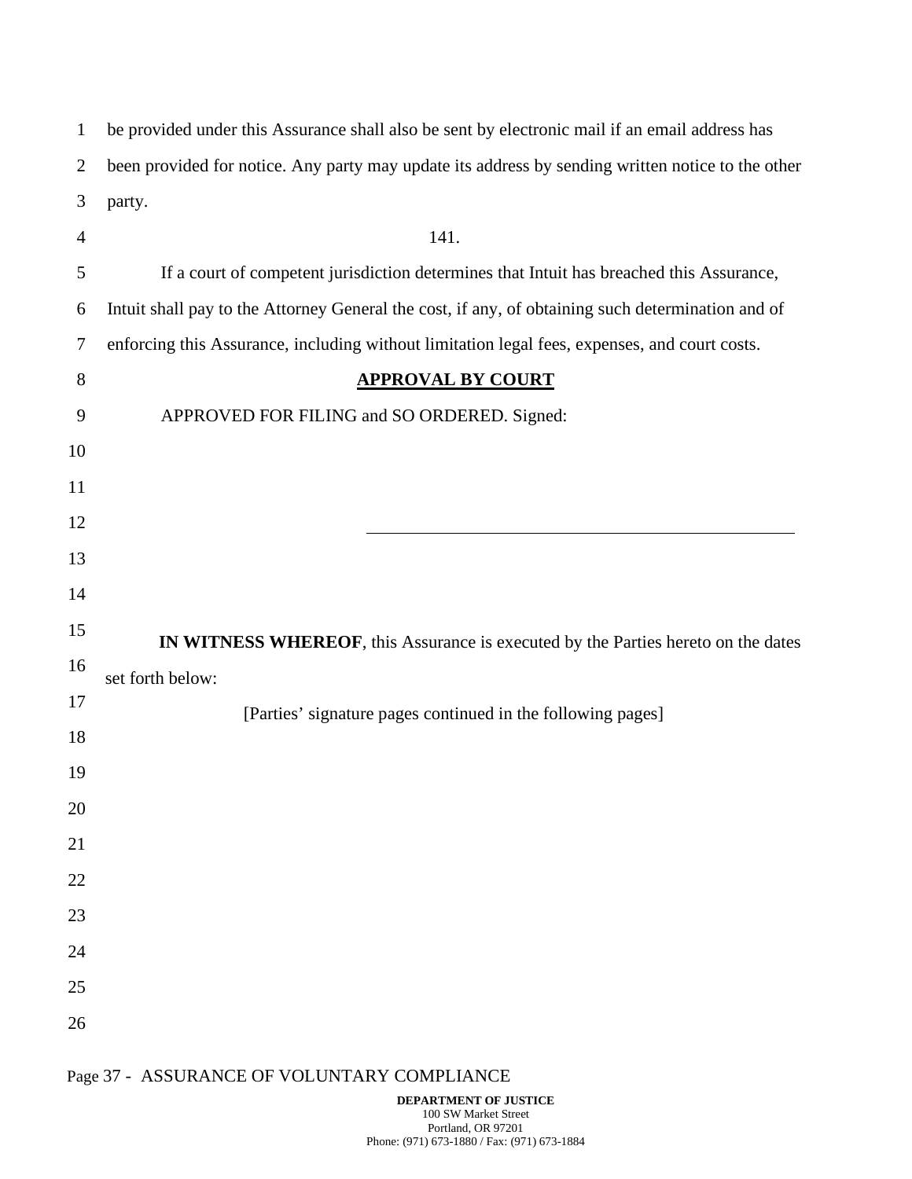be provided under this Assurance shall also be sent by electronic mail if an email address has been provided for notice. Any party may update its address by sending written notice to the other party.

141.

If a court of competent jurisdiction determines that Intuit has breached this Assurance, Intuit shall pay to the Attorney General the cost, if any, of obtaining such determination and of enforcing this Assurance, including without limitation legal fees, expenses, and court costs.

## APPROVAL BY COURT

APPROVED FOR FILING and SO ORDERED. Signed:

\_\_\_\_\_\_\_\_\_\_\_\_\_\_\_\_\_\_\_\_\_\_\_\_\_\_\_\_\_\_\_\_\_\_\_\_\_\_\_\_

**IN WITNESS WHEREOF**, this Assurance is executed by the Parties hereto on the dates set forth below:

[Parties' signature pages continued in the following pages]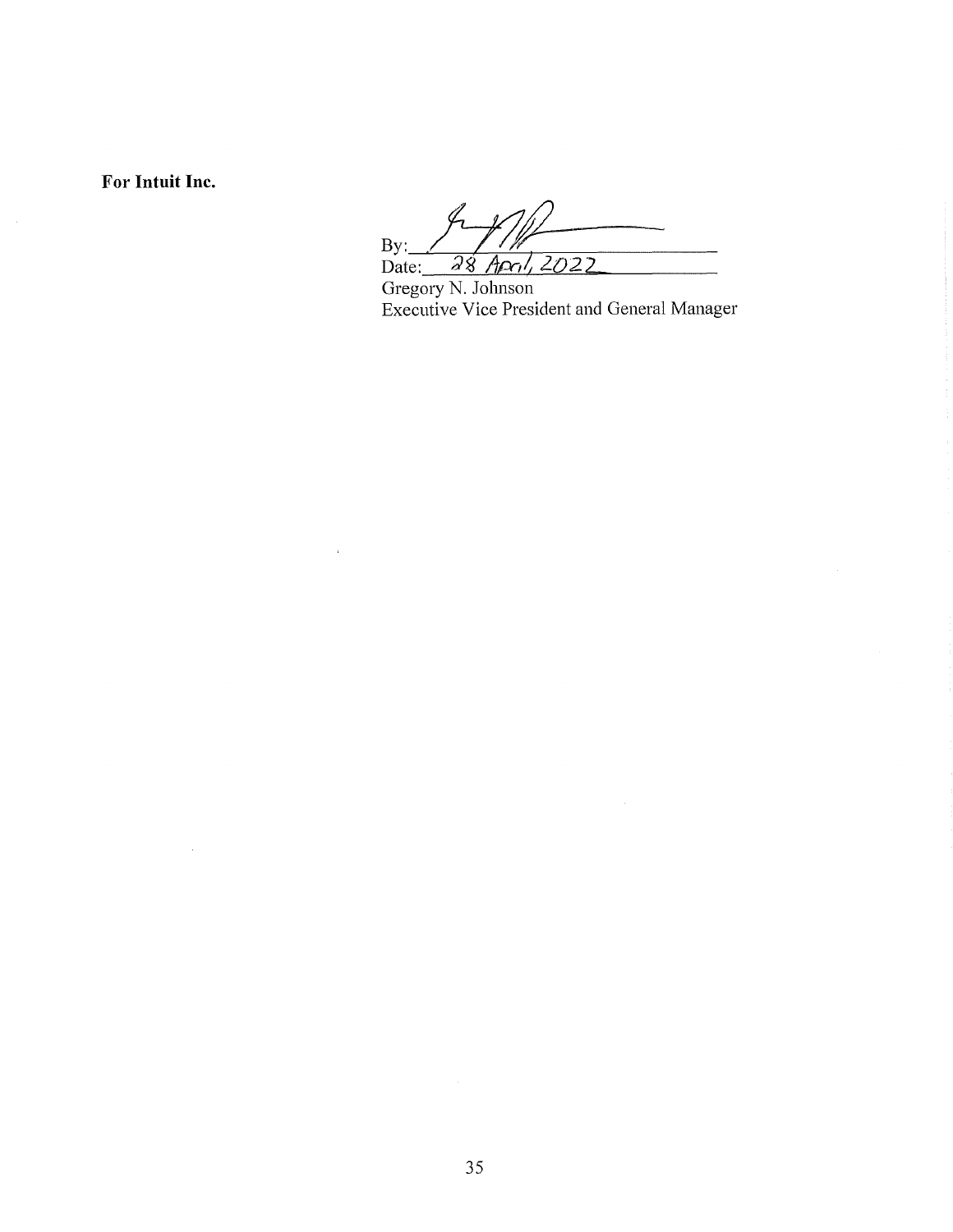**For Intuit Inc.**

By: ______________________

Date: 28 April, 2022

Gregory N. Johnson
Executive Vice President and General Manager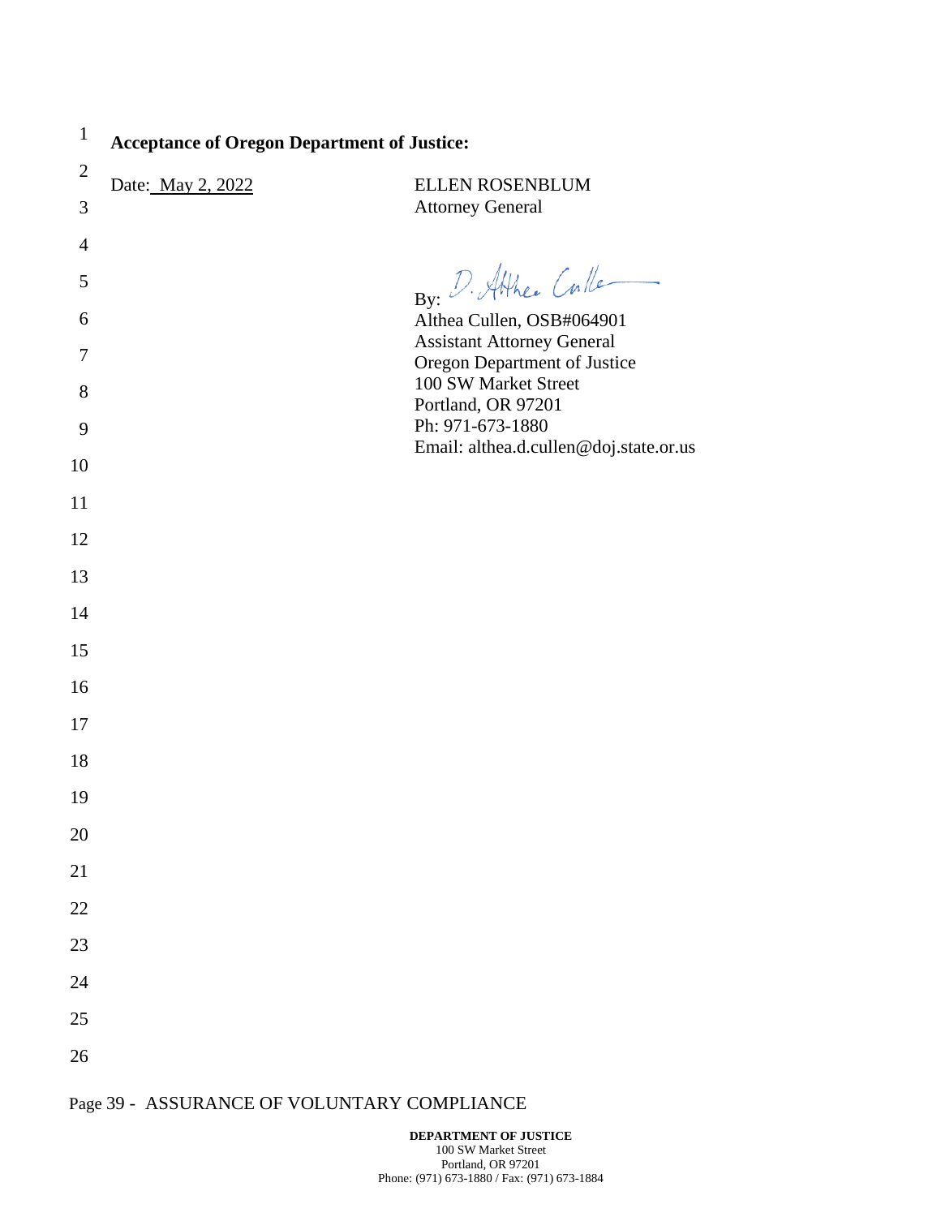**Acceptance of Oregon Department of Justice:**

Date: May 2, 2022

ELLEN ROSENBLUM
Attorney General

By: D. Althea Cullen

Althea Cullen, OSB#064901
Assistant Attorney General
Oregon Department of Justice
100 SW Market Street
Portland, OR 97201
Ph: 971-673-1880
Email: althea.d.cullen@doj.state.or.us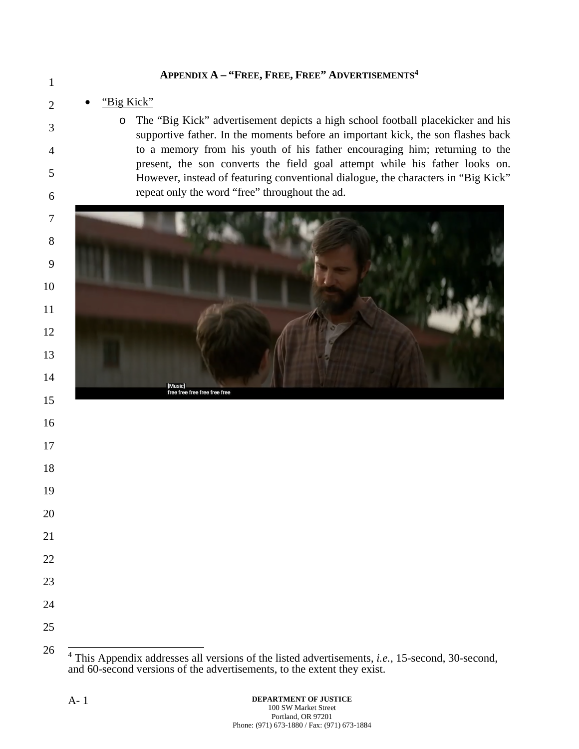## APPENDIX A – "FREE, FREE, FREE" ADVERTISEMENTS[4]

- "Big Kick"
  - The "Big Kick" advertisement depicts a high school football placekicker and his supportive father. In the moments before an important kick, the son flashes back to a memory from his youth of his father encouraging him; returning to the present, the son converts the field goal attempt while his father looks on. However, instead of featuring conventional dialogue, the characters in "Big Kick" repeat only the word "free" throughout the ad.

[4] This Appendix addresses all versions of the listed advertisements, *i.e.*, 15-second, 30-second, and 60-second versions of the advertisements, to the extent they exist.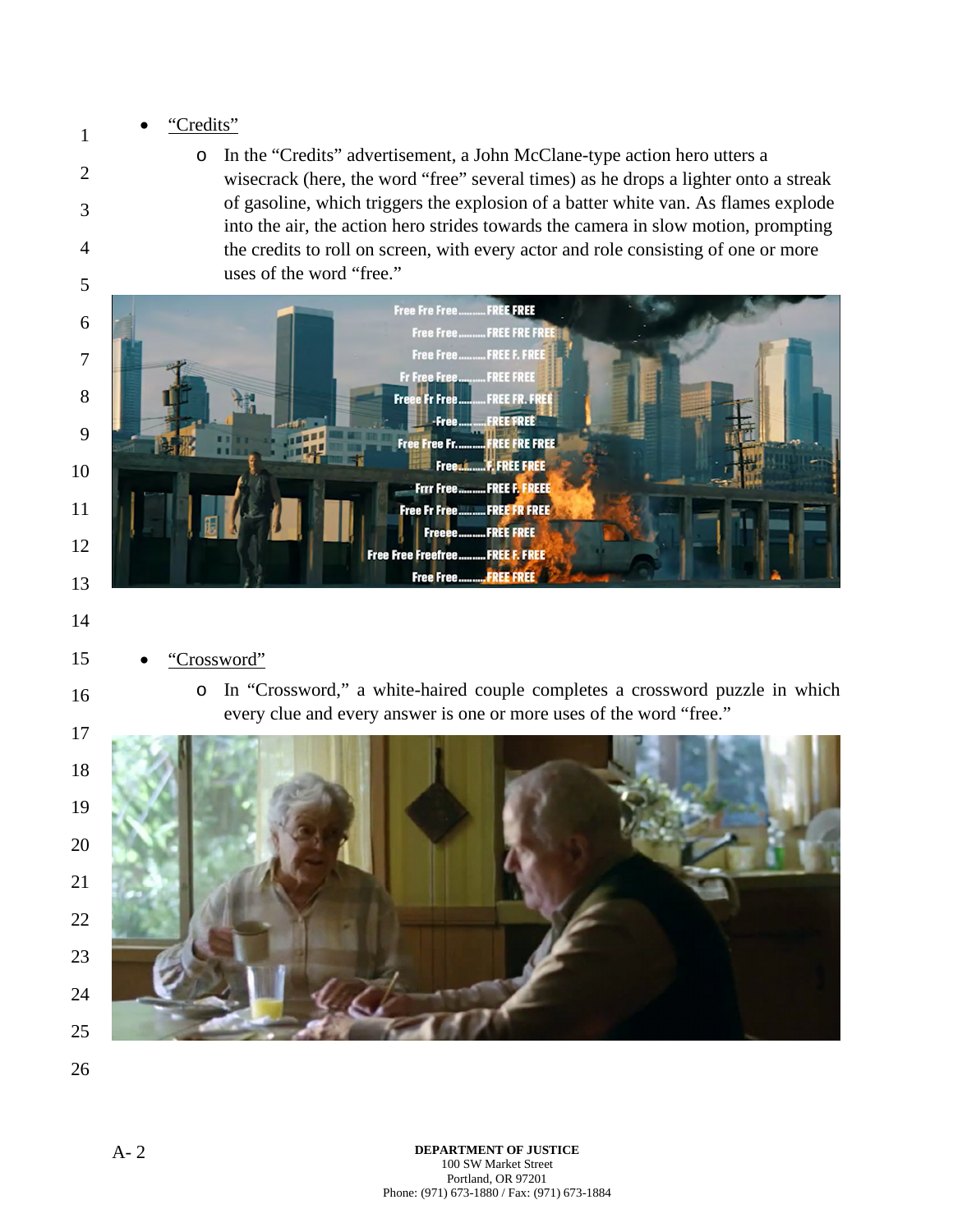- "Credits"
  - In the "Credits" advertisement, a John McClane-type action hero utters a wisecrack (here, the word "free" several times) as he drops a lighter onto a streak of gasoline, which triggers the explosion of a batter white van. As flames explode into the air, the action hero strides towards the camera in slow motion, prompting the credits to roll on screen, with every actor and role consisting of one or more uses of the word "free."

- "Crossword"
  - In "Crossword," a white-haired couple completes a crossword puzzle in which every clue and every answer is one or more uses of the word "free."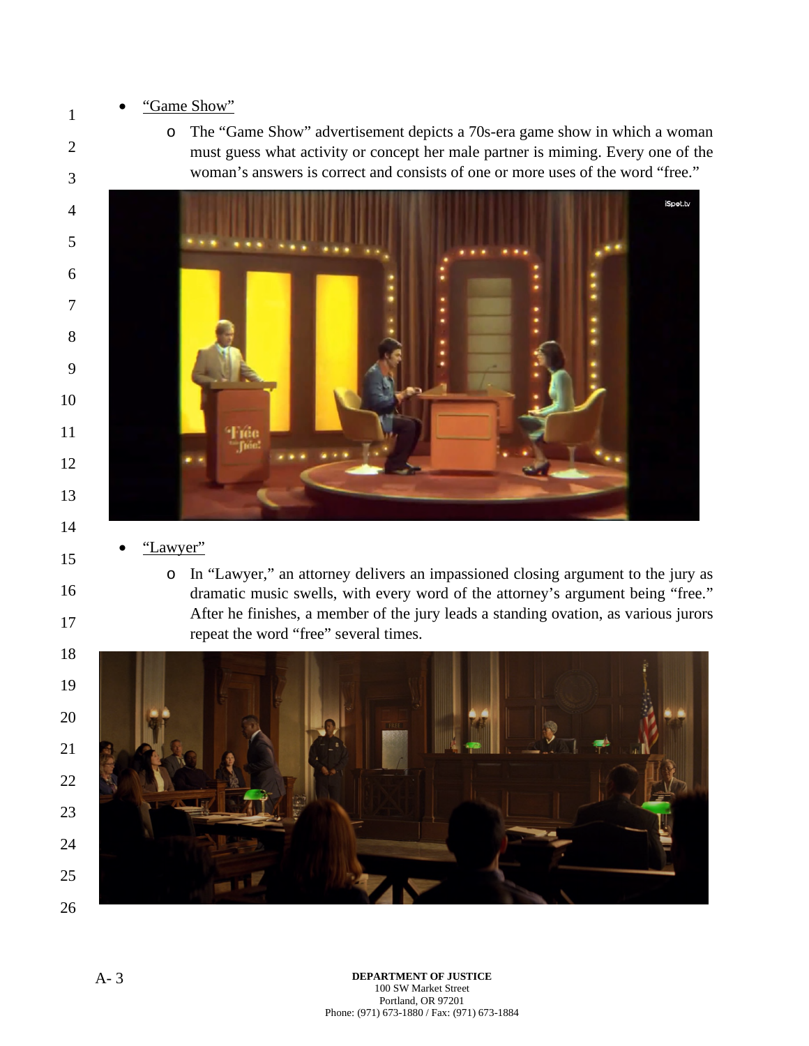- <u>"Game Show"</u>
  - The "Game Show" advertisement depicts a 70s-era game show in which a woman must guess what activity or concept her male partner is miming. Every one of the woman's answers is correct and consists of one or more uses of the word "free."

- <u>"Lawyer"</u>
  - In "Lawyer," an attorney delivers an impassioned closing argument to the jury as dramatic music swells, with every word of the attorney's argument being "free." After he finishes, a member of the jury leads a standing ovation, as various jurors repeat the word "free" several times.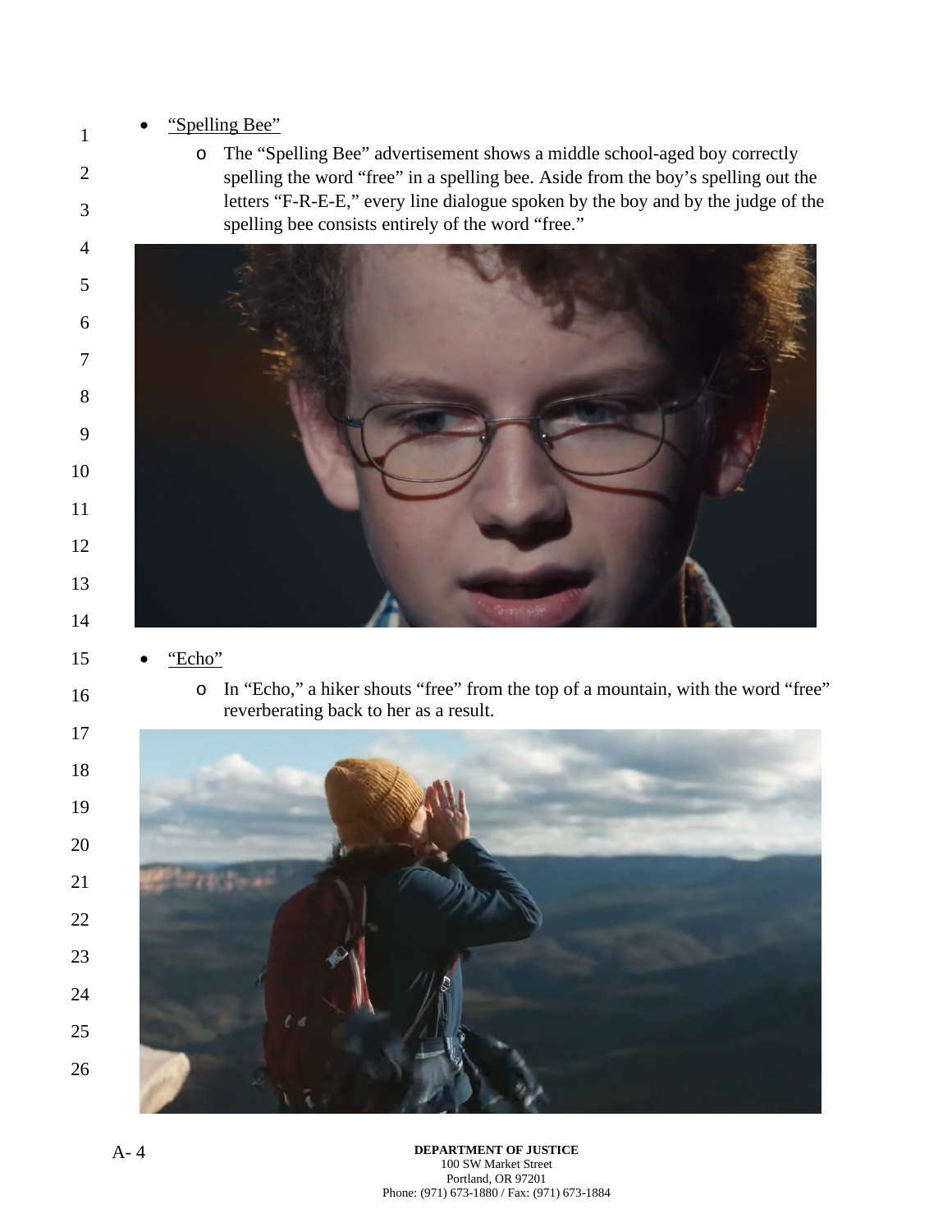- "Spelling Bee"
  - The "Spelling Bee" advertisement shows a middle school-aged boy correctly spelling the word "free" in a spelling bee. Aside from the boy's spelling out the letters "F-R-E-E," every line dialogue spoken by the boy and by the judge of the spelling bee consists entirely of the word "free."

- "Echo"
  - In "Echo," a hiker shouts "free" from the top of a mountain, with the word "free" reverberating back to her as a result.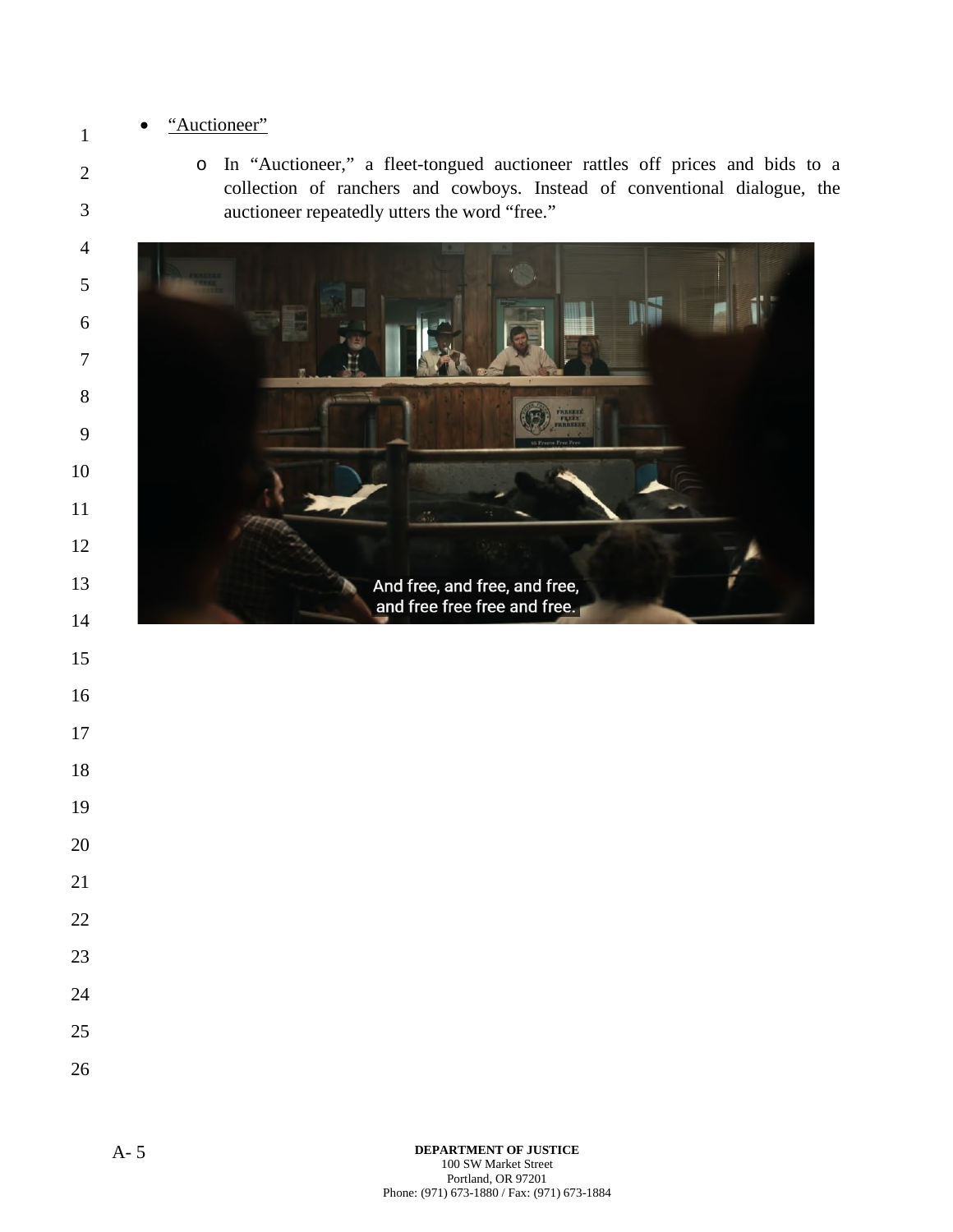- <u>"Auctioneer"</u>
  - In "Auctioneer," a fleet-tongued auctioneer rattles off prices and bids to a collection of ranchers and cowboys. Instead of conventional dialogue, the auctioneer repeatedly utters the word "free."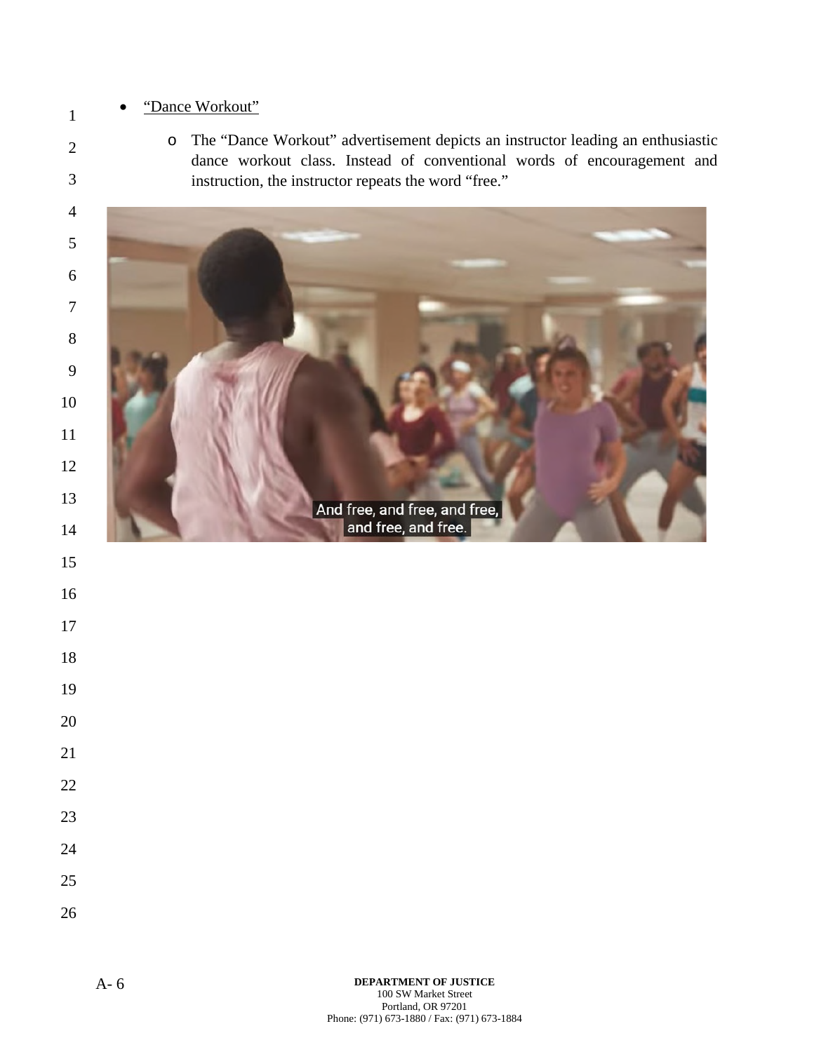- <u>"Dance Workout"</u>
  - The "Dance Workout" advertisement depicts an instructor leading an enthusiastic dance workout class. Instead of conventional words of encouragement and instruction, the instructor repeats the word "free."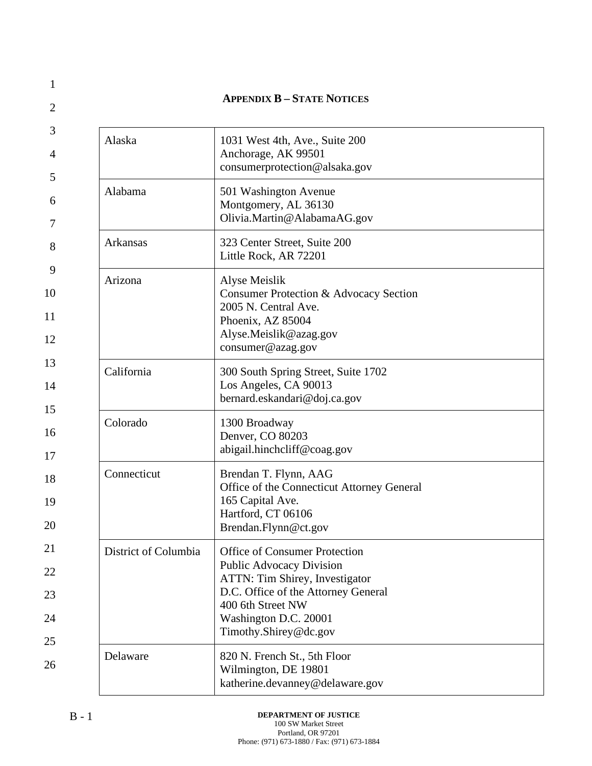## APPENDIX B – STATE NOTICES

| | |
|---|---|
| Alaska | 1031 West 4th, Ave., Suite 200<br>Anchorage, AK 99501<br>consumerprotection@alsaka.gov |
| Alabama | 501 Washington Avenue<br>Montgomery, AL 36130<br>Olivia.Martin@AlabamaAG.gov |
| Arkansas | 323 Center Street, Suite 200<br>Little Rock, AR 72201 |
| Arizona | Alyse Meislik<br>Consumer Protection & Advocacy Section<br>2005 N. Central Ave.<br>Phoenix, AZ 85004<br>Alyse.Meislik@azag.gov<br>consumer@azag.gov |
| California | 300 South Spring Street, Suite 1702<br>Los Angeles, CA 90013<br>bernard.eskandari@doj.ca.gov |
| Colorado | 1300 Broadway<br>Denver, CO 80203<br>abigail.hinchcliff@coag.gov |
| Connecticut | Brendan T. Flynn, AAG<br>Office of the Connecticut Attorney General<br>165 Capital Ave.<br>Hartford, CT 06106<br>Brendan.Flynn@ct.gov |
| District of Columbia | Office of Consumer Protection<br>Public Advocacy Division<br>ATTN: Tim Shirey, Investigator<br>D.C. Office of the Attorney General<br>400 6th Street NW<br>Washington D.C. 20001<br>Timothy.Shirey@dc.gov |
| Delaware | 820 N. French St., 5th Floor<br>Wilmington, DE 19801<br>katherine.devanney@delaware.gov |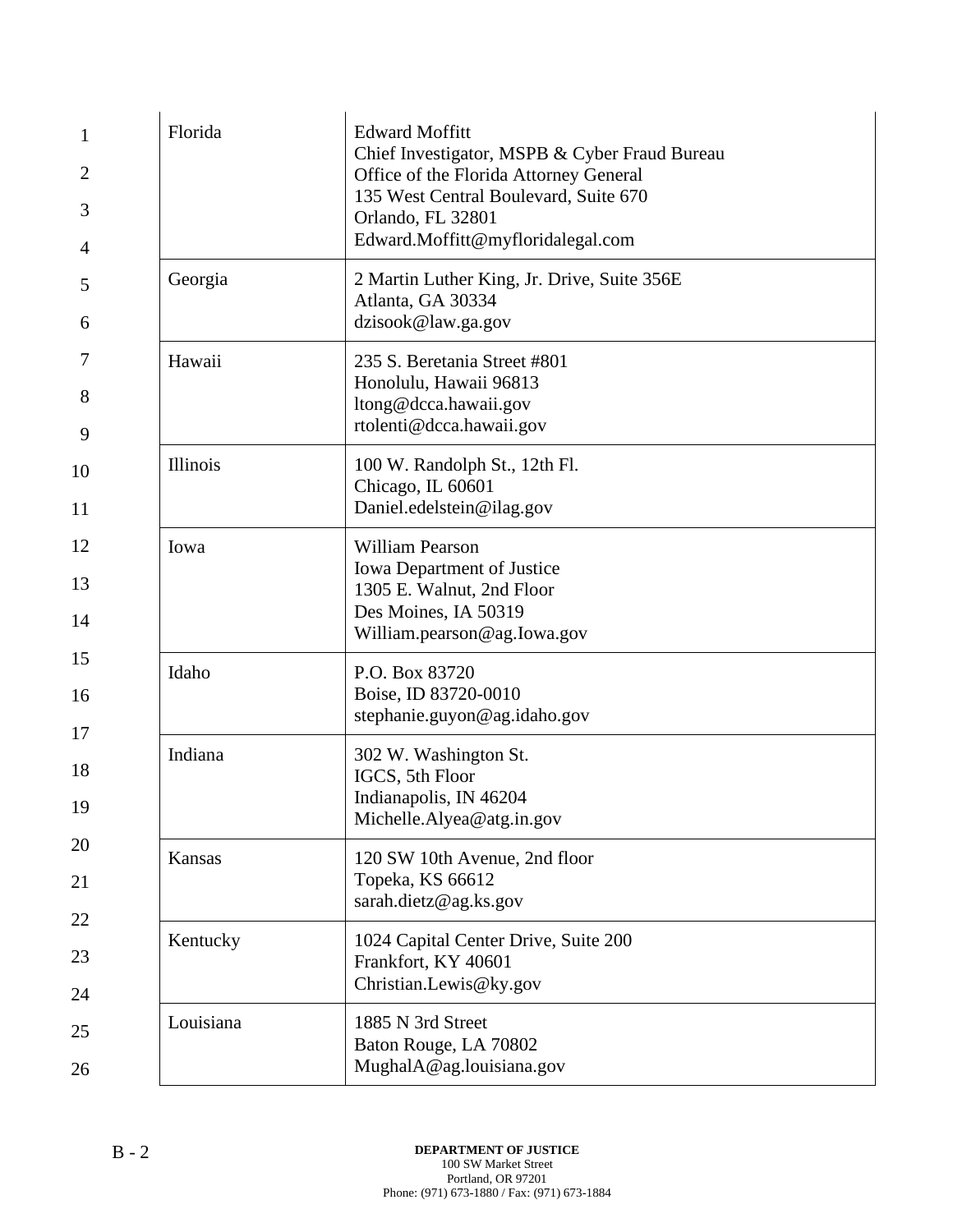| | |
|---|---|
| Florida | Edward Moffitt<br>Chief Investigator, MSPB & Cyber Fraud Bureau<br>Office of the Florida Attorney General<br>135 West Central Boulevard, Suite 670<br>Orlando, FL 32801<br>Edward.Moffitt@myfloridalegal.com |
| Georgia | 2 Martin Luther King, Jr. Drive, Suite 356E<br>Atlanta, GA 30334<br>dzisook@law.ga.gov |
| Hawaii | 235 S. Beretania Street #801<br>Honolulu, Hawaii 96813<br>ltong@dcca.hawaii.gov<br>rtolenti@dcca.hawaii.gov |
| Illinois | 100 W. Randolph St., 12th Fl.<br>Chicago, IL 60601<br>Daniel.edelstein@ilag.gov |
| Iowa | William Pearson<br>Iowa Department of Justice<br>1305 E. Walnut, 2nd Floor<br>Des Moines, IA 50319<br>William.pearson@ag.Iowa.gov |
| Idaho | P.O. Box 83720<br>Boise, ID 83720-0010<br>stephanie.guyon@ag.idaho.gov |
| Indiana | 302 W. Washington St.<br>IGCS, 5th Floor<br>Indianapolis, IN 46204<br>Michelle.Alyea@atg.in.gov |
| Kansas | 120 SW 10th Avenue, 2nd floor<br>Topeka, KS 66612<br>sarah.dietz@ag.ks.gov |
| Kentucky | 1024 Capital Center Drive, Suite 200<br>Frankfort, KY 40601<br>Christian.Lewis@ky.gov |
| Louisiana | 1885 N 3rd Street<br>Baton Rouge, LA 70802<br>MughalA@ag.louisiana.gov |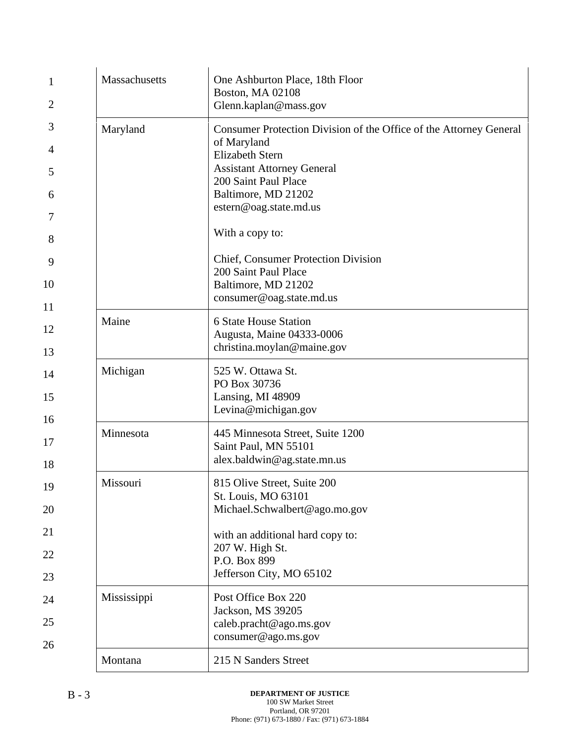| | |
|---|---|
| Massachusetts | One Ashburton Place, 18th Floor<br>Boston, MA 02108<br>Glenn.kaplan@mass.gov |
| Maryland | Consumer Protection Division of the Office of the Attorney General of Maryland<br>Elizabeth Stern<br>Assistant Attorney General<br>200 Saint Paul Place<br>Baltimore, MD 21202<br>estern@oag.state.md.us<br><br>With a copy to:<br><br>Chief, Consumer Protection Division<br>200 Saint Paul Place<br>Baltimore, MD 21202<br>consumer@oag.state.md.us |
| Maine | 6 State House Station<br>Augusta, Maine 04333-0006<br>christina.moylan@maine.gov |
| Michigan | 525 W. Ottawa St.<br>PO Box 30736<br>Lansing, MI 48909<br>Levina@michigan.gov |
| Minnesota | 445 Minnesota Street, Suite 1200<br>Saint Paul, MN 55101<br>alex.baldwin@ag.state.mn.us |
| Missouri | 815 Olive Street, Suite 200<br>St. Louis, MO 63101<br>Michael.Schwalbert@ago.mo.gov<br><br>with an additional hard copy to:<br>207 W. High St.<br>P.O. Box 899<br>Jefferson City, MO 65102 |
| Mississippi | Post Office Box 220<br>Jackson, MS 39205<br>caleb.pracht@ago.ms.gov<br>consumer@ago.ms.gov |
| Montana | 215 N Sanders Street |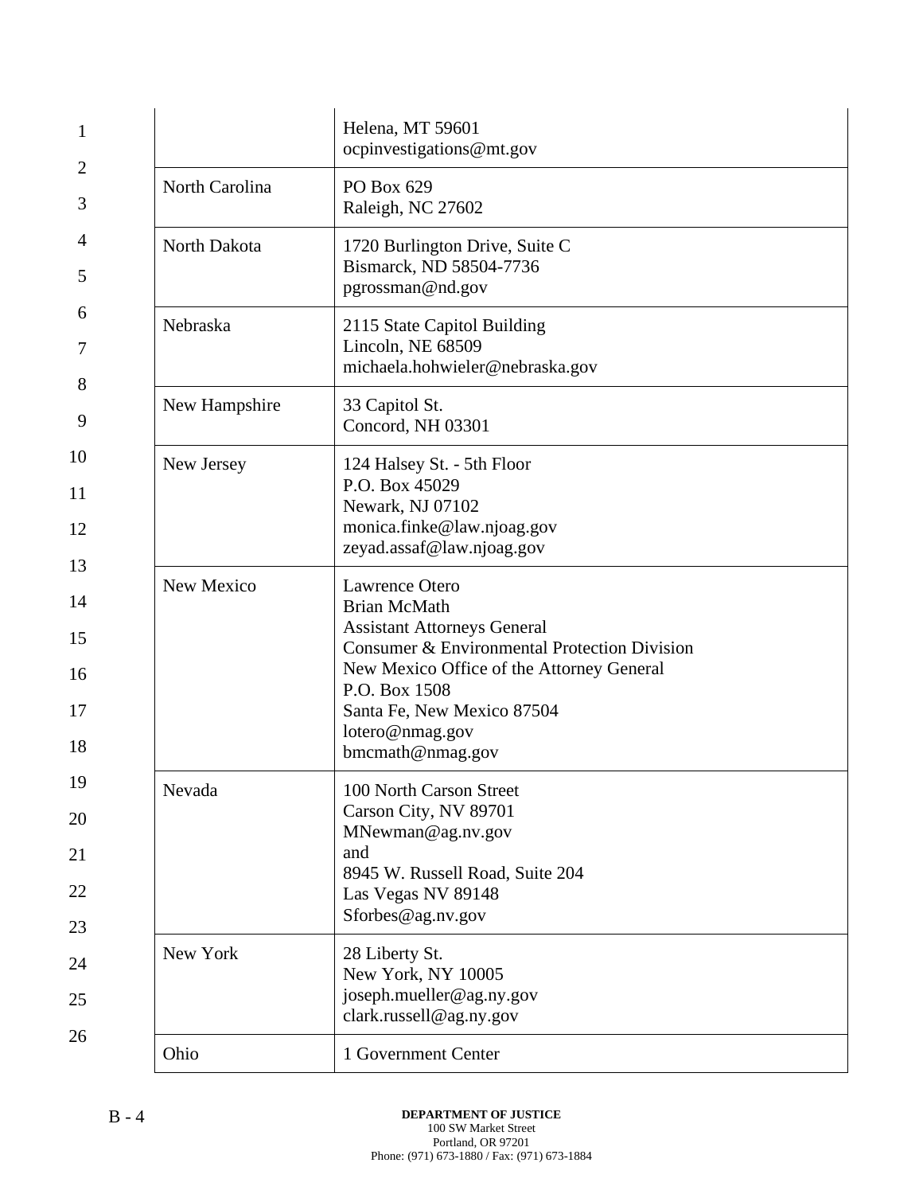| | |
|---|---|
| | Helena, MT 59601<br>ocpinvestigations@mt.gov |
| North Carolina | PO Box 629<br>Raleigh, NC 27602 |
| North Dakota | 1720 Burlington Drive, Suite C<br>Bismarck, ND 58504-7736<br>pgrossman@nd.gov |
| Nebraska | 2115 State Capitol Building<br>Lincoln, NE 68509<br>michaela.hohwieler@nebraska.gov |
| New Hampshire | 33 Capitol St.<br>Concord, NH 03301 |
| New Jersey | 124 Halsey St. - 5th Floor<br>P.O. Box 45029<br>Newark, NJ 07102<br>monica.finke@law.njoag.gov<br>zeyad.assaf@law.njoag.gov |
| New Mexico | Lawrence Otero<br>Brian McMath<br>Assistant Attorneys General<br>Consumer & Environmental Protection Division<br>New Mexico Office of the Attorney General<br>P.O. Box 1508<br>Santa Fe, New Mexico 87504<br>lotero@nmag.gov<br>bmcmath@nmag.gov |
| Nevada | 100 North Carson Street<br>Carson City, NV 89701<br>MNewman@ag.nv.gov<br>and<br>8945 W. Russell Road, Suite 204<br>Las Vegas NV 89148<br>Sforbes@ag.nv.gov |
| New York | 28 Liberty St.<br>New York, NY 10005<br>joseph.mueller@ag.ny.gov<br>clark.russell@ag.ny.gov |
| Ohio | 1 Government Center |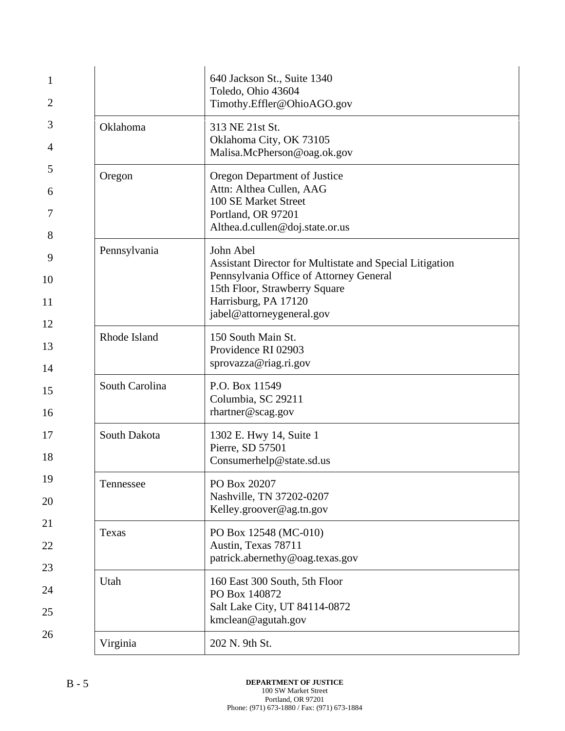| | |
|---|---|
| | 640 Jackson St., Suite 1340<br>Toledo, Ohio 43604<br>Timothy.Effler@OhioAGO.gov |
| Oklahoma | 313 NE 21st St.<br>Oklahoma City, OK 73105<br>Malisa.McPherson@oag.ok.gov |
| Oregon | Oregon Department of Justice<br>Attn: Althea Cullen, AAG<br>100 SE Market Street<br>Portland, OR 97201<br>Althea.d.cullen@doj.state.or.us |
| Pennsylvania | John Abel<br>Assistant Director for Multistate and Special Litigation<br>Pennsylvania Office of Attorney General<br>15th Floor, Strawberry Square<br>Harrisburg, PA 17120<br>jabel@attorneygeneral.gov |
| Rhode Island | 150 South Main St.<br>Providence RI 02903<br>sprovazza@riag.ri.gov |
| South Carolina | P.O. Box 11549<br>Columbia, SC 29211<br>rhartner@scag.gov |
| South Dakota | 1302 E. Hwy 14, Suite 1<br>Pierre, SD 57501<br>Consumerhelp@state.sd.us |
| Tennessee | PO Box 20207<br>Nashville, TN 37202-0207<br>Kelley.groover@ag.tn.gov |
| Texas | PO Box 12548 (MC-010)<br>Austin, Texas 78711<br>patrick.abernethy@oag.texas.gov |
| Utah | 160 East 300 South, 5th Floor<br>PO Box 140872<br>Salt Lake City, UT 84114-0872<br>kmclean@agutah.gov |
| Virginia | 202 N. 9th St. |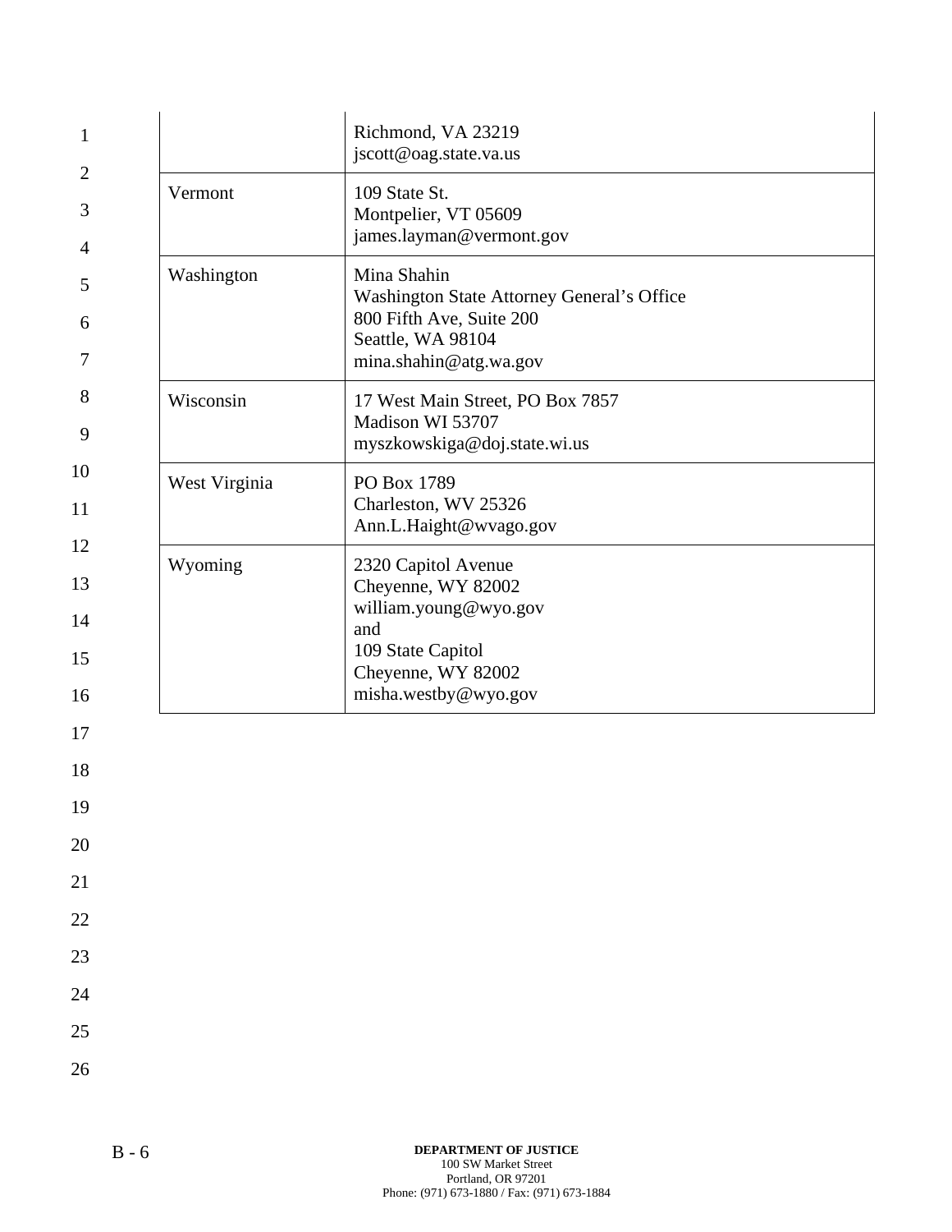| | |
|---|---|
| | Richmond, VA 23219<br>jscott@oag.state.va.us |
| Vermont | 109 State St.<br>Montpelier, VT 05609<br>james.layman@vermont.gov |
| Washington | Mina Shahin<br>Washington State Attorney General's Office<br>800 Fifth Ave, Suite 200<br>Seattle, WA 98104<br>mina.shahin@atg.wa.gov |
| Wisconsin | 17 West Main Street, PO Box 7857<br>Madison WI 53707<br>myszkowskiga@doj.state.wi.us |
| West Virginia | PO Box 1789<br>Charleston, WV 25326<br>Ann.L.Haight@wvago.gov |
| Wyoming | 2320 Capitol Avenue<br>Cheyenne, WY 82002<br>william.young@wyo.gov<br>and<br>109 State Capitol<br>Cheyenne, WY 82002<br>misha.westby@wyo.gov |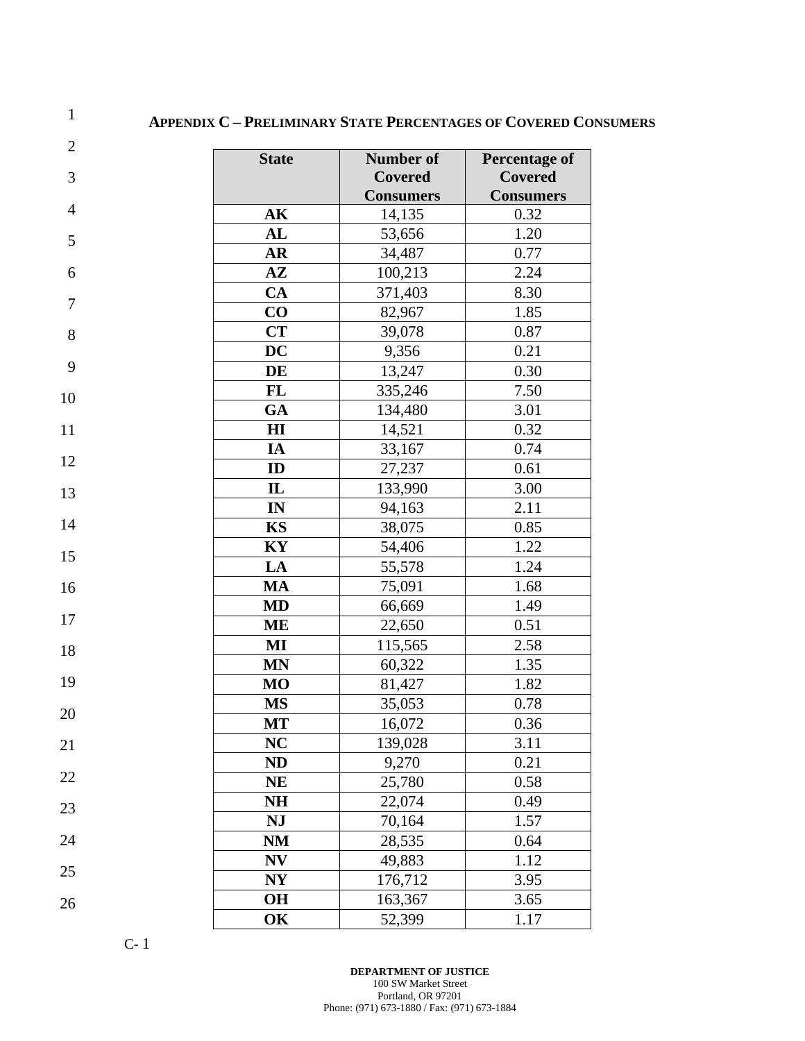## Appendix C – Preliminary State Percentages of Covered Consumers

| State | Number of Covered Consumers | Percentage of Covered Consumers |
|---|---|---|
| **AK** | 14,135 | 0.32 |
| **AL** | 53,656 | 1.20 |
| **AR** | 34,487 | 0.77 |
| **AZ** | 100,213 | 2.24 |
| **CA** | 371,403 | 8.30 |
| **CO** | 82,967 | 1.85 |
| **CT** | 39,078 | 0.87 |
| **DC** | 9,356 | 0.21 |
| **DE** | 13,247 | 0.30 |
| **FL** | 335,246 | 7.50 |
| **GA** | 134,480 | 3.01 |
| **HI** | 14,521 | 0.32 |
| **IA** | 33,167 | 0.74 |
| **ID** | 27,237 | 0.61 |
| **IL** | 133,990 | 3.00 |
| **IN** | 94,163 | 2.11 |
| **KS** | 38,075 | 0.85 |
| **KY** | 54,406 | 1.22 |
| **LA** | 55,578 | 1.24 |
| **MA** | 75,091 | 1.68 |
| **MD** | 66,669 | 1.49 |
| **ME** | 22,650 | 0.51 |
| **MI** | 115,565 | 2.58 |
| **MN** | 60,322 | 1.35 |
| **MO** | 81,427 | 1.82 |
| **MS** | 35,053 | 0.78 |
| **MT** | 16,072 | 0.36 |
| **NC** | 139,028 | 3.11 |
| **ND** | 9,270 | 0.21 |
| **NE** | 25,780 | 0.58 |
| **NH** | 22,074 | 0.49 |
| **NJ** | 70,164 | 1.57 |
| **NM** | 28,535 | 0.64 |
| **NV** | 49,883 | 1.12 |
| **NY** | 176,712 | 3.95 |
| **OH** | 163,367 | 3.65 |
| **OK** | 52,399 | 1.17 |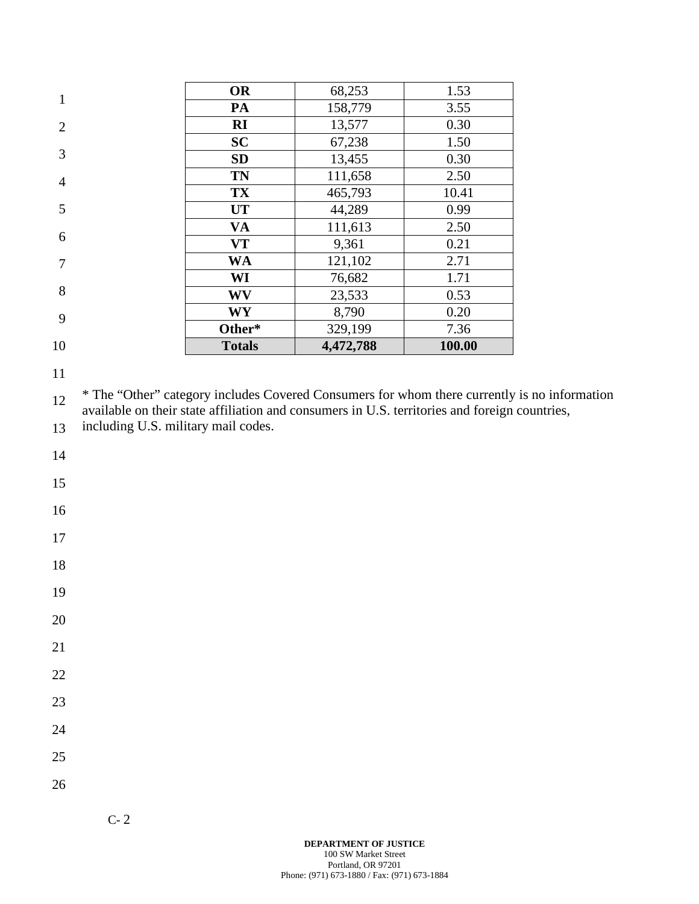| | | |
|---|---|---|
| **OR** | 68,253 | 1.53 |
| **PA** | 158,779 | 3.55 |
| **RI** | 13,577 | 0.30 |
| **SC** | 67,238 | 1.50 |
| **SD** | 13,455 | 0.30 |
| **TN** | 111,658 | 2.50 |
| **TX** | 465,793 | 10.41 |
| **UT** | 44,289 | 0.99 |
| **VA** | 111,613 | 2.50 |
| **VT** | 9,361 | 0.21 |
| **WA** | 121,102 | 2.71 |
| **WI** | 76,682 | 1.71 |
| **WV** | 23,533 | 0.53 |
| **WY** | 8,790 | 0.20 |
| **Other*** | 329,199 | 7.36 |
| **Totals** | **4,472,788** | **100.00** |

* The "Other" category includes Covered Consumers for whom there currently is no information available on their state affiliation and consumers in U.S. territories and foreign countries, including U.S. military mail codes.

C- 2

**DEPARTMENT OF JUSTICE**
100 SW Market Street
Portland, OR 97201
Phone: (971) 673-1880 / Fax: (971) 673-1884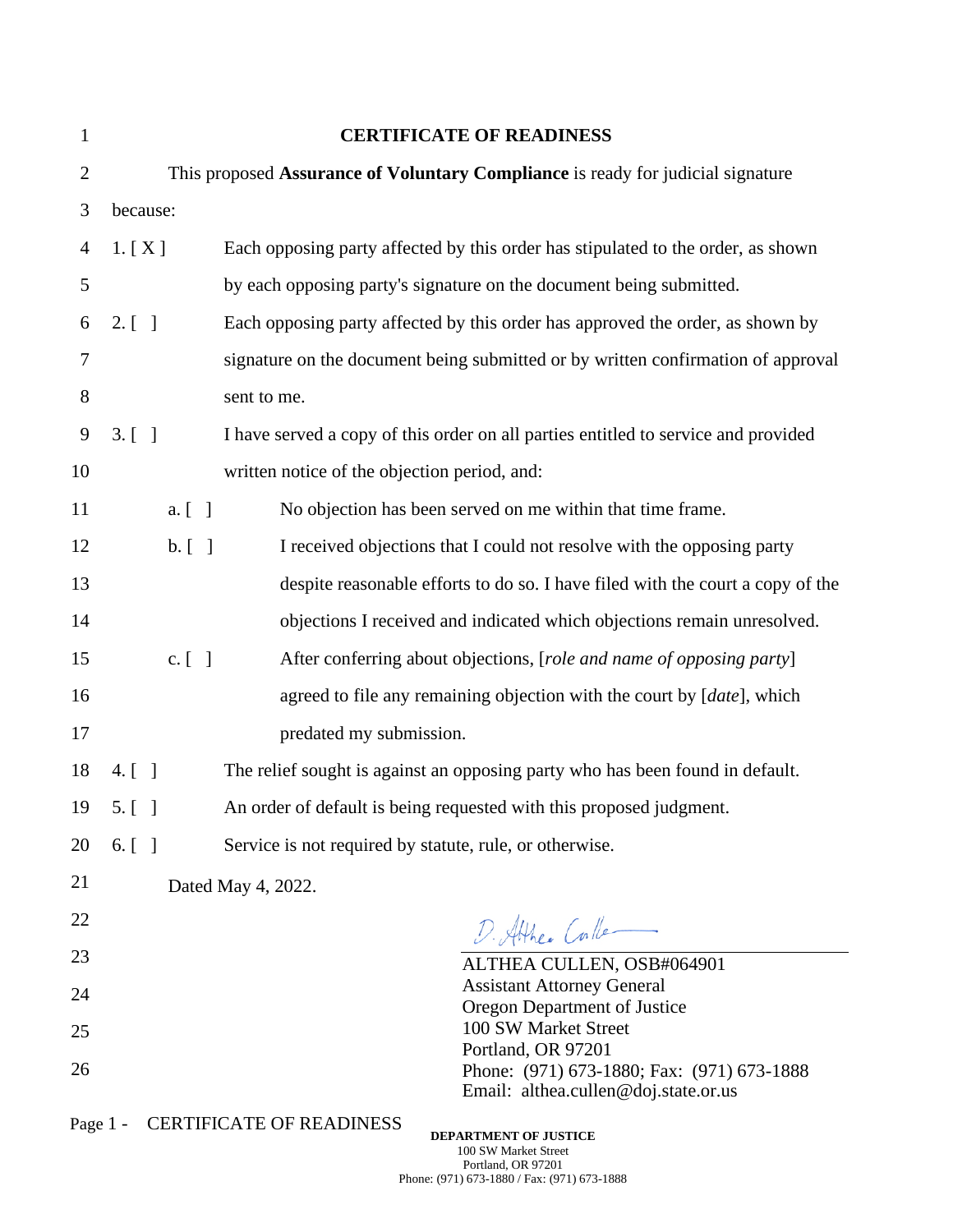# CERTIFICATE OF READINESS

This proposed **Assurance of Voluntary Compliance** is ready for judicial signature because:

1. [ X ] Each opposing party affected by this order has stipulated to the order, as shown by each opposing party's signature on the document being submitted.

2. [ ] Each opposing party affected by this order has approved the order, as shown by signature on the document being submitted or by written confirmation of approval sent to me.

3. [ ] I have served a copy of this order on all parties entitled to service and provided written notice of the objection period, and:

   a. [ ] No objection has been served on me within that time frame.

   b. [ ] I received objections that I could not resolve with the opposing party despite reasonable efforts to do so. I have filed with the court a copy of the objections I received and indicated which objections remain unresolved.

   c. [ ] After conferring about objections, [*role and name of opposing party*] agreed to file any remaining objection with the court by [*date*], which predated my submission.

4. [ ] The relief sought is against an opposing party who has been found in default.

5. [ ] An order of default is being requested with this proposed judgment.

6. [ ] Service is not required by statute, rule, or otherwise.

Dated May 4, 2022.

D. Althea Cullen

ALTHEA CULLEN, OSB#064901
Assistant Attorney General
Oregon Department of Justice
100 SW Market Street
Portland, OR 97201
Phone: (971) 673-1880; Fax: (971) 673-1888
Email: althea.cullen@doj.state.or.us